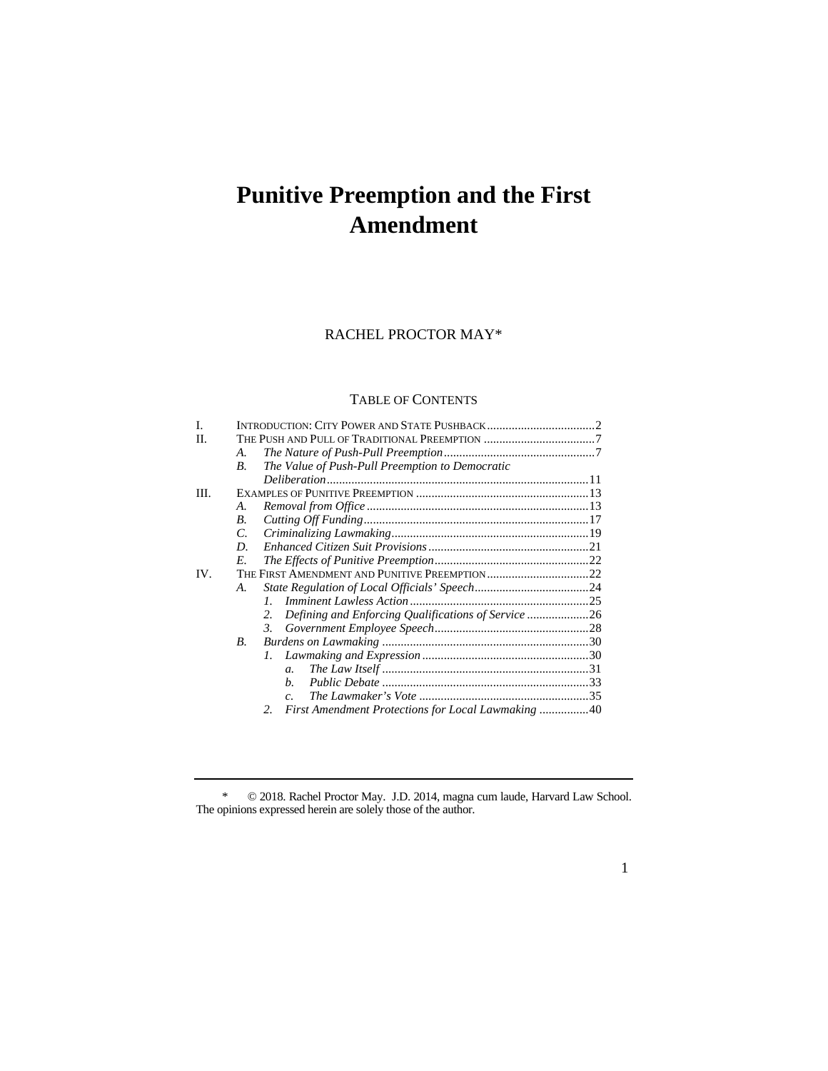# Punitive Preemption and the First Amendment

RACHEL PROCTOR MAY*

TABLE OF CONTENTS

I. INTRODUCTION: CITY POWER AND STATE PUSHBACK ........ 2
II. THE PUSH AND PULL OF TRADITIONAL PREEMPTION ........ 7
  A. *The Nature of Push-Pull Preemption* ........ 7
  B. *The Value of Push-Pull Preemption to Democratic Deliberation* ........ 11
III. EXAMPLES OF PUNITIVE PREEMPTION ........ 13
  A. *Removal from Office* ........ 13
  B. *Cutting Off Funding* ........ 17
  C. *Criminalizing Lawmaking* ........ 19
  D. *Enhanced Citizen Suit Provisions* ........ 21
  E. *The Effects of Punitive Preemption* ........ 22
IV. THE FIRST AMENDMENT AND PUNITIVE PREEMPTION ........ 22
  A. *State Regulation of Local Officials' Speech* ........ 24
    1. *Imminent Lawless Action* ........ 25
    2. *Defining and Enforcing Qualifications of Service* ........ 26
    3. *Government Employee Speech* ........ 28
  B. *Burdens on Lawmaking* ........ 30
    1. *Lawmaking and Expression* ........ 30
      a. *The Law Itself* ........ 31
      b. *Public Debate* ........ 33
      c. *The Lawmaker's Vote* ........ 35
    2. *First Amendment Protections for Local Lawmaking* ........ 40

---

\* © 2018. Rachel Proctor May. J.D. 2014, magna cum laude, Harvard Law School. The opinions expressed herein are solely those of the author.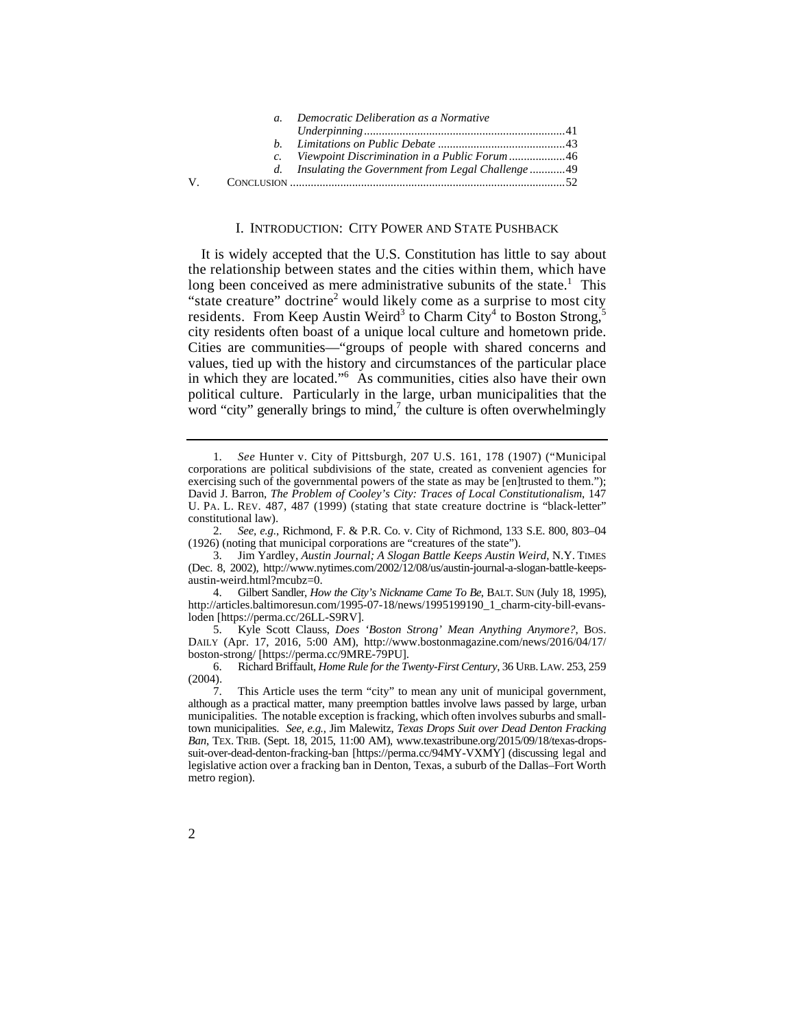a. *Democratic Deliberation as a Normative Underpinning* .................................................................. 41
b. *Limitations on Public Debate* .......................................... 43
c. *Viewpoint Discrimination in a Public Forum* .................. 46
d. *Insulating the Government from Legal Challenge* ........... 49

V. CONCLUSION ........................................................................................... 52

## I. INTRODUCTION: CITY POWER AND STATE PUSHBACK

It is widely accepted that the U.S. Constitution has little to say about the relationship between states and the cities within them, which have long been conceived as mere administrative subunits of the state.[1] This "state creature" doctrine[2] would likely come as a surprise to most city residents. From Keep Austin Weird[3] to Charm City[4] to Boston Strong,[5] city residents often boast of a unique local culture and hometown pride. Cities are communities—"groups of people with shared concerns and values, tied up with the history and circumstances of the particular place in which they are located."[6] As communities, cities also have their own political culture. Particularly in the large, urban municipalities that the word "city" generally brings to mind,[7] the culture is often overwhelmingly

---

1. *See* Hunter v. City of Pittsburgh, 207 U.S. 161, 178 (1907) ("Municipal corporations are political subdivisions of the state, created as convenient agencies for exercising such of the governmental powers of the state as may be [en]trusted to them."); David J. Barron, *The Problem of Cooley's City: Traces of Local Constitutionalism*, 147 U. PA. L. REV. 487, 487 (1999) (stating that state creature doctrine is "black-letter" constitutional law).

2. *See, e.g.*, Richmond, F. & P.R. Co. v. City of Richmond, 133 S.E. 800, 803–04 (1926) (noting that municipal corporations are "creatures of the state").

3. Jim Yardley, *Austin Journal; A Slogan Battle Keeps Austin Weird*, N.Y. TIMES (Dec. 8, 2002), http://www.nytimes.com/2002/12/08/us/austin-journal-a-slogan-battle-keeps-austin-weird.html?mcubz=0.

4. Gilbert Sandler, *How the City's Nickname Came To Be*, BALT. SUN (July 18, 1995), http://articles.baltimoresun.com/1995-07-18/news/1995199190_1_charm-city-bill-evans-loden [https://perma.cc/26LL-S9RV].

5. Kyle Scott Clauss, *Does 'Boston Strong' Mean Anything Anymore?*, BOS. DAILY (Apr. 17, 2016, 5:00 AM), http://www.bostonmagazine.com/news/2016/04/17/boston-strong/ [https://perma.cc/9MRE-79PU].

6. Richard Briffault, *Home Rule for the Twenty-First Century*, 36 URB. LAW. 253, 259 (2004).

7. This Article uses the term "city" to mean any unit of municipal government, although as a practical matter, many preemption battles involve laws passed by large, urban municipalities. The notable exception is fracking, which often involves suburbs and small-town municipalities. *See, e.g.*, Jim Malewitz, *Texas Drops Suit over Dead Denton Fracking Ban*, TEX. TRIB. (Sept. 18, 2015, 11:00 AM), www.texastribune.org/2015/09/18/texas-drops-suit-over-dead-denton-fracking-ban [https://perma.cc/94MY-VXMY] (discussing legal and legislative action over a fracking ban in Denton, Texas, a suburb of the Dallas–Fort Worth metro region).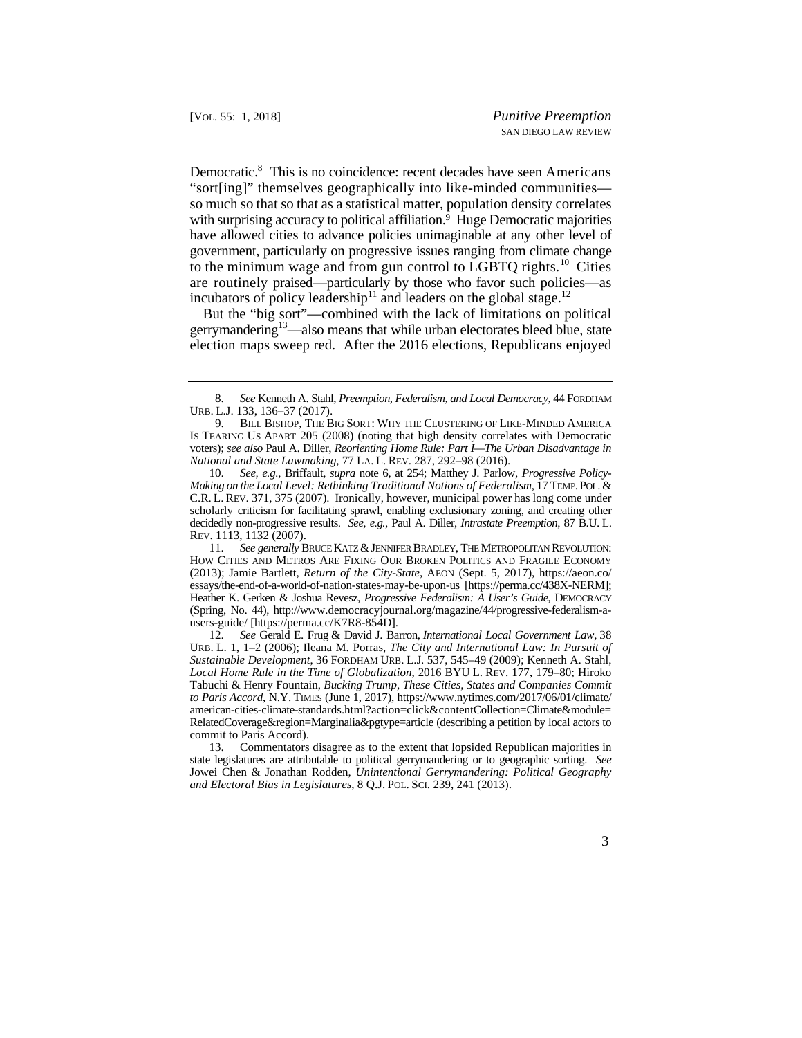Democratic.[8] This is no coincidence: recent decades have seen Americans "sort[ing]" themselves geographically into like-minded communities—so much so that so that as a statistical matter, population density correlates with surprising accuracy to political affiliation.[9] Huge Democratic majorities have allowed cities to advance policies unimaginable at any other level of government, particularly on progressive issues ranging from climate change to the minimum wage and from gun control to LGBTQ rights.[10] Cities are routinely praised—particularly by those who favor such policies—as incubators of policy leadership[11] and leaders on the global stage.[12]

But the "big sort"—combined with the lack of limitations on political gerrymandering[13]—also means that while urban electorates bleed blue, state election maps sweep red. After the 2016 elections, Republicans enjoyed

---

8. *See* Kenneth A. Stahl, *Preemption, Federalism, and Local Democracy*, 44 FORDHAM URB. L.J. 133, 136–37 (2017).

9. BILL BISHOP, THE BIG SORT: WHY THE CLUSTERING OF LIKE-MINDED AMERICA IS TEARING US APART 205 (2008) (noting that high density correlates with Democratic voters); *see also* Paul A. Diller, *Reorienting Home Rule: Part I—The Urban Disadvantage in National and State Lawmaking*, 77 LA. L. REV. 287, 292–98 (2016).

10. *See, e.g.*, Briffault, *supra* note 6, at 254; Matthey J. Parlow, *Progressive Policy-Making on the Local Level: Rethinking Traditional Notions of Federalism*, 17 TEMP. POL. & C.R. L. REV. 371, 375 (2007). Ironically, however, municipal power has long come under scholarly criticism for facilitating sprawl, enabling exclusionary zoning, and creating other decidedly non-progressive results. *See, e.g.*, Paul A. Diller, *Intrastate Preemption*, 87 B.U. L. REV. 1113, 1132 (2007).

11. *See generally* BRUCE KATZ & JENNIFER BRADLEY, THE METROPOLITAN REVOLUTION: HOW CITIES AND METROS ARE FIXING OUR BROKEN POLITICS AND FRAGILE ECONOMY (2013); Jamie Bartlett, *Return of the City-State*, AEON (Sept. 5, 2017), https://aeon.co/essays/the-end-of-a-world-of-nation-states-may-be-upon-us [https://perma.cc/438X-NERM]; Heather K. Gerken & Joshua Revesz, *Progressive Federalism: A User's Guide*, DEMOCRACY (Spring, No. 44), http://www.democracyjournal.org/magazine/44/progressive-federalism-a-users-guide/ [https://perma.cc/K7R8-854D].

12. *See* Gerald E. Frug & David J. Barron, *International Local Government Law*, 38 URB. L. 1, 1–2 (2006); Ileana M. Porras, *The City and International Law: In Pursuit of Sustainable Development*, 36 FORDHAM URB. L.J. 537, 545–49 (2009); Kenneth A. Stahl, *Local Home Rule in the Time of Globalization*, 2016 BYU L. REV. 177, 179–80; Hiroko Tabuchi & Henry Fountain, *Bucking Trump, These Cities, States and Companies Commit to Paris Accord*, N.Y. TIMES (June 1, 2017), https://www.nytimes.com/2017/06/01/climate/american-cities-climate-standards.html?action=click&contentCollection=Climate&module=RelatedCoverage&region=Marginalia&pgtype=article (describing a petition by local actors to commit to Paris Accord).

13. Commentators disagree as to the extent that lopsided Republican majorities in state legislatures are attributable to political gerrymandering or to geographic sorting. *See* Jowei Chen & Jonathan Rodden, *Unintentional Gerrymandering: Political Geography and Electoral Bias in Legislatures*, 8 Q.J. POL. SCI. 239, 241 (2013).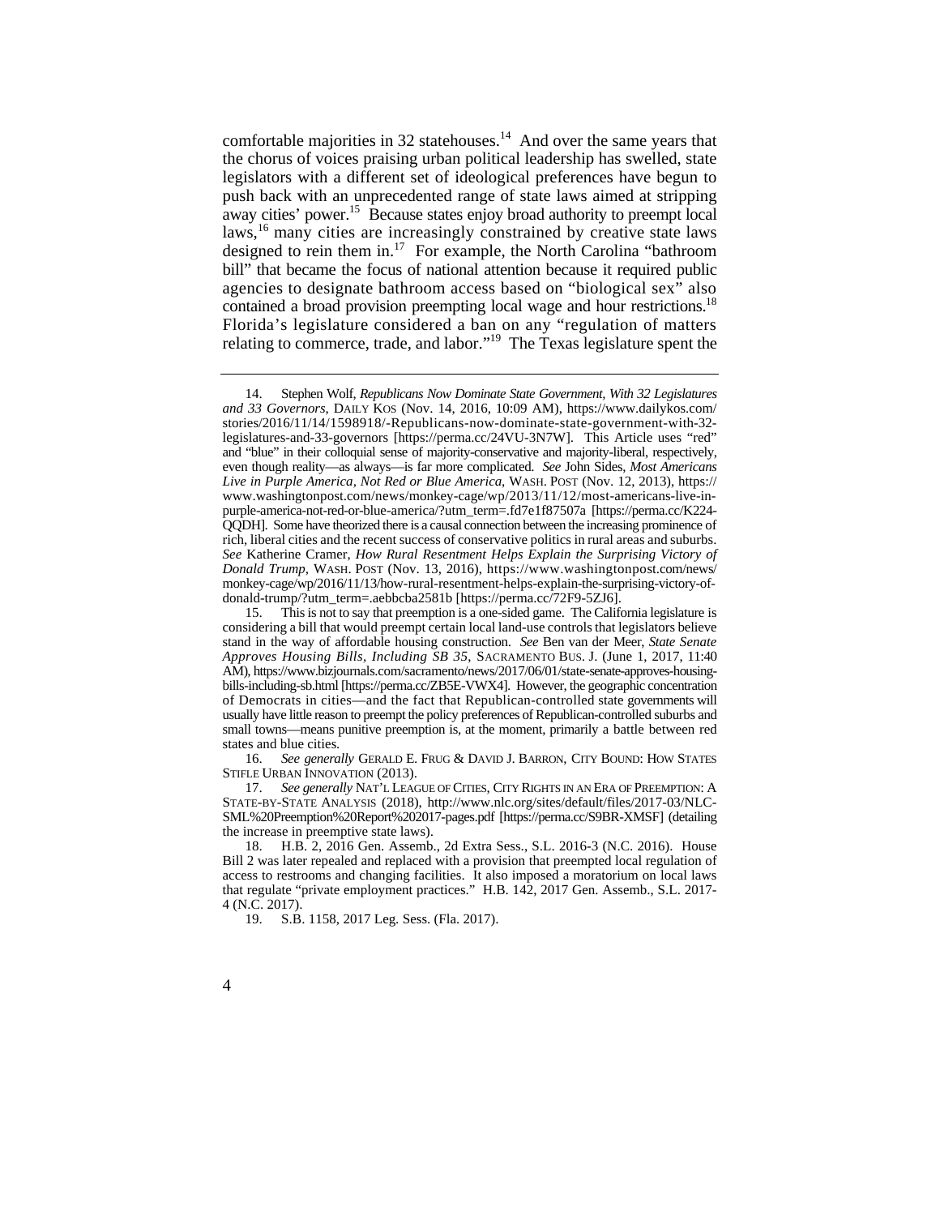comfortable majorities in 32 statehouses.[14] And over the same years that the chorus of voices praising urban political leadership has swelled, state legislators with a different set of ideological preferences have begun to push back with an unprecedented range of state laws aimed at stripping away cities' power.[15] Because states enjoy broad authority to preempt local laws,[16] many cities are increasingly constrained by creative state laws designed to rein them in.[17] For example, the North Carolina "bathroom bill" that became the focus of national attention because it required public agencies to designate bathroom access based on "biological sex" also contained a broad provision preempting local wage and hour restrictions.[18] Florida's legislature considered a ban on any "regulation of matters relating to commerce, trade, and labor."[19] The Texas legislature spent the

---

14. Stephen Wolf, *Republicans Now Dominate State Government, With 32 Legislatures and 33 Governors*, DAILY KOS (Nov. 14, 2016, 10:09 AM), https://www.dailykos.com/stories/2016/11/14/1598918/-Republicans-now-dominate-state-government-with-32-legislatures-and-33-governors [https://perma.cc/24VU-3N7W]. This Article uses "red" and "blue" in their colloquial sense of majority-conservative and majority-liberal, respectively, even though reality—as always—is far more complicated. *See* John Sides, *Most Americans Live in Purple America, Not Red or Blue America*, WASH. POST (Nov. 12, 2013), https://www.washingtonpost.com/news/monkey-cage/wp/2013/11/12/most-americans-live-in-purple-america-not-red-or-blue-america/?utm_term=.fd7e1f87507a [https://perma.cc/K224-QQDH]. Some have theorized there is a causal connection between the increasing prominence of rich, liberal cities and the recent success of conservative politics in rural areas and suburbs. *See* Katherine Cramer, *How Rural Resentment Helps Explain the Surprising Victory of Donald Trump*, WASH. POST (Nov. 13, 2016), https://www.washingtonpost.com/news/monkey-cage/wp/2016/11/13/how-rural-resentment-helps-explain-the-surprising-victory-of-donald-trump/?utm_term=.aebbcba2581b [https://perma.cc/72F9-5ZJ6].

15. This is not to say that preemption is a one-sided game. The California legislature is considering a bill that would preempt certain local land-use controls that legislators believe stand in the way of affordable housing construction. *See* Ben van der Meer, *State Senate Approves Housing Bills, Including SB 35*, SACRAMENTO BUS. J. (June 1, 2017, 11:40 AM), https://www.bizjournals.com/sacramento/news/2017/06/01/state-senate-approves-housing-bills-including-sb.html [https://perma.cc/ZB5E-VWX4]. However, the geographic concentration of Democrats in cities—and the fact that Republican-controlled state governments will usually have little reason to preempt the policy preferences of Republican-controlled suburbs and small towns—means punitive preemption is, at the moment, primarily a battle between red states and blue cities.

16. *See generally* GERALD E. FRUG & DAVID J. BARRON, CITY BOUND: HOW STATES STIFLE URBAN INNOVATION (2013).

17. *See generally* NAT'L LEAGUE OF CITIES, CITY RIGHTS IN AN ERA OF PREEMPTION: A STATE-BY-STATE ANALYSIS (2018), http://www.nlc.org/sites/default/files/2017-03/NLC-SML%20Preemption%20Report%202017-pages.pdf [https://perma.cc/S9BR-XMSF] (detailing the increase in preemptive state laws).

18. H.B. 2, 2016 Gen. Assemb., 2d Extra Sess., S.L. 2016-3 (N.C. 2016). House Bill 2 was later repealed and replaced with a provision that preempted local regulation of access to restrooms and changing facilities. It also imposed a moratorium on local laws that regulate "private employment practices." H.B. 142, 2017 Gen. Assemb., S.L. 2017-4 (N.C. 2017).

19. S.B. 1158, 2017 Leg. Sess. (Fla. 2017).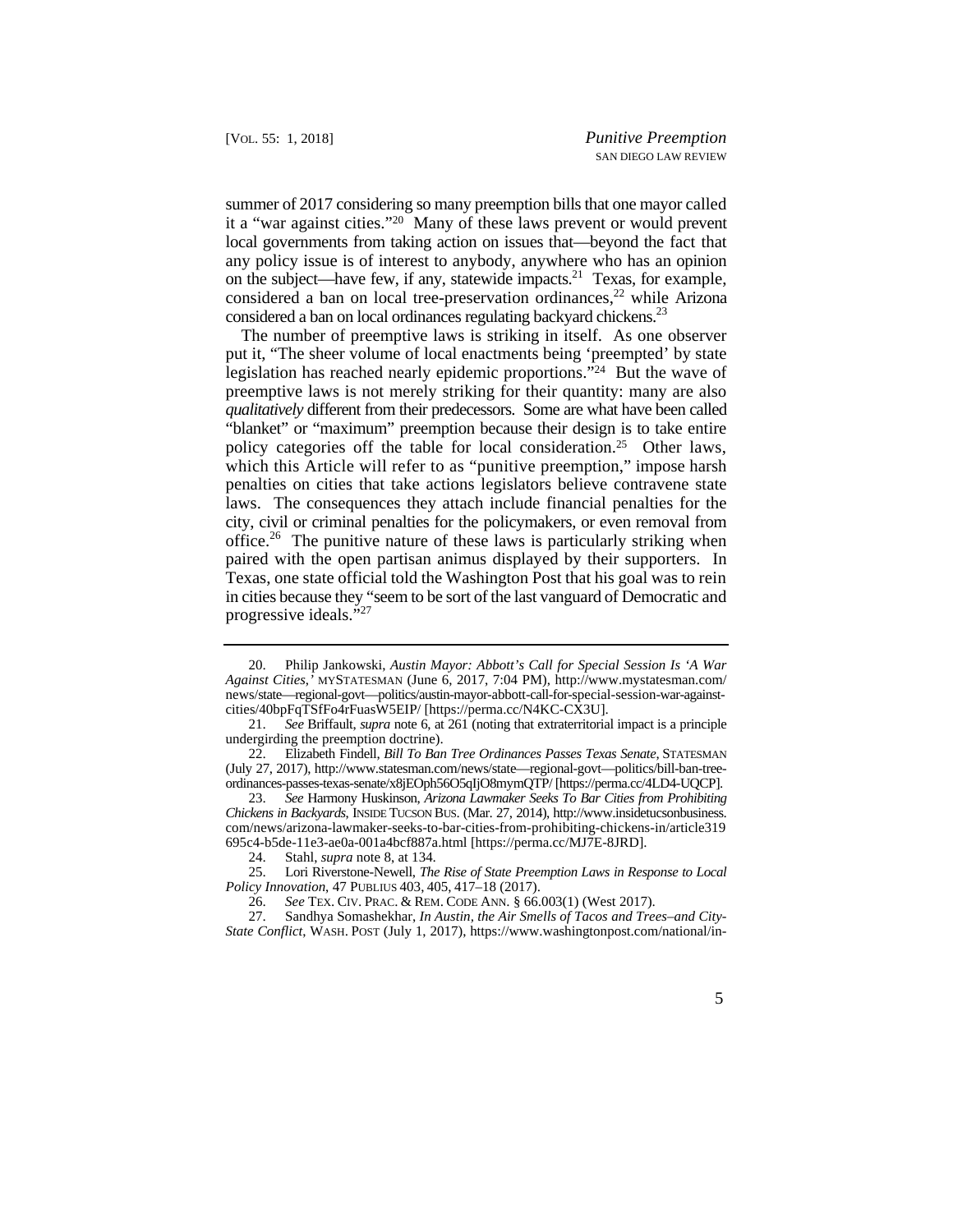summer of 2017 considering so many preemption bills that one mayor called it a "war against cities."[20] Many of these laws prevent or would prevent local governments from taking action on issues that—beyond the fact that any policy issue is of interest to anybody, anywhere who has an opinion on the subject—have few, if any, statewide impacts.[21] Texas, for example, considered a ban on local tree-preservation ordinances,[22] while Arizona considered a ban on local ordinances regulating backyard chickens.[23]

The number of preemptive laws is striking in itself. As one observer put it, "The sheer volume of local enactments being 'preempted' by state legislation has reached nearly epidemic proportions."[24] But the wave of preemptive laws is not merely striking for their quantity: many are also *qualitatively* different from their predecessors. Some are what have been called "blanket" or "maximum" preemption because their design is to take entire policy categories off the table for local consideration.[25] Other laws, which this Article will refer to as "punitive preemption," impose harsh penalties on cities that take actions legislators believe contravene state laws. The consequences they attach include financial penalties for the city, civil or criminal penalties for the policymakers, or even removal from office.[26] The punitive nature of these laws is particularly striking when paired with the open partisan animus displayed by their supporters. In Texas, one state official told the Washington Post that his goal was to rein in cities because they "seem to be sort of the last vanguard of Democratic and progressive ideals."[27]

---

20. Philip Jankowski, *Austin Mayor: Abbott's Call for Special Session Is 'A War Against Cities,'* MYSTATESMAN (June 6, 2017, 7:04 PM), http://www.mystatesman.com/news/state—regional-govt—politics/austin-mayor-abbott-call-for-special-session-war-against-cities/40bpFqTSfFo4rFuasW5EIP/ [https://perma.cc/N4KC-CX3U].

21. *See* Briffault, *supra* note 6, at 261 (noting that extraterritorial impact is a principle undergirding the preemption doctrine).

22. Elizabeth Findell, *Bill To Ban Tree Ordinances Passes Texas Senate*, STATESMAN (July 27, 2017), http://www.statesman.com/news/state—regional-govt—politics/bill-ban-tree-ordinances-passes-texas-senate/x8jEOph56O5qIjO8mymQTP/ [https://perma.cc/4LD4-UQCP].

23. *See* Harmony Huskinson, *Arizona Lawmaker Seeks To Bar Cities from Prohibiting Chickens in Backyards*, INSIDE TUCSON BUS. (Mar. 27, 2014), http://www.insidetucsonbusiness.com/news/arizona-lawmaker-seeks-to-bar-cities-from-prohibiting-chickens-in/article319695c4-b5de-11e3-ae0a-001a4bcf887a.html [https://perma.cc/MJ7E-8JRD].

24. Stahl, *supra* note 8, at 134.

25. Lori Riverstone-Newell, *The Rise of State Preemption Laws in Response to Local Policy Innovation*, 47 PUBLIUS 403, 405, 417–18 (2017).

26. *See* TEX. CIV. PRAC. & REM. CODE ANN. § 66.003(1) (West 2017).

27. Sandhya Somashekhar, *In Austin, the Air Smells of Tacos and Trees–and City-State Conflict*, WASH. POST (July 1, 2017), https://www.washingtonpost.com/national/in-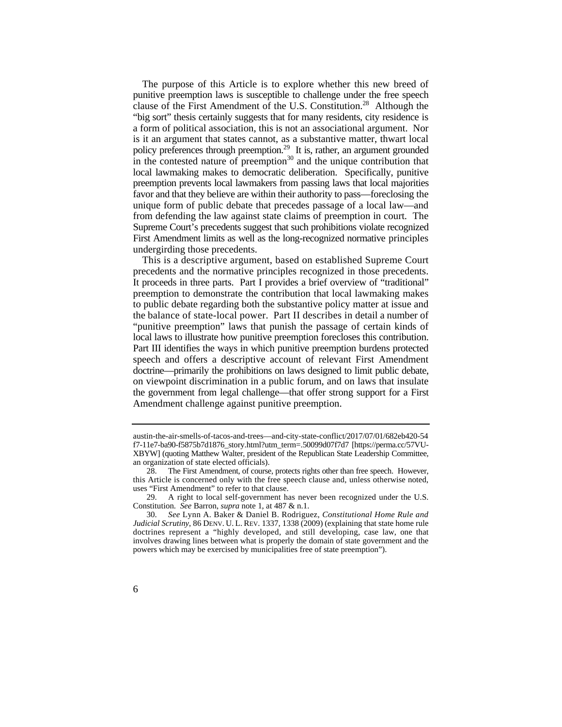The purpose of this Article is to explore whether this new breed of punitive preemption laws is susceptible to challenge under the free speech clause of the First Amendment of the U.S. Constitution.[28] Although the "big sort" thesis certainly suggests that for many residents, city residence is a form of political association, this is not an associational argument. Nor is it an argument that states cannot, as a substantive matter, thwart local policy preferences through preemption.[29] It is, rather, an argument grounded in the contested nature of preemption[30] and the unique contribution that local lawmaking makes to democratic deliberation. Specifically, punitive preemption prevents local lawmakers from passing laws that local majorities favor and that they believe are within their authority to pass—foreclosing the unique form of public debate that precedes passage of a local law—and from defending the law against state claims of preemption in court. The Supreme Court's precedents suggest that such prohibitions violate recognized First Amendment limits as well as the long-recognized normative principles undergirding those precedents.

This is a descriptive argument, based on established Supreme Court precedents and the normative principles recognized in those precedents. It proceeds in three parts. Part I provides a brief overview of "traditional" preemption to demonstrate the contribution that local lawmaking makes to public debate regarding both the substantive policy matter at issue and the balance of state-local power. Part II describes in detail a number of "punitive preemption" laws that punish the passage of certain kinds of local laws to illustrate how punitive preemption forecloses this contribution. Part III identifies the ways in which punitive preemption burdens protected speech and offers a descriptive account of relevant First Amendment doctrine—primarily the prohibitions on laws designed to limit public debate, on viewpoint discrimination in a public forum, and on laws that insulate the government from legal challenge—that offer strong support for a First Amendment challenge against punitive preemption.

---

austin-the-air-smells-of-tacos-and-trees—and-city-state-conflict/2017/07/01/682eb420-54f7-11e7-ba90-f5875b7d1876_story.html?utm_term=.50099d07f7d7 [https://perma.cc/57VU-XBYW] (quoting Matthew Walter, president of the Republican State Leadership Committee, an organization of state elected officials).

28. The First Amendment, of course, protects rights other than free speech. However, this Article is concerned only with the free speech clause and, unless otherwise noted, uses "First Amendment" to refer to that clause.

29. A right to local self-government has never been recognized under the U.S. Constitution. *See* Barron, *supra* note 1, at 487 & n.1.

30. *See* Lynn A. Baker & Daniel B. Rodriguez, *Constitutional Home Rule and Judicial Scrutiny*, 86 DENV. U. L. REV. 1337, 1338 (2009) (explaining that state home rule doctrines represent a "highly developed, and still developing, case law, one that involves drawing lines between what is properly the domain of state government and the powers which may be exercised by municipalities free of state preemption").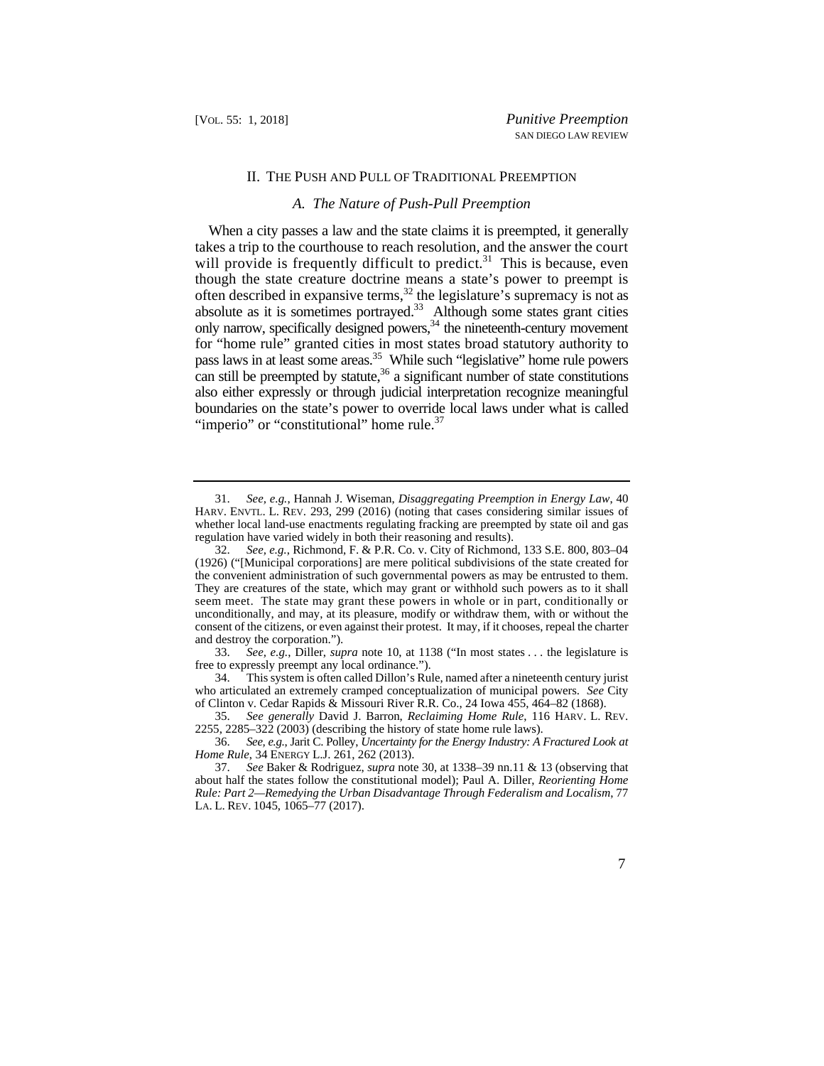## II. THE PUSH AND PULL OF TRADITIONAL PREEMPTION

### *A. The Nature of Push-Pull Preemption*

When a city passes a law and the state claims it is preempted, it generally takes a trip to the courthouse to reach resolution, and the answer the court will provide is frequently difficult to predict.[31] This is because, even though the state creature doctrine means a state's power to preempt is often described in expansive terms,[32] the legislature's supremacy is not as absolute as it is sometimes portrayed.[33] Although some states grant cities only narrow, specifically designed powers,[34] the nineteenth-century movement for "home rule" granted cities in most states broad statutory authority to pass laws in at least some areas.[35] While such "legislative" home rule powers can still be preempted by statute,[36] a significant number of state constitutions also either expressly or through judicial interpretation recognize meaningful boundaries on the state's power to override local laws under what is called "imperio" or "constitutional" home rule.[37]

---

31. *See, e.g.*, Hannah J. Wiseman, *Disaggregating Preemption in Energy Law*, 40 HARV. ENVTL. L. REV. 293, 299 (2016) (noting that cases considering similar issues of whether local land-use enactments regulating fracking are preempted by state oil and gas regulation have varied widely in both their reasoning and results).

32. *See, e.g.*, Richmond, F. & P.R. Co. v. City of Richmond, 133 S.E. 800, 803–04 (1926) ("[Municipal corporations] are mere political subdivisions of the state created for the convenient administration of such governmental powers as may be entrusted to them. They are creatures of the state, which may grant or withhold such powers as to it shall seem meet. The state may grant these powers in whole or in part, conditionally or unconditionally, and may, at its pleasure, modify or withdraw them, with or without the consent of the citizens, or even against their protest. It may, if it chooses, repeal the charter and destroy the corporation.").

33. *See, e.g.*, Diller, *supra* note 10, at 1138 ("In most states . . . the legislature is free to expressly preempt any local ordinance.").

34. This system is often called Dillon's Rule, named after a nineteenth century jurist who articulated an extremely cramped conceptualization of municipal powers. *See* City of Clinton v. Cedar Rapids & Missouri River R.R. Co., 24 Iowa 455, 464–82 (1868).

35. *See generally* David J. Barron, *Reclaiming Home Rule*, 116 HARV. L. REV. 2255, 2285–322 (2003) (describing the history of state home rule laws).

36. *See, e.g.*, Jarit C. Polley, *Uncertainty for the Energy Industry: A Fractured Look at Home Rule*, 34 ENERGY L.J. 261, 262 (2013).

37. *See* Baker & Rodriguez, *supra* note 30, at 1338–39 nn.11 & 13 (observing that about half the states follow the constitutional model); Paul A. Diller, *Reorienting Home Rule: Part 2—Remedying the Urban Disadvantage Through Federalism and Localism*, 77 LA. L. REV. 1045, 1065–77 (2017).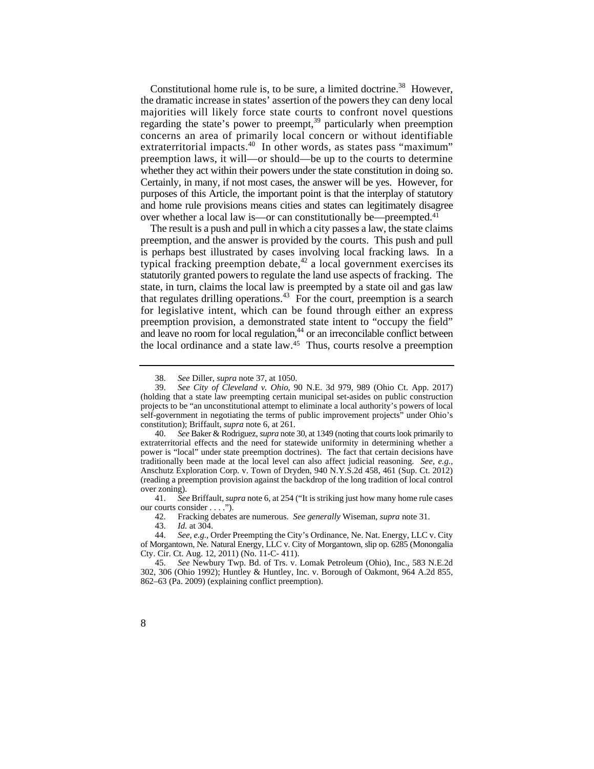Constitutional home rule is, to be sure, a limited doctrine.[38] However, the dramatic increase in states' assertion of the powers they can deny local majorities will likely force state courts to confront novel questions regarding the state's power to preempt,[39] particularly when preemption concerns an area of primarily local concern or without identifiable extraterritorial impacts.[40] In other words, as states pass "maximum" preemption laws, it will—or should—be up to the courts to determine whether they act within their powers under the state constitution in doing so. Certainly, in many, if not most cases, the answer will be yes. However, for purposes of this Article, the important point is that the interplay of statutory and home rule provisions means cities and states can legitimately disagree over whether a local law is—or can constitutionally be—preempted.[41]

The result is a push and pull in which a city passes a law, the state claims preemption, and the answer is provided by the courts. This push and pull is perhaps best illustrated by cases involving local fracking laws. In a typical fracking preemption debate,[42] a local government exercises its statutorily granted powers to regulate the land use aspects of fracking. The state, in turn, claims the local law is preempted by a state oil and gas law that regulates drilling operations.[43] For the court, preemption is a search for legislative intent, which can be found through either an express preemption provision, a demonstrated state intent to "occupy the field" and leave no room for local regulation,[44] or an irreconcilable conflict between the local ordinance and a state law.[45] Thus, courts resolve a preemption

---

38. *See* Diller, *supra* note 37, at 1050.

39. *See City of Cleveland v. Ohio*, 90 N.E. 3d 979, 989 (Ohio Ct. App. 2017) (holding that a state law preempting certain municipal set-asides on public construction projects to be "an unconstitutional attempt to eliminate a local authority's powers of local self-government in negotiating the terms of public improvement projects" under Ohio's constitution); Briffault, *supra* note 6, at 261.

40. *See* Baker & Rodriguez, *supra* note 30, at 1349 (noting that courts look primarily to extraterritorial effects and the need for statewide uniformity in determining whether a power is "local" under state preemption doctrines). The fact that certain decisions have traditionally been made at the local level can also affect judicial reasoning. *See, e.g.*, Anschutz Exploration Corp. v. Town of Dryden, 940 N.Y.S.2d 458, 461 (Sup. Ct. 2012) (reading a preemption provision against the backdrop of the long tradition of local control over zoning).

41. *See* Briffault, *supra* note 6, at 254 ("It is striking just how many home rule cases our courts consider . . . .").

42. Fracking debates are numerous. *See generally* Wiseman, *supra* note 31.

43. *Id.* at 304.

44. *See, e.g.*, Order Preempting the City's Ordinance, Ne. Nat. Energy, LLC v. City of Morgantown, Ne. Natural Energy, LLC v. City of Morgantown, slip op. 6285 (Monongalia Cty. Cir. Ct. Aug. 12, 2011) (No. 11-C- 411).

45. *See* Newbury Twp. Bd. of Trs. v. Lomak Petroleum (Ohio), Inc., 583 N.E.2d 302, 306 (Ohio 1992); Huntley & Huntley, Inc. v. Borough of Oakmont, 964 A.2d 855, 862–63 (Pa. 2009) (explaining conflict preemption).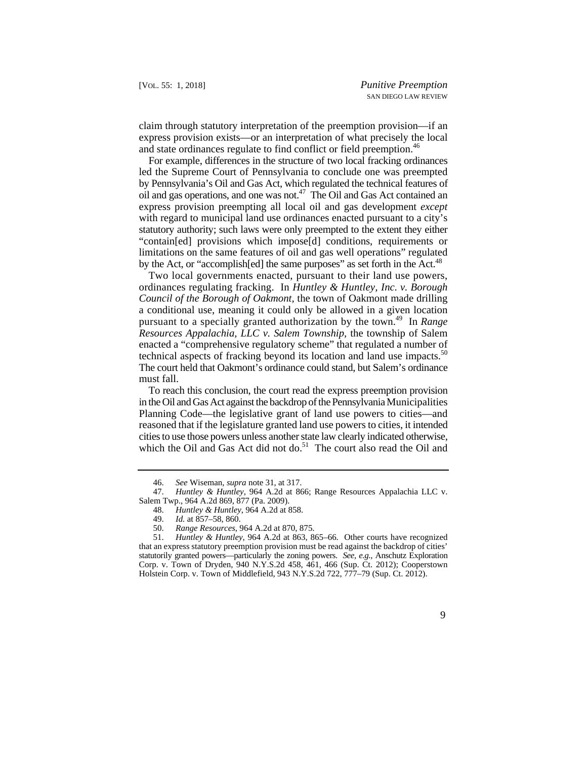claim through statutory interpretation of the preemption provision—if an express provision exists—or an interpretation of what precisely the local and state ordinances regulate to find conflict or field preemption.[46]

For example, differences in the structure of two local fracking ordinances led the Supreme Court of Pennsylvania to conclude one was preempted by Pennsylvania's Oil and Gas Act, which regulated the technical features of oil and gas operations, and one was not.[47] The Oil and Gas Act contained an express provision preempting all local oil and gas development *except* with regard to municipal land use ordinances enacted pursuant to a city's statutory authority; such laws were only preempted to the extent they either "contain[ed] provisions which impose[d] conditions, requirements or limitations on the same features of oil and gas well operations" regulated by the Act, or "accomplish[ed] the same purposes" as set forth in the Act.[48]

Two local governments enacted, pursuant to their land use powers, ordinances regulating fracking. In *Huntley & Huntley, Inc. v. Borough Council of the Borough of Oakmont*, the town of Oakmont made drilling a conditional use, meaning it could only be allowed in a given location pursuant to a specially granted authorization by the town.[49] In *Range Resources Appalachia, LLC v. Salem Township*, the township of Salem enacted a "comprehensive regulatory scheme" that regulated a number of technical aspects of fracking beyond its location and land use impacts.[50] The court held that Oakmont's ordinance could stand, but Salem's ordinance must fall.

To reach this conclusion, the court read the express preemption provision in the Oil and Gas Act against the backdrop of the Pennsylvania Municipalities Planning Code—the legislative grant of land use powers to cities—and reasoned that if the legislature granted land use powers to cities, it intended cities to use those powers unless another state law clearly indicated otherwise, which the Oil and Gas Act did not do.[51] The court also read the Oil and

---

46. *See* Wiseman, *supra* note 31, at 317.

47. *Huntley & Huntley*, 964 A.2d at 866; Range Resources Appalachia LLC v. Salem Twp., 964 A.2d 869, 877 (Pa. 2009).

48. *Huntley & Huntley*, 964 A.2d at 858.

49. *Id.* at 857–58, 860.

50. *Range Resources*, 964 A.2d at 870, 875.

51. *Huntley & Huntley*, 964 A.2d at 863, 865–66. Other courts have recognized that an express statutory preemption provision must be read against the backdrop of cities' statutorily granted powers—particularly the zoning powers. *See, e.g.*, Anschutz Exploration Corp. v. Town of Dryden, 940 N.Y.S.2d 458, 461, 466 (Sup. Ct. 2012); Cooperstown Holstein Corp. v. Town of Middlefield, 943 N.Y.S.2d 722, 777–79 (Sup. Ct. 2012).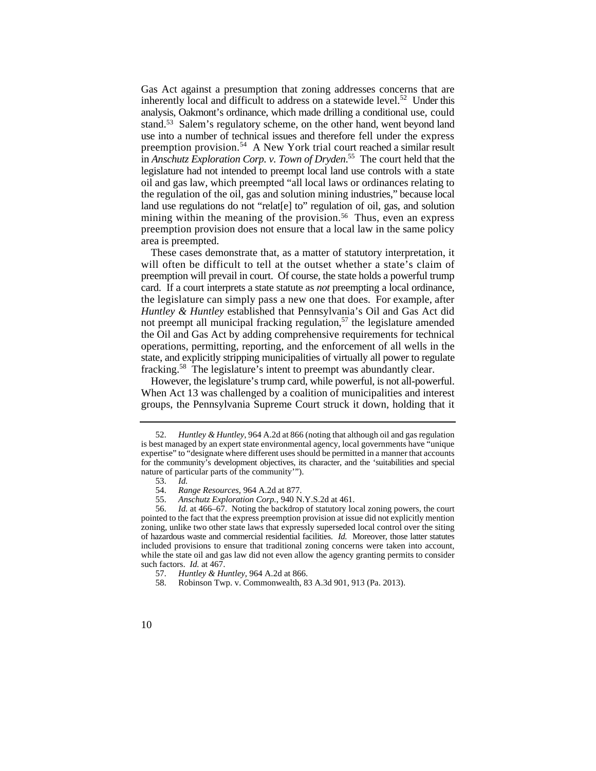Gas Act against a presumption that zoning addresses concerns that are inherently local and difficult to address on a statewide level.[52] Under this analysis, Oakmont's ordinance, which made drilling a conditional use, could stand.[53] Salem's regulatory scheme, on the other hand, went beyond land use into a number of technical issues and therefore fell under the express preemption provision.[54] A New York trial court reached a similar result in *Anschutz Exploration Corp. v. Town of Dryden*.[55] The court held that the legislature had not intended to preempt local land use controls with a state oil and gas law, which preempted "all local laws or ordinances relating to the regulation of the oil, gas and solution mining industries," because local land use regulations do not "relat[e] to" regulation of oil, gas, and solution mining within the meaning of the provision.[56] Thus, even an express preemption provision does not ensure that a local law in the same policy area is preempted.

These cases demonstrate that, as a matter of statutory interpretation, it will often be difficult to tell at the outset whether a state's claim of preemption will prevail in court. Of course, the state holds a powerful trump card. If a court interprets a state statute as *not* preempting a local ordinance, the legislature can simply pass a new one that does. For example, after *Huntley & Huntley* established that Pennsylvania's Oil and Gas Act did not preempt all municipal fracking regulation,[57] the legislature amended the Oil and Gas Act by adding comprehensive requirements for technical operations, permitting, reporting, and the enforcement of all wells in the state, and explicitly stripping municipalities of virtually all power to regulate fracking.[58] The legislature's intent to preempt was abundantly clear.

However, the legislature's trump card, while powerful, is not all-powerful. When Act 13 was challenged by a coalition of municipalities and interest groups, the Pennsylvania Supreme Court struck it down, holding that it

---

52. *Huntley & Huntley*, 964 A.2d at 866 (noting that although oil and gas regulation is best managed by an expert state environmental agency, local governments have "unique expertise" to "designate where different uses should be permitted in a manner that accounts for the community's development objectives, its character, and the 'suitabilities and special nature of particular parts of the community'").

53. *Id.*

54. *Range Resources*, 964 A.2d at 877.

55. *Anschutz Exploration Corp.*, 940 N.Y.S.2d at 461.

56. *Id.* at 466–67. Noting the backdrop of statutory local zoning powers, the court pointed to the fact that the express preemption provision at issue did not explicitly mention zoning, unlike two other state laws that expressly superseded local control over the siting of hazardous waste and commercial residential facilities. *Id.* Moreover, those latter statutes included provisions to ensure that traditional zoning concerns were taken into account, while the state oil and gas law did not even allow the agency granting permits to consider such factors. *Id.* at 467.

57. *Huntley & Huntley*, 964 A.2d at 866.

58. Robinson Twp. v. Commonwealth, 83 A.3d 901, 913 (Pa. 2013).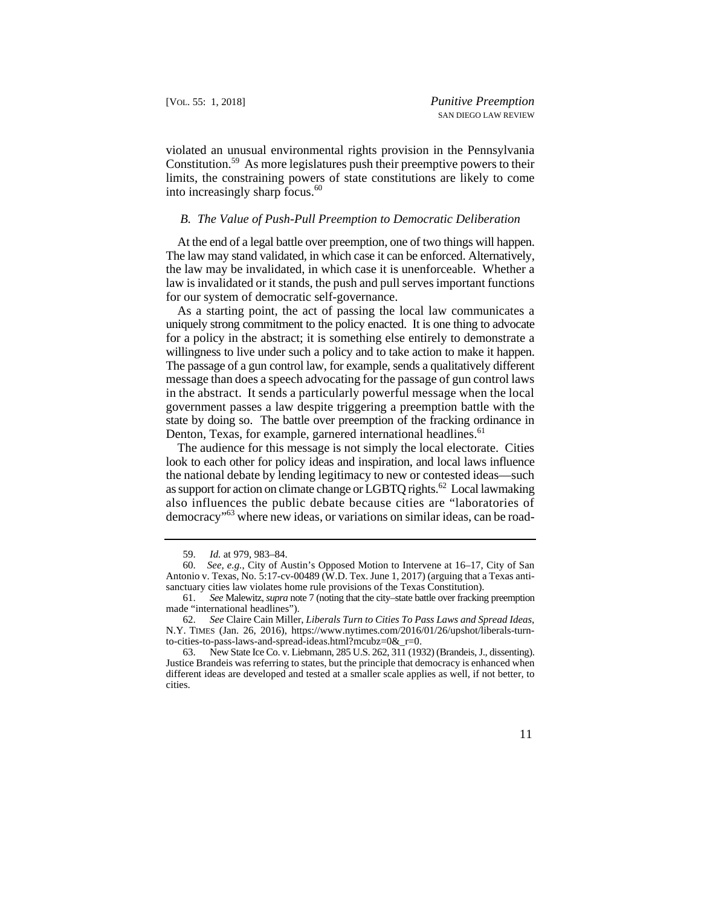violated an unusual environmental rights provision in the Pennsylvania Constitution.[59] As more legislatures push their preemptive powers to their limits, the constraining powers of state constitutions are likely to come into increasingly sharp focus.[60]

### *B. The Value of Push-Pull Preemption to Democratic Deliberation*

At the end of a legal battle over preemption, one of two things will happen. The law may stand validated, in which case it can be enforced. Alternatively, the law may be invalidated, in which case it is unenforceable. Whether a law is invalidated or it stands, the push and pull serves important functions for our system of democratic self-governance.

As a starting point, the act of passing the local law communicates a uniquely strong commitment to the policy enacted. It is one thing to advocate for a policy in the abstract; it is something else entirely to demonstrate a willingness to live under such a policy and to take action to make it happen. The passage of a gun control law, for example, sends a qualitatively different message than does a speech advocating for the passage of gun control laws in the abstract. It sends a particularly powerful message when the local government passes a law despite triggering a preemption battle with the state by doing so. The battle over preemption of the fracking ordinance in Denton, Texas, for example, garnered international headlines.[61]

The audience for this message is not simply the local electorate. Cities look to each other for policy ideas and inspiration, and local laws influence the national debate by lending legitimacy to new or contested ideas—such as support for action on climate change or LGBTQ rights.[62] Local lawmaking also influences the public debate because cities are "laboratories of democracy"[63] where new ideas, or variations on similar ideas, can be road-

---

59. *Id.* at 979, 983–84.

60. *See, e.g.*, City of Austin's Opposed Motion to Intervene at 16–17, City of San Antonio v. Texas, No. 5:17-cv-00489 (W.D. Tex. June 1, 2017) (arguing that a Texas anti-sanctuary cities law violates home rule provisions of the Texas Constitution).

61. *See* Malewitz, *supra* note 7 (noting that the city–state battle over fracking preemption made "international headlines").

62. *See* Claire Cain Miller, *Liberals Turn to Cities To Pass Laws and Spread Ideas*, N.Y. TIMES (Jan. 26, 2016), https://www.nytimes.com/2016/01/26/upshot/liberals-turn-to-cities-to-pass-laws-and-spread-ideas.html?mcubz=0&_r=0.

63. New State Ice Co. v. Liebmann, 285 U.S. 262, 311 (1932) (Brandeis, J., dissenting). Justice Brandeis was referring to states, but the principle that democracy is enhanced when different ideas are developed and tested at a smaller scale applies as well, if not better, to cities.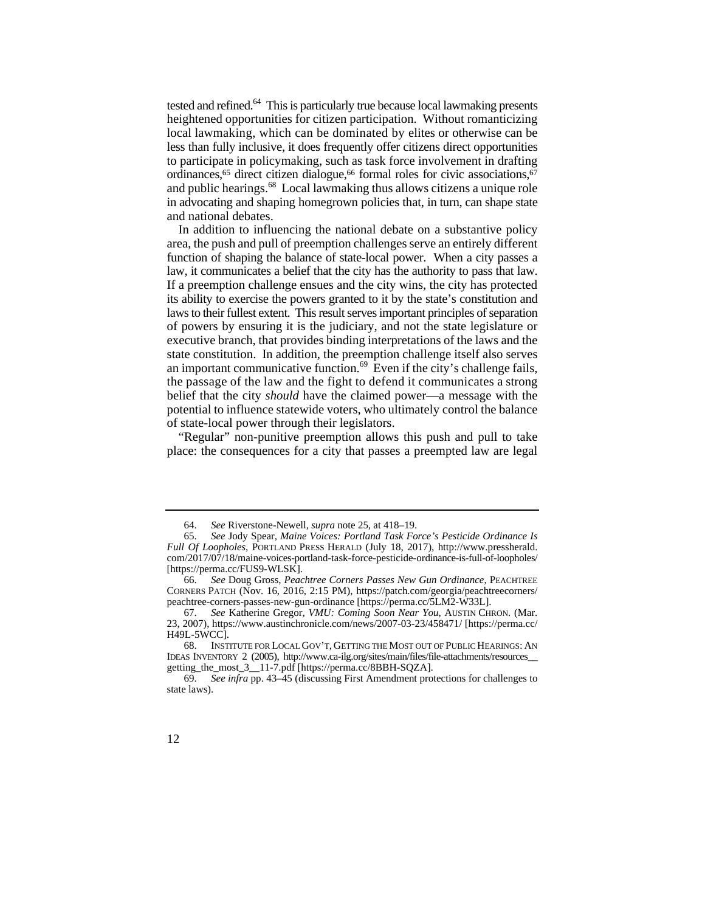tested and refined.[64] This is particularly true because local lawmaking presents heightened opportunities for citizen participation. Without romanticizing local lawmaking, which can be dominated by elites or otherwise can be less than fully inclusive, it does frequently offer citizens direct opportunities to participate in policymaking, such as task force involvement in drafting ordinances,[65] direct citizen dialogue,[66] formal roles for civic associations,[67] and public hearings.[68] Local lawmaking thus allows citizens a unique role in advocating and shaping homegrown policies that, in turn, can shape state and national debates.

In addition to influencing the national debate on a substantive policy area, the push and pull of preemption challenges serve an entirely different function of shaping the balance of state-local power. When a city passes a law, it communicates a belief that the city has the authority to pass that law. If a preemption challenge ensues and the city wins, the city has protected its ability to exercise the powers granted to it by the state's constitution and laws to their fullest extent. This result serves important principles of separation of powers by ensuring it is the judiciary, and not the state legislature or executive branch, that provides binding interpretations of the laws and the state constitution. In addition, the preemption challenge itself also serves an important communicative function.[69] Even if the city's challenge fails, the passage of the law and the fight to defend it communicates a strong belief that the city *should* have the claimed power—a message with the potential to influence statewide voters, who ultimately control the balance of state-local power through their legislators.

"Regular" non-punitive preemption allows this push and pull to take place: the consequences for a city that passes a preempted law are legal

---

64. *See* Riverstone-Newell, *supra* note 25, at 418–19.

65. *See* Jody Spear, *Maine Voices: Portland Task Force's Pesticide Ordinance Is Full Of Loopholes*, PORTLAND PRESS HERALD (July 18, 2017), http://www.pressherald.com/2017/07/18/maine-voices-portland-task-force-pesticide-ordinance-is-full-of-loopholes/ [https://perma.cc/FUS9-WLSK].

66. *See* Doug Gross, *Peachtree Corners Passes New Gun Ordinance*, PEACHTREE CORNERS PATCH (Nov. 16, 2016, 2:15 PM), https://patch.com/georgia/peachtreecorners/peachtree-corners-passes-new-gun-ordinance [https://perma.cc/5LM2-W33L].

67. *See* Katherine Gregor, *VMU: Coming Soon Near You*, AUSTIN CHRON. (Mar. 23, 2007), https://www.austinchronicle.com/news/2007-03-23/458471/ [https://perma.cc/H49L-5WCC].

68. INSTITUTE FOR LOCAL GOV'T, GETTING THE MOST OUT OF PUBLIC HEARINGS: AN IDEAS INVENTORY 2 (2005), http://www.ca-ilg.org/sites/main/files/file-attachments/resources__getting_the_most_3__11-7.pdf [https://perma.cc/8BBH-SQZA].

69. *See infra* pp. 43–45 (discussing First Amendment protections for challenges to state laws).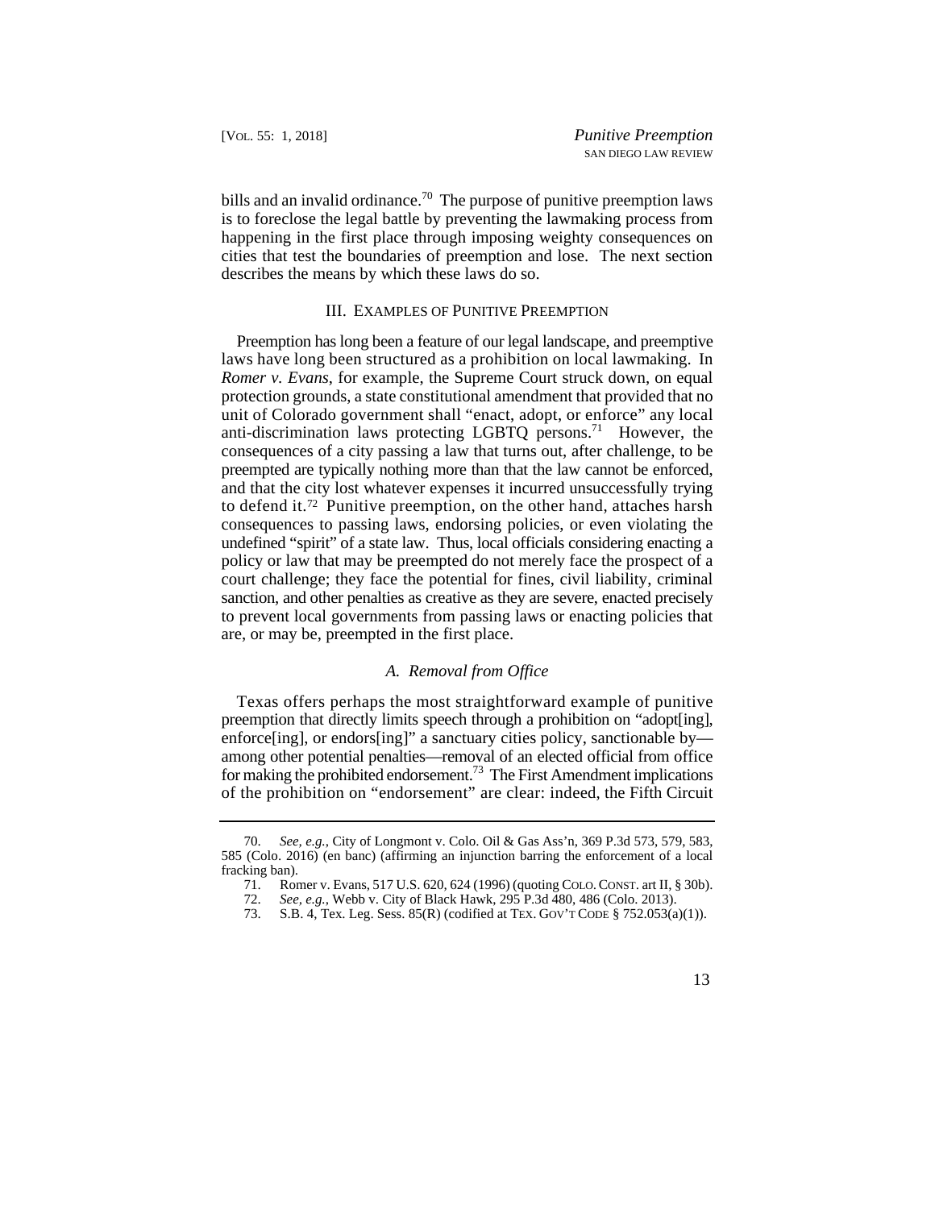bills and an invalid ordinance.[70] The purpose of punitive preemption laws is to foreclose the legal battle by preventing the lawmaking process from happening in the first place through imposing weighty consequences on cities that test the boundaries of preemption and lose. The next section describes the means by which these laws do so.

## III. Examples of Punitive Preemption

Preemption has long been a feature of our legal landscape, and preemptive laws have long been structured as a prohibition on local lawmaking. In *Romer v. Evans*, for example, the Supreme Court struck down, on equal protection grounds, a state constitutional amendment that provided that no unit of Colorado government shall "enact, adopt, or enforce" any local anti-discrimination laws protecting LGBTQ persons.[71] However, the consequences of a city passing a law that turns out, after challenge, to be preempted are typically nothing more than that the law cannot be enforced, and that the city lost whatever expenses it incurred unsuccessfully trying to defend it.[72] Punitive preemption, on the other hand, attaches harsh consequences to passing laws, endorsing policies, or even violating the undefined "spirit" of a state law. Thus, local officials considering enacting a policy or law that may be preempted do not merely face the prospect of a court challenge; they face the potential for fines, civil liability, criminal sanction, and other penalties as creative as they are severe, enacted precisely to prevent local governments from passing laws or enacting policies that are, or may be, preempted in the first place.

### *A. Removal from Office*

Texas offers perhaps the most straightforward example of punitive preemption that directly limits speech through a prohibition on "adopt[ing], enforce[ing], or endors[ing]" a sanctuary cities policy, sanctionable by—among other potential penalties—removal of an elected official from office for making the prohibited endorsement.[73] The First Amendment implications of the prohibition on "endorsement" are clear: indeed, the Fifth Circuit

---

70. *See, e.g.*, City of Longmont v. Colo. Oil & Gas Ass'n, 369 P.3d 573, 579, 583, 585 (Colo. 2016) (en banc) (affirming an injunction barring the enforcement of a local fracking ban).

71. Romer v. Evans, 517 U.S. 620, 624 (1996) (quoting COLO. CONST. art II, § 30b).

72. *See, e.g.*, Webb v. City of Black Hawk, 295 P.3d 480, 486 (Colo. 2013).

73. S.B. 4, Tex. Leg. Sess. 85(R) (codified at TEX. GOV'T CODE § 752.053(a)(1)).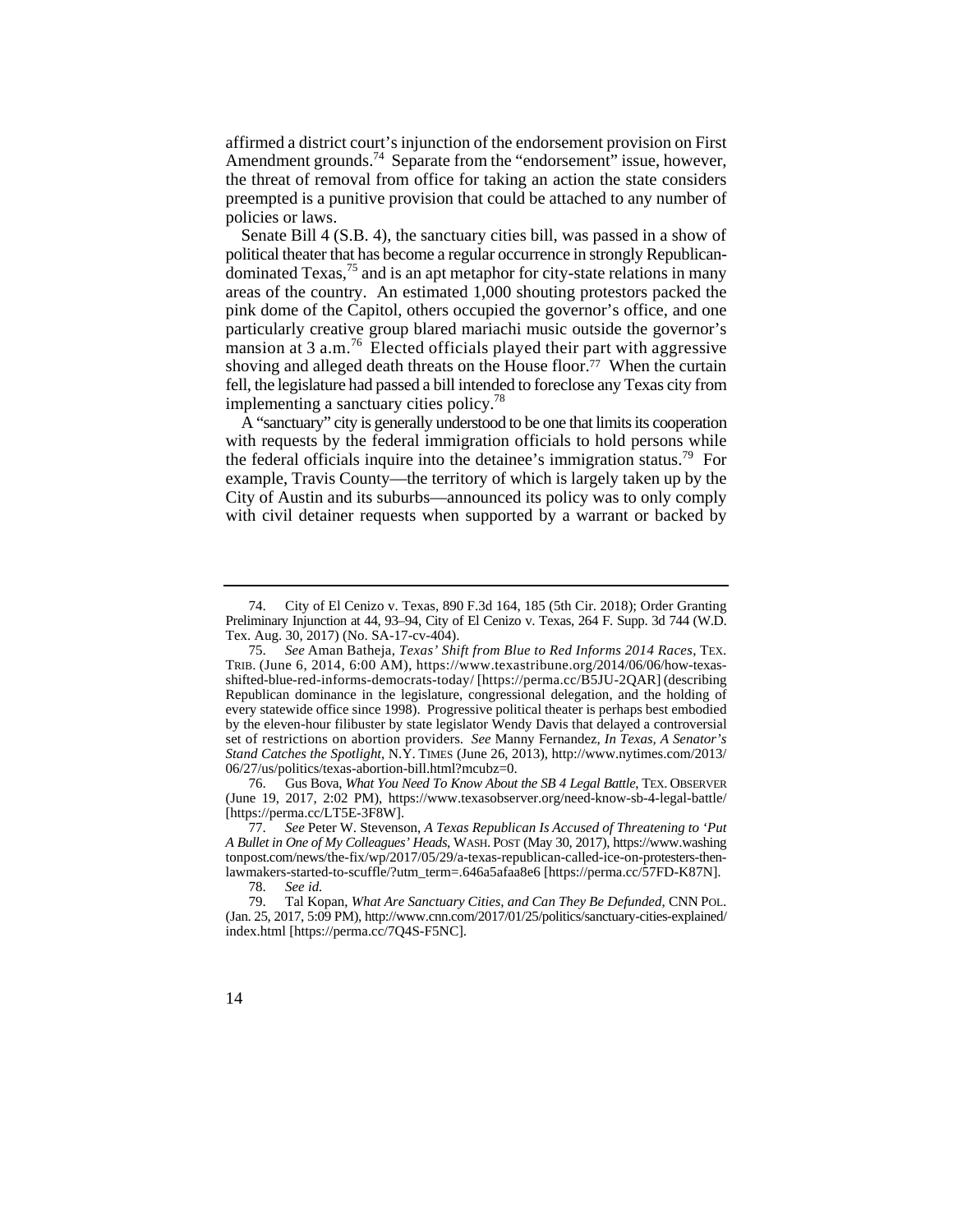affirmed a district court's injunction of the endorsement provision on First Amendment grounds.[74] Separate from the "endorsement" issue, however, the threat of removal from office for taking an action the state considers preempted is a punitive provision that could be attached to any number of policies or laws.

Senate Bill 4 (S.B. 4), the sanctuary cities bill, was passed in a show of political theater that has become a regular occurrence in strongly Republican-dominated Texas,[75] and is an apt metaphor for city-state relations in many areas of the country. An estimated 1,000 shouting protestors packed the pink dome of the Capitol, others occupied the governor's office, and one particularly creative group blared mariachi music outside the governor's mansion at 3 a.m.[76] Elected officials played their part with aggressive shoving and alleged death threats on the House floor.[77] When the curtain fell, the legislature had passed a bill intended to foreclose any Texas city from implementing a sanctuary cities policy.[78]

A "sanctuary" city is generally understood to be one that limits its cooperation with requests by the federal immigration officials to hold persons while the federal officials inquire into the detainee's immigration status.[79] For example, Travis County—the territory of which is largely taken up by the City of Austin and its suburbs—announced its policy was to only comply with civil detainer requests when supported by a warrant or backed by

---

74. City of El Cenizo v. Texas, 890 F.3d 164, 185 (5th Cir. 2018); Order Granting Preliminary Injunction at 44, 93–94, City of El Cenizo v. Texas, 264 F. Supp. 3d 744 (W.D. Tex. Aug. 30, 2017) (No. SA-17-cv-404).

75. *See* Aman Batheja, *Texas' Shift from Blue to Red Informs 2014 Races*, TEX. TRIB. (June 6, 2014, 6:00 AM), https://www.texastribune.org/2014/06/06/how-texas-shifted-blue-red-informs-democrats-today/ [https://perma.cc/B5JU-2QAR] (describing Republican dominance in the legislature, congressional delegation, and the holding of every statewide office since 1998). Progressive political theater is perhaps best embodied by the eleven-hour filibuster by state legislator Wendy Davis that delayed a controversial set of restrictions on abortion providers. *See* Manny Fernandez, *In Texas, A Senator's Stand Catches the Spotlight*, N.Y. TIMES (June 26, 2013), http://www.nytimes.com/2013/06/27/us/politics/texas-abortion-bill.html?mcubz=0.

76. Gus Bova, *What You Need To Know About the SB 4 Legal Battle*, TEX. OBSERVER (June 19, 2017, 2:02 PM), https://www.texasobserver.org/need-know-sb-4-legal-battle/ [https://perma.cc/LT5E-3F8W].

77. *See* Peter W. Stevenson, *A Texas Republican Is Accused of Threatening to 'Put A Bullet in One of My Colleagues' Heads*, WASH. POST (May 30, 2017), https://www.washingtonpost.com/news/the-fix/wp/2017/05/29/a-texas-republican-called-ice-on-protesters-then-lawmakers-started-to-scuffle/?utm_term=.646a5afaa8e6 [https://perma.cc/57FD-K87N].

78. *See id.*

79. Tal Kopan, *What Are Sanctuary Cities, and Can They Be Defunded*, CNN POL. (Jan. 25, 2017, 5:09 PM), http://www.cnn.com/2017/01/25/politics/sanctuary-cities-explained/index.html [https://perma.cc/7Q4S-F5NC].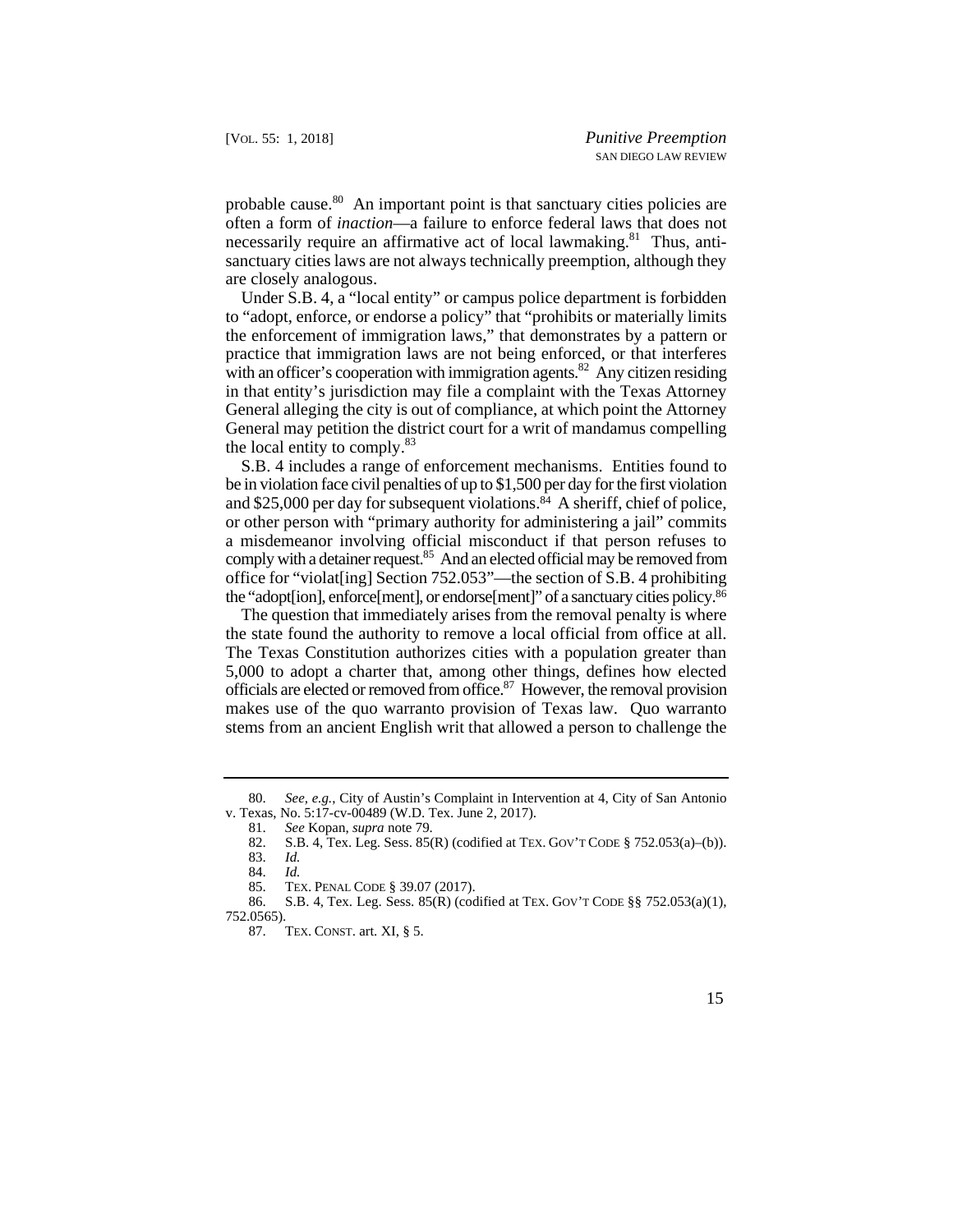probable cause.[80] An important point is that sanctuary cities policies are often a form of *inaction*—a failure to enforce federal laws that does not necessarily require an affirmative act of local lawmaking.[81] Thus, anti-sanctuary cities laws are not always technically preemption, although they are closely analogous.

Under S.B. 4, a "local entity" or campus police department is forbidden to "adopt, enforce, or endorse a policy" that "prohibits or materially limits the enforcement of immigration laws," that demonstrates by a pattern or practice that immigration laws are not being enforced, or that interferes with an officer's cooperation with immigration agents.[82] Any citizen residing in that entity's jurisdiction may file a complaint with the Texas Attorney General alleging the city is out of compliance, at which point the Attorney General may petition the district court for a writ of mandamus compelling the local entity to comply.[83]

S.B. 4 includes a range of enforcement mechanisms. Entities found to be in violation face civil penalties of up to $1,500 per day for the first violation and $25,000 per day for subsequent violations.[84] A sheriff, chief of police, or other person with "primary authority for administering a jail" commits a misdemeanor involving official misconduct if that person refuses to comply with a detainer request.[85] And an elected official may be removed from office for "violat[ing] Section 752.053"—the section of S.B. 4 prohibiting the "adopt[ion], enforce[ment], or endorse[ment]" of a sanctuary cities policy.[86]

The question that immediately arises from the removal penalty is where the state found the authority to remove a local official from office at all. The Texas Constitution authorizes cities with a population greater than 5,000 to adopt a charter that, among other things, defines how elected officials are elected or removed from office.[87] However, the removal provision makes use of the quo warranto provision of Texas law. Quo warranto stems from an ancient English writ that allowed a person to challenge the

---

80. *See, e.g.*, City of Austin's Complaint in Intervention at 4, City of San Antonio v. Texas, No. 5:17-cv-00489 (W.D. Tex. June 2, 2017).

81. *See* Kopan, *supra* note 79.

82. S.B. 4, Tex. Leg. Sess. 85(R) (codified at TEX. GOV'T CODE § 752.053(a)–(b)).

83. *Id.*

84. *Id.*

85. TEX. PENAL CODE § 39.07 (2017).

86. S.B. 4, Tex. Leg. Sess. 85(R) (codified at TEX. GOV'T CODE §§ 752.053(a)(1), 752.0565).

87. TEX. CONST. art. XI, § 5.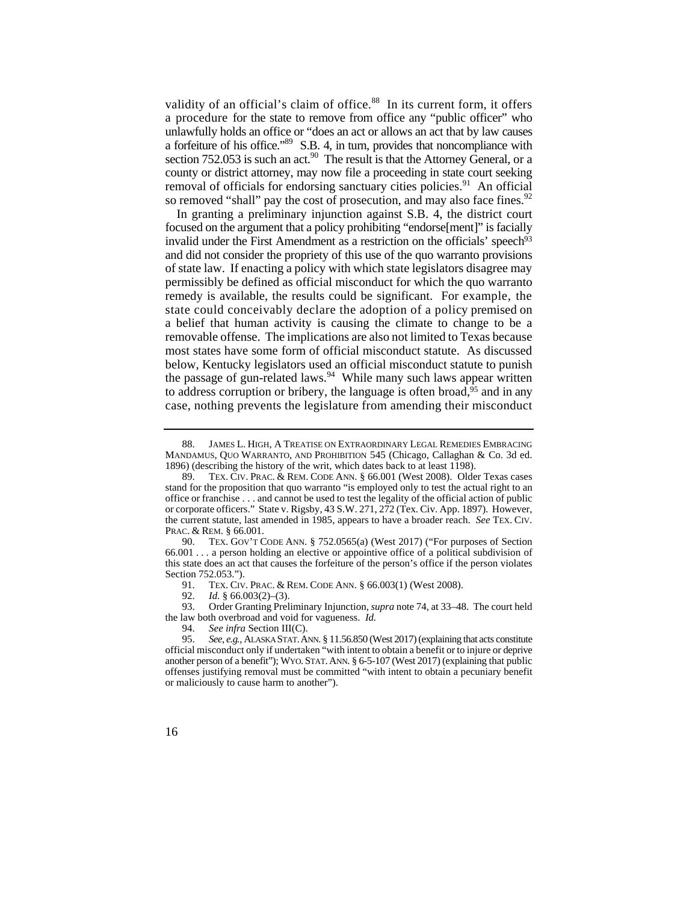validity of an official's claim of office.[88] In its current form, it offers a procedure for the state to remove from office any "public officer" who unlawfully holds an office or "does an act or allows an act that by law causes a forfeiture of his office."[89] S.B. 4, in turn, provides that noncompliance with section 752.053 is such an act.[90] The result is that the Attorney General, or a county or district attorney, may now file a proceeding in state court seeking removal of officials for endorsing sanctuary cities policies.[91] An official so removed "shall" pay the cost of prosecution, and may also face fines.[92]

In granting a preliminary injunction against S.B. 4, the district court focused on the argument that a policy prohibiting "endorse[ment]" is facially invalid under the First Amendment as a restriction on the officials' speech[93] and did not consider the propriety of this use of the quo warranto provisions of state law. If enacting a policy with which state legislators disagree may permissibly be defined as official misconduct for which the quo warranto remedy is available, the results could be significant. For example, the state could conceivably declare the adoption of a policy premised on a belief that human activity is causing the climate to change to be a removable offense. The implications are also not limited to Texas because most states have some form of official misconduct statute. As discussed below, Kentucky legislators used an official misconduct statute to punish the passage of gun-related laws.[94] While many such laws appear written to address corruption or bribery, the language is often broad,[95] and in any case, nothing prevents the legislature from amending their misconduct

---

88. JAMES L. HIGH, A TREATISE ON EXTRAORDINARY LEGAL REMEDIES EMBRACING MANDAMUS, QUO WARRANTO, AND PROHIBITION 545 (Chicago, Callaghan & Co. 3d ed. 1896) (describing the history of the writ, which dates back to at least 1198).

89. TEX. CIV. PRAC. & REM. CODE ANN. § 66.001 (West 2008). Older Texas cases stand for the proposition that quo warranto "is employed only to test the actual right to an office or franchise . . . and cannot be used to test the legality of the official action of public or corporate officers." State v. Rigsby, 43 S.W. 271, 272 (Tex. Civ. App. 1897). However, the current statute, last amended in 1985, appears to have a broader reach. *See* TEX. CIV. PRAC. & REM. § 66.001.

90. TEX. GOV'T CODE ANN. § 752.0565(a) (West 2017) ("For purposes of Section 66.001 . . . a person holding an elective or appointive office of a political subdivision of this state does an act that causes the forfeiture of the person's office if the person violates Section 752.053.").

91. TEX. CIV. PRAC. & REM. CODE ANN. § 66.003(1) (West 2008).

92. *Id.* § 66.003(2)–(3).

93. Order Granting Preliminary Injunction, *supra* note 74, at 33–48. The court held the law both overbroad and void for vagueness. *Id.*

94. *See infra* Section III(C).

95. *See, e.g.*, ALASKA STAT. ANN. § 11.56.850 (West 2017) (explaining that acts constitute official misconduct only if undertaken "with intent to obtain a benefit or to injure or deprive another person of a benefit"); WYO. STAT. ANN. § 6-5-107 (West 2017) (explaining that public offenses justifying removal must be committed "with intent to obtain a pecuniary benefit or maliciously to cause harm to another").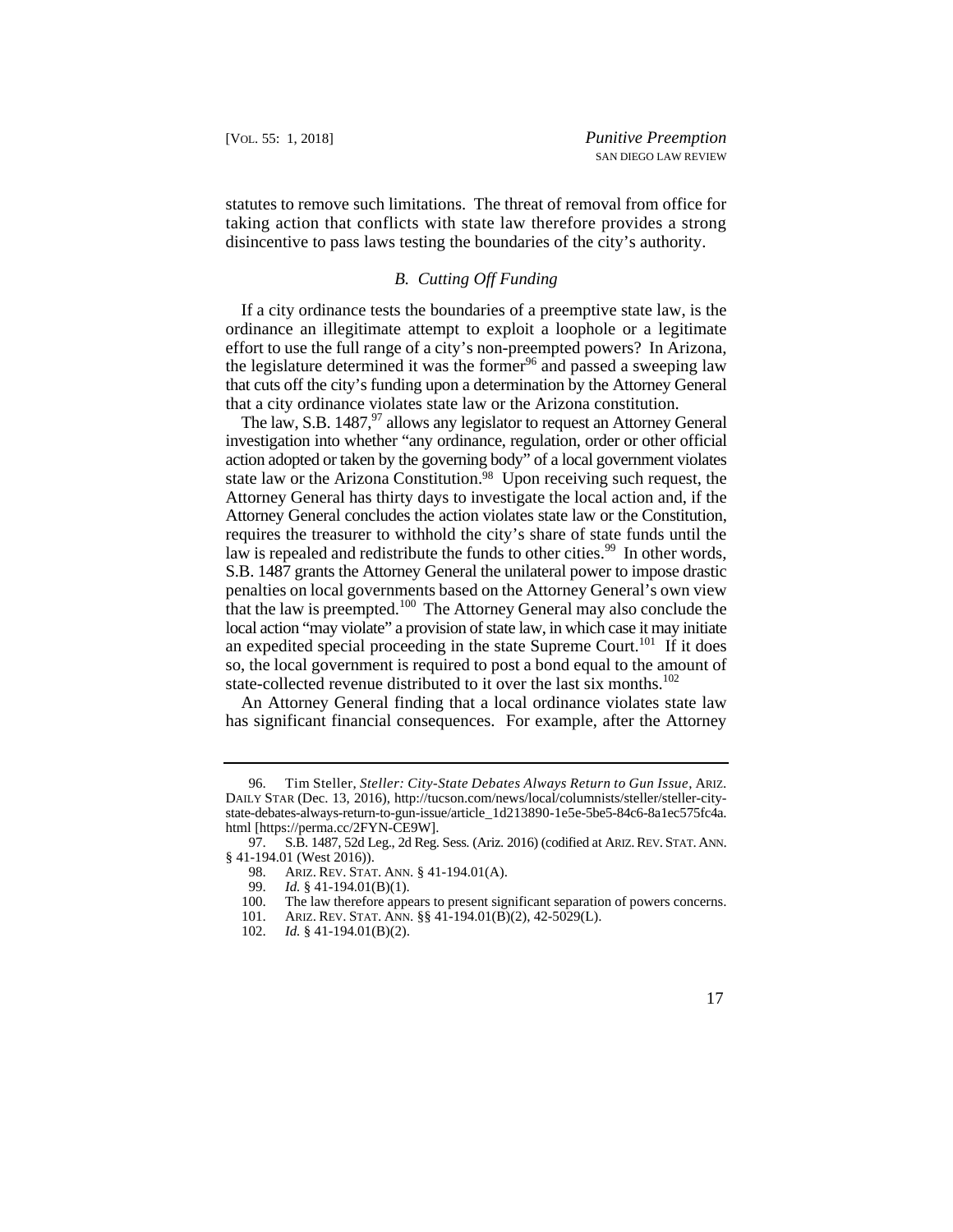statutes to remove such limitations. The threat of removal from office for taking action that conflicts with state law therefore provides a strong disincentive to pass laws testing the boundaries of the city's authority.

### *B. Cutting Off Funding*

If a city ordinance tests the boundaries of a preemptive state law, is the ordinance an illegitimate attempt to exploit a loophole or a legitimate effort to use the full range of a city's non-preempted powers? In Arizona, the legislature determined it was the former[96] and passed a sweeping law that cuts off the city's funding upon a determination by the Attorney General that a city ordinance violates state law or the Arizona constitution.

The law, S.B. 1487,[97] allows any legislator to request an Attorney General investigation into whether "any ordinance, regulation, order or other official action adopted or taken by the governing body" of a local government violates state law or the Arizona Constitution.[98] Upon receiving such request, the Attorney General has thirty days to investigate the local action and, if the Attorney General concludes the action violates state law or the Constitution, requires the treasurer to withhold the city's share of state funds until the law is repealed and redistribute the funds to other cities.[99] In other words, S.B. 1487 grants the Attorney General the unilateral power to impose drastic penalties on local governments based on the Attorney General's own view that the law is preempted.[100] The Attorney General may also conclude the local action "may violate" a provision of state law, in which case it may initiate an expedited special proceeding in the state Supreme Court.[101] If it does so, the local government is required to post a bond equal to the amount of state-collected revenue distributed to it over the last six months.[102]

An Attorney General finding that a local ordinance violates state law has significant financial consequences. For example, after the Attorney

---

96. Tim Steller, *Steller: City-State Debates Always Return to Gun Issue*, ARIZ. DAILY STAR (Dec. 13, 2016), http://tucson.com/news/local/columnists/steller/steller-city-state-debates-always-return-to-gun-issue/article_1d213890-1e5e-5be5-84c6-8a1ec575fc4a.html [https://perma.cc/2FYN-CE9W].

97. S.B. 1487, 52d Leg., 2d Reg. Sess. (Ariz. 2016) (codified at ARIZ. REV. STAT. ANN. § 41-194.01 (West 2016)).

98. ARIZ. REV. STAT. ANN. § 41-194.01(A).

99. *Id.* § 41-194.01(B)(1).

100. The law therefore appears to present significant separation of powers concerns.

101. ARIZ. REV. STAT. ANN. §§ 41-194.01(B)(2), 42-5029(L).

102. *Id.* § 41-194.01(B)(2).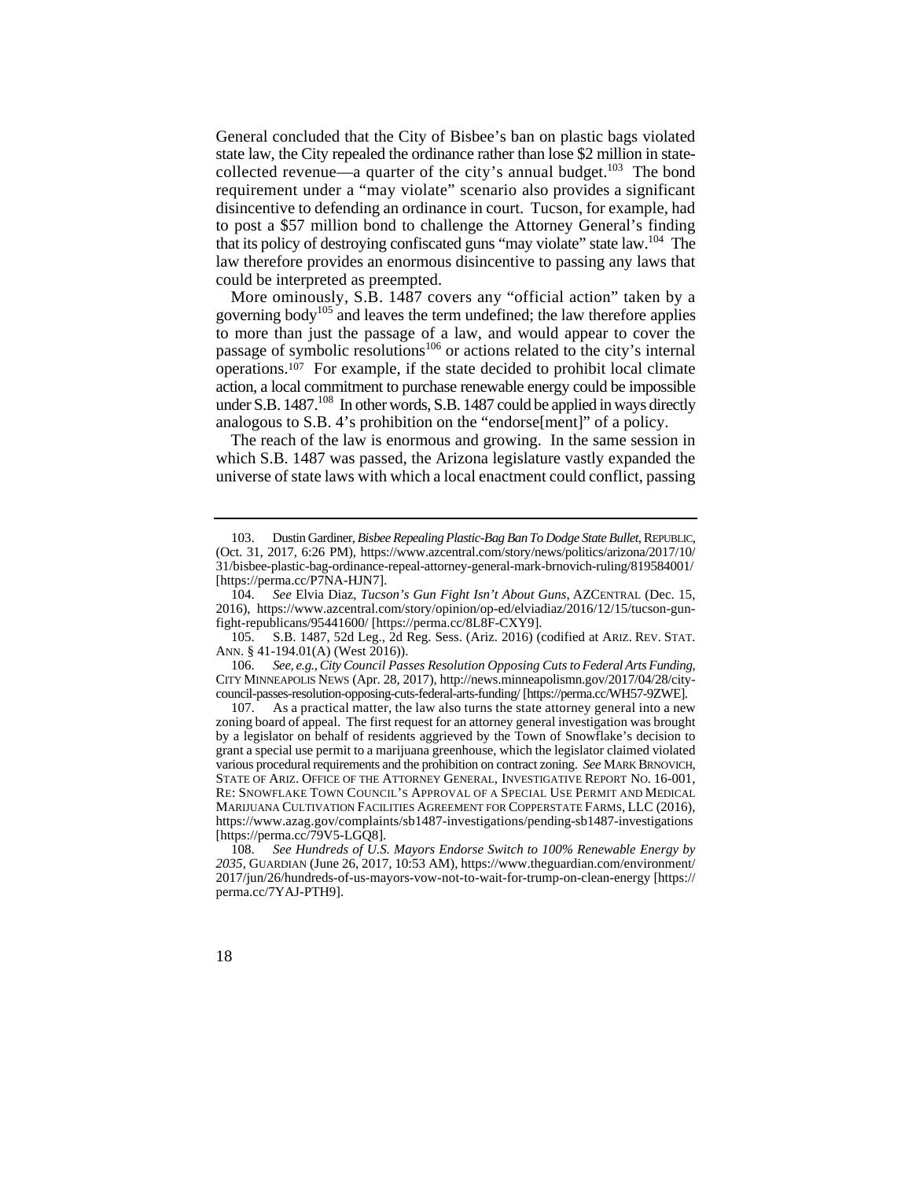General concluded that the City of Bisbee's ban on plastic bags violated state law, the City repealed the ordinance rather than lose $2 million in state-collected revenue—a quarter of the city's annual budget.[103] The bond requirement under a "may violate" scenario also provides a significant disincentive to defending an ordinance in court. Tucson, for example, had to post a $57 million bond to challenge the Attorney General's finding that its policy of destroying confiscated guns "may violate" state law.[104] The law therefore provides an enormous disincentive to passing any laws that could be interpreted as preempted.

More ominously, S.B. 1487 covers any "official action" taken by a governing body[105] and leaves the term undefined; the law therefore applies to more than just the passage of a law, and would appear to cover the passage of symbolic resolutions[106] or actions related to the city's internal operations.[107] For example, if the state decided to prohibit local climate action, a local commitment to purchase renewable energy could be impossible under S.B. 1487.[108] In other words, S.B. 1487 could be applied in ways directly analogous to S.B. 4's prohibition on the "endorse[ment]" of a policy.

The reach of the law is enormous and growing. In the same session in which S.B. 1487 was passed, the Arizona legislature vastly expanded the universe of state laws with which a local enactment could conflict, passing

---

103. Dustin Gardiner, *Bisbee Repealing Plastic-Bag Ban To Dodge State Bullet*, REPUBLIC, (Oct. 31, 2017, 6:26 PM), https://www.azcentral.com/story/news/politics/arizona/2017/10/31/bisbee-plastic-bag-ordinance-repeal-attorney-general-mark-brnovich-ruling/819584001/ [https://perma.cc/P7NA-HJN7].

104. *See* Elvia Diaz, *Tucson's Gun Fight Isn't About Guns*, AZCENTRAL (Dec. 15, 2016), https://www.azcentral.com/story/opinion/op-ed/elviadiaz/2016/12/15/tucson-gun-fight-republicans/95441600/ [https://perma.cc/8L8F-CXY9].

105. S.B. 1487, 52d Leg., 2d Reg. Sess. (Ariz. 2016) (codified at ARIZ. REV. STAT. ANN. § 41-194.01(A) (West 2016)).

106. *See, e.g.*, *City Council Passes Resolution Opposing Cuts to Federal Arts Funding*, CITY MINNEAPOLIS NEWS (Apr. 28, 2017), http://news.minneapolismn.gov/2017/04/28/city-council-passes-resolution-opposing-cuts-federal-arts-funding/ [https://perma.cc/WH57-9ZWE].

107. As a practical matter, the law also turns the state attorney general into a new zoning board of appeal. The first request for an attorney general investigation was brought by a legislator on behalf of residents aggrieved by the Town of Snowflake's decision to grant a special use permit to a marijuana greenhouse, which the legislator claimed violated various procedural requirements and the prohibition on contract zoning. *See* MARK BRNOVICH, STATE OF ARIZ. OFFICE OF THE ATTORNEY GENERAL, INVESTIGATIVE REPORT NO. 16-001, RE: SNOWFLAKE TOWN COUNCIL'S APPROVAL OF A SPECIAL USE PERMIT AND MEDICAL MARIJUANA CULTIVATION FACILITIES AGREEMENT FOR COPPERSTATE FARMS, LLC (2016), https://www.azag.gov/complaints/sb1487-investigations/pending-sb1487-investigations [https://perma.cc/79V5-LGQ8].

108. *See Hundreds of U.S. Mayors Endorse Switch to 100% Renewable Energy by 2035*, GUARDIAN (June 26, 2017, 10:53 AM), https://www.theguardian.com/environment/2017/jun/26/hundreds-of-us-mayors-vow-not-to-wait-for-trump-on-clean-energy [https://perma.cc/7YAJ-PTH9].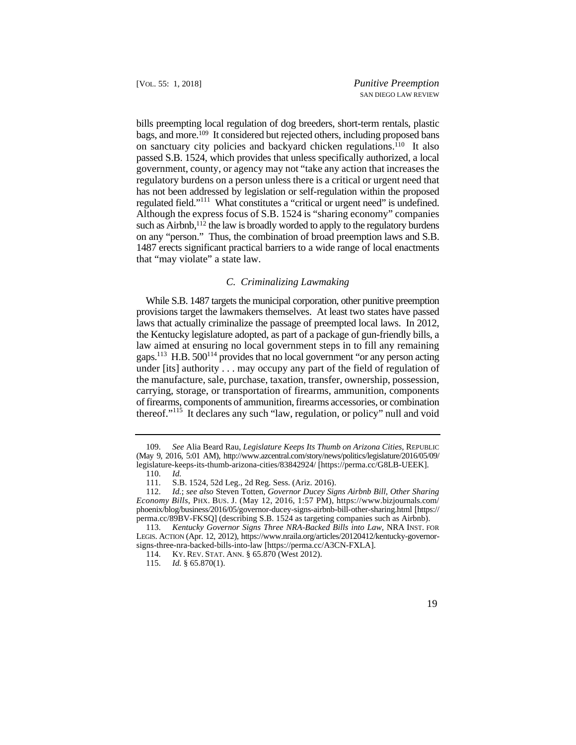bills preempting local regulation of dog breeders, short-term rentals, plastic bags, and more.[109] It considered but rejected others, including proposed bans on sanctuary city policies and backyard chicken regulations.[110] It also passed S.B. 1524, which provides that unless specifically authorized, a local government, county, or agency may not "take any action that increases the regulatory burdens on a person unless there is a critical or urgent need that has not been addressed by legislation or self-regulation within the proposed regulated field."[111] What constitutes a "critical or urgent need" is undefined. Although the express focus of S.B. 1524 is "sharing economy" companies such as Airbnb,[112] the law is broadly worded to apply to the regulatory burdens on any "person." Thus, the combination of broad preemption laws and S.B. 1487 erects significant practical barriers to a wide range of local enactments that "may violate" a state law.

### *C. Criminalizing Lawmaking*

While S.B. 1487 targets the municipal corporation, other punitive preemption provisions target the lawmakers themselves. At least two states have passed laws that actually criminalize the passage of preempted local laws. In 2012, the Kentucky legislature adopted, as part of a package of gun-friendly bills, a law aimed at ensuring no local government steps in to fill any remaining gaps.[113] H.B. 500[114] provides that no local government "or any person acting under [its] authority . . . may occupy any part of the field of regulation of the manufacture, sale, purchase, taxation, transfer, ownership, possession, carrying, storage, or transportation of firearms, ammunition, components of firearms, components of ammunition, firearms accessories, or combination thereof."[115] It declares any such "law, regulation, or policy" null and void

---

109. *See* Alia Beard Rau, *Legislature Keeps Its Thumb on Arizona Cities*, REPUBLIC (May 9, 2016, 5:01 AM), http://www.azcentral.com/story/news/politics/legislature/2016/05/09/legislature-keeps-its-thumb-arizona-cities/83842924/ [https://perma.cc/G8LB-UEEK].

110. *Id.*

111. S.B. 1524, 52d Leg., 2d Reg. Sess. (Ariz. 2016).

112. *Id.*; *see also* Steven Totten, *Governor Ducey Signs Airbnb Bill, Other Sharing Economy Bills*, PHX. BUS. J. (May 12, 2016, 1:57 PM), https://www.bizjournals.com/phoenix/blog/business/2016/05/governor-ducey-signs-airbnb-bill-other-sharing.html [https://perma.cc/89BV-FKSQ] (describing S.B. 1524 as targeting companies such as Airbnb).

113. *Kentucky Governor Signs Three NRA-Backed Bills into Law*, NRA INST. FOR LEGIS. ACTION (Apr. 12, 2012), https://www.nraila.org/articles/20120412/kentucky-governor-signs-three-nra-backed-bills-into-law [https://perma.cc/A3CN-FXLA].

114. KY. REV. STAT. ANN. § 65.870 (West 2012).

115. *Id.* § 65.870(1).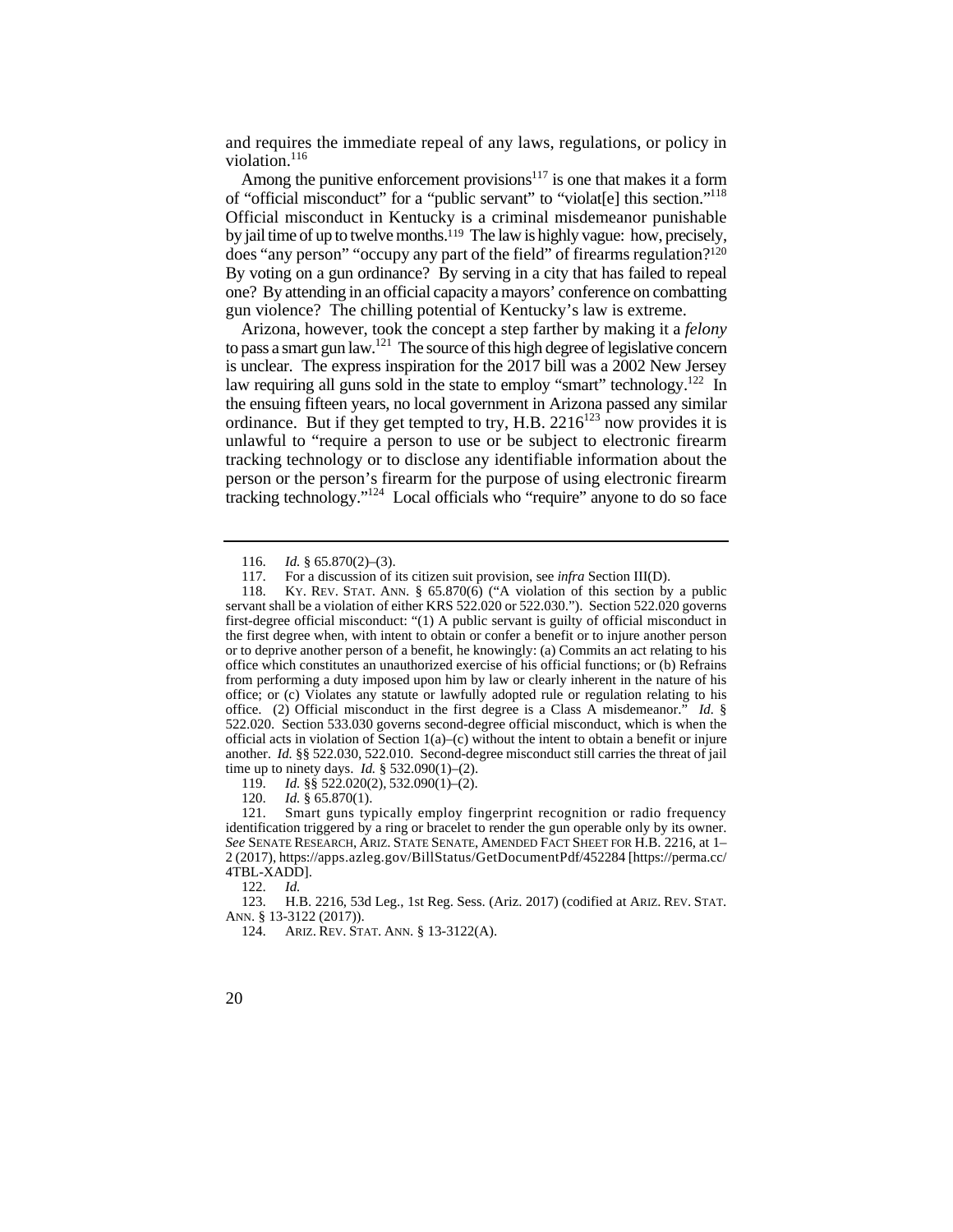and requires the immediate repeal of any laws, regulations, or policy in violation.[116]

Among the punitive enforcement provisions[117] is one that makes it a form of "official misconduct" for a "public servant" to "violat[e] this section."[118] Official misconduct in Kentucky is a criminal misdemeanor punishable by jail time of up to twelve months.[119] The law is highly vague: how, precisely, does "any person" "occupy any part of the field" of firearms regulation?[120] By voting on a gun ordinance? By serving in a city that has failed to repeal one? By attending in an official capacity a mayors' conference on combatting gun violence? The chilling potential of Kentucky's law is extreme.

Arizona, however, took the concept a step farther by making it a *felony* to pass a smart gun law.[121] The source of this high degree of legislative concern is unclear. The express inspiration for the 2017 bill was a 2002 New Jersey law requiring all guns sold in the state to employ "smart" technology.[122] In the ensuing fifteen years, no local government in Arizona passed any similar ordinance. But if they get tempted to try, H.B. 2216[123] now provides it is unlawful to "require a person to use or be subject to electronic firearm tracking technology or to disclose any identifiable information about the person or the person's firearm for the purpose of using electronic firearm tracking technology."[124] Local officials who "require" anyone to do so face

---

116. *Id.* § 65.870(2)–(3).

117. For a discussion of its citizen suit provision, see *infra* Section III(D).

118. KY. REV. STAT. ANN. § 65.870(6) ("A violation of this section by a public servant shall be a violation of either KRS 522.020 or 522.030."). Section 522.020 governs first-degree official misconduct: "(1) A public servant is guilty of official misconduct in the first degree when, with intent to obtain or confer a benefit or to injure another person or to deprive another person of a benefit, he knowingly: (a) Commits an act relating to his office which constitutes an unauthorized exercise of his official functions; or (b) Refrains from performing a duty imposed upon him by law or clearly inherent in the nature of his office; or (c) Violates any statute or lawfully adopted rule or regulation relating to his office. (2) Official misconduct in the first degree is a Class A misdemeanor." *Id.* § 522.020. Section 533.030 governs second-degree official misconduct, which is when the official acts in violation of Section 1(a)–(c) without the intent to obtain a benefit or injure another. *Id.* §§ 522.030, 522.010. Second-degree misconduct still carries the threat of jail time up to ninety days. *Id.* § 532.090(1)–(2).

119. *Id.* §§ 522.020(2), 532.090(1)–(2).

120. *Id.* § 65.870(1).

121. Smart guns typically employ fingerprint recognition or radio frequency identification triggered by a ring or bracelet to render the gun operable only by its owner. *See* SENATE RESEARCH, ARIZ. STATE SENATE, AMENDED FACT SHEET FOR H.B. 2216, at 1–2 (2017), https://apps.azleg.gov/BillStatus/GetDocumentPdf/452284 [https://perma.cc/4TBL-XADD].

122. *Id.*

123. H.B. 2216, 53d Leg., 1st Reg. Sess. (Ariz. 2017) (codified at ARIZ. REV. STAT. ANN. § 13-3122 (2017)).

124. ARIZ. REV. STAT. ANN. § 13-3122(A).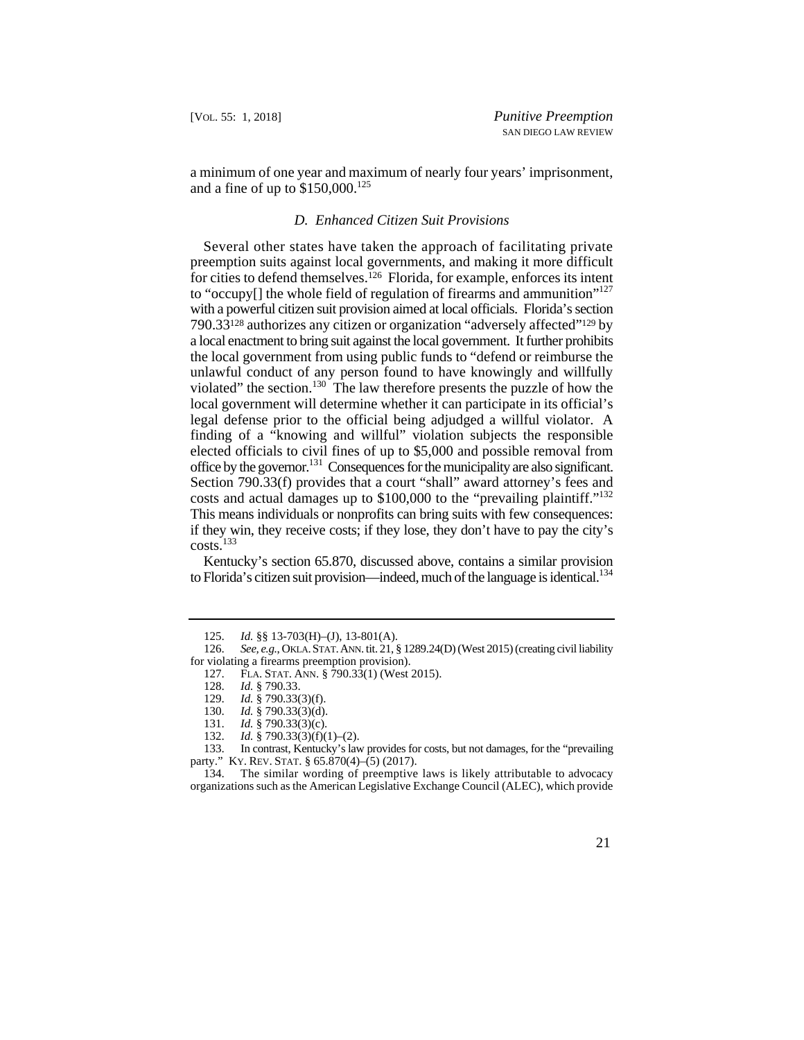a minimum of one year and maximum of nearly four years' imprisonment, and a fine of up to $150,000.[125]

### *D. Enhanced Citizen Suit Provisions*

Several other states have taken the approach of facilitating private preemption suits against local governments, and making it more difficult for cities to defend themselves.[126] Florida, for example, enforces its intent to "occupy[] the whole field of regulation of firearms and ammunition"[127] with a powerful citizen suit provision aimed at local officials. Florida's section 790.33[128] authorizes any citizen or organization "adversely affected"[129] by a local enactment to bring suit against the local government. It further prohibits the local government from using public funds to "defend or reimburse the unlawful conduct of any person found to have knowingly and willfully violated" the section.[130] The law therefore presents the puzzle of how the local government will determine whether it can participate in its official's legal defense prior to the official being adjudged a willful violator. A finding of a "knowing and willful" violation subjects the responsible elected officials to civil fines of up to $5,000 and possible removal from office by the governor.[131] Consequences for the municipality are also significant. Section 790.33(f) provides that a court "shall" award attorney's fees and costs and actual damages up to $100,000 to the "prevailing plaintiff."[132] This means individuals or nonprofits can bring suits with few consequences: if they win, they receive costs; if they lose, they don't have to pay the city's costs.[133]

Kentucky's section 65.870, discussed above, contains a similar provision to Florida's citizen suit provision—indeed, much of the language is identical.[134]

---

125. *Id.* §§ 13-703(H)–(J), 13-801(A).

126. *See, e.g.*, OKLA. STAT. ANN. tit. 21, § 1289.24(D) (West 2015) (creating civil liability for violating a firearms preemption provision).

127. FLA. STAT. ANN. § 790.33(1) (West 2015).

128. *Id.* § 790.33.

129. *Id.* § 790.33(3)(f).

130. *Id.* § 790.33(3)(d).

131. *Id.* § 790.33(3)(c).

132. *Id.* § 790.33(3)(f)(1)–(2).

133. In contrast, Kentucky's law provides for costs, but not damages, for the "prevailing party." KY. REV. STAT. § 65.870(4)–(5) (2017).

134. The similar wording of preemptive laws is likely attributable to advocacy organizations such as the American Legislative Exchange Council (ALEC), which provide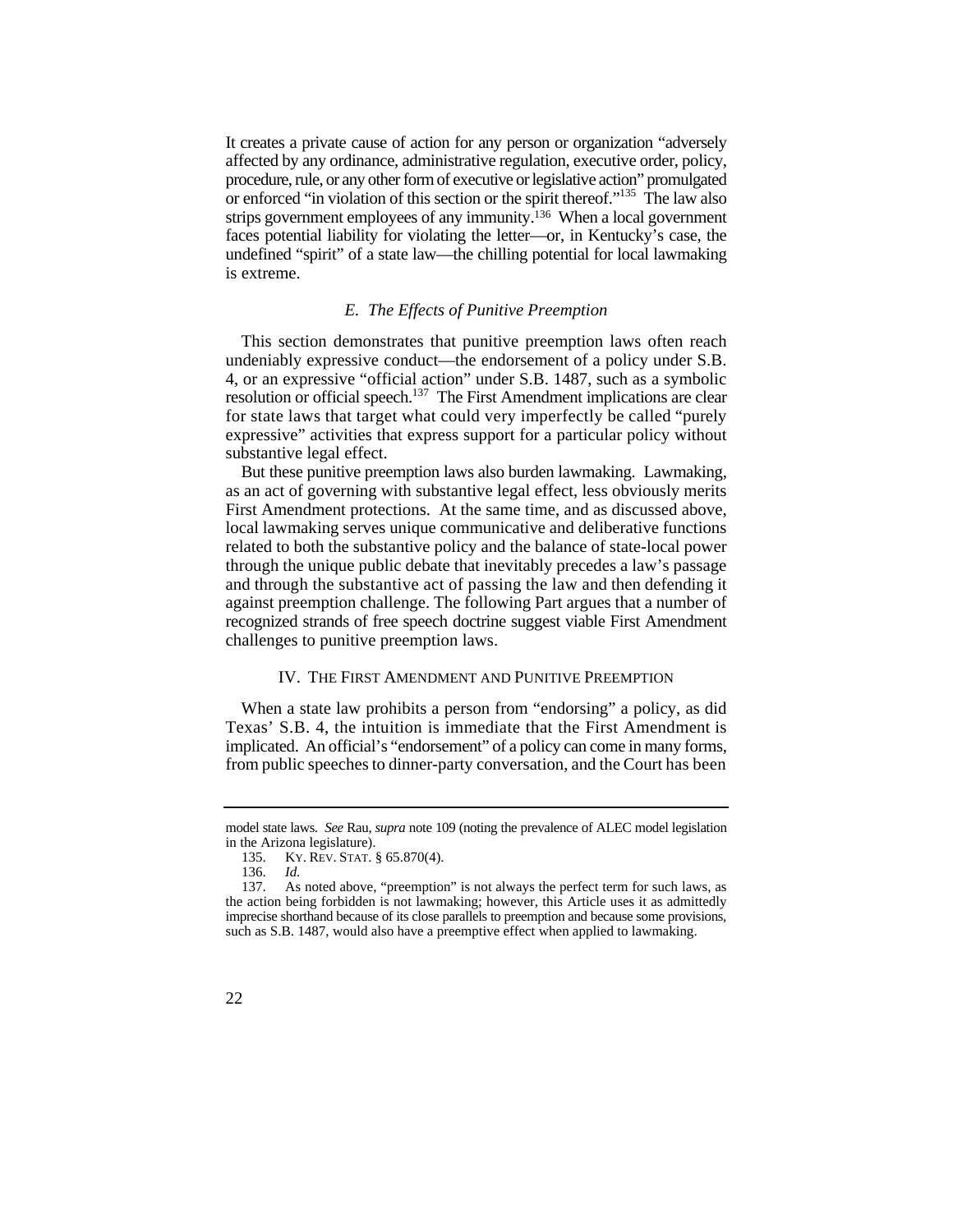It creates a private cause of action for any person or organization "adversely affected by any ordinance, administrative regulation, executive order, policy, procedure, rule, or any other form of executive or legislative action" promulgated or enforced "in violation of this section or the spirit thereof."[135] The law also strips government employees of any immunity.[136] When a local government faces potential liability for violating the letter—or, in Kentucky's case, the undefined "spirit" of a state law—the chilling potential for local lawmaking is extreme.

### *E. The Effects of Punitive Preemption*

This section demonstrates that punitive preemption laws often reach undeniably expressive conduct—the endorsement of a policy under S.B. 4, or an expressive "official action" under S.B. 1487, such as a symbolic resolution or official speech.[137] The First Amendment implications are clear for state laws that target what could very imperfectly be called "purely expressive" activities that express support for a particular policy without substantive legal effect.

But these punitive preemption laws also burden lawmaking. Lawmaking, as an act of governing with substantive legal effect, less obviously merits First Amendment protections. At the same time, and as discussed above, local lawmaking serves unique communicative and deliberative functions related to both the substantive policy and the balance of state-local power through the unique public debate that inevitably precedes a law's passage and through the substantive act of passing the law and then defending it against preemption challenge. The following Part argues that a number of recognized strands of free speech doctrine suggest viable First Amendment challenges to punitive preemption laws.

## IV. The First Amendment and Punitive Preemption

When a state law prohibits a person from "endorsing" a policy, as did Texas' S.B. 4, the intuition is immediate that the First Amendment is implicated. An official's "endorsement" of a policy can come in many forms, from public speeches to dinner-party conversation, and the Court has been

---

model state laws. *See* Rau, *supra* note 109 (noting the prevalence of ALEC model legislation in the Arizona legislature).

135. Ky. Rev. Stat. § 65.870(4).

136. *Id.*

137. As noted above, "preemption" is not always the perfect term for such laws, as the action being forbidden is not lawmaking; however, this Article uses it as admittedly imprecise shorthand because of its close parallels to preemption and because some provisions, such as S.B. 1487, would also have a preemptive effect when applied to lawmaking.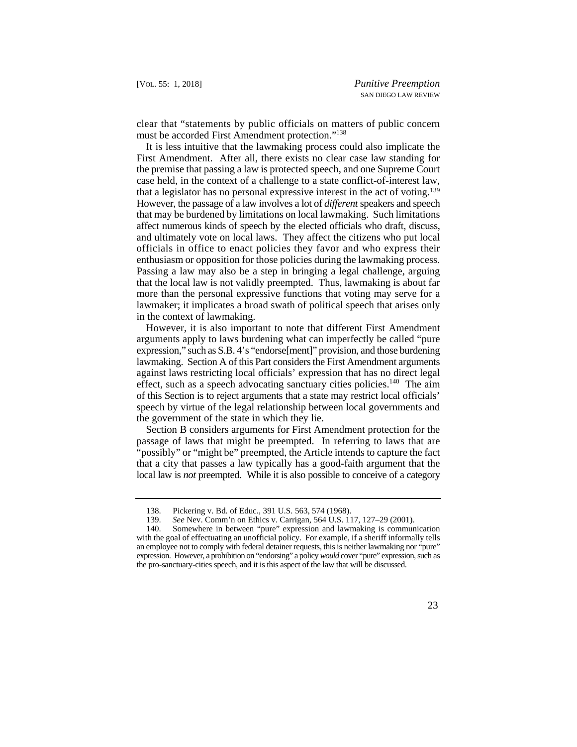clear that "statements by public officials on matters of public concern must be accorded First Amendment protection."[138]

It is less intuitive that the lawmaking process could also implicate the First Amendment. After all, there exists no clear case law standing for the premise that passing a law is protected speech, and one Supreme Court case held, in the context of a challenge to a state conflict-of-interest law, that a legislator has no personal expressive interest in the act of voting.[139] However, the passage of a law involves a lot of *different* speakers and speech that may be burdened by limitations on local lawmaking. Such limitations affect numerous kinds of speech by the elected officials who draft, discuss, and ultimately vote on local laws. They affect the citizens who put local officials in office to enact policies they favor and who express their enthusiasm or opposition for those policies during the lawmaking process. Passing a law may also be a step in bringing a legal challenge, arguing that the local law is not validly preempted. Thus, lawmaking is about far more than the personal expressive functions that voting may serve for a lawmaker; it implicates a broad swath of political speech that arises only in the context of lawmaking.

However, it is also important to note that different First Amendment arguments apply to laws burdening what can imperfectly be called "pure expression," such as S.B. 4's "endorse[ment]" provision, and those burdening lawmaking. Section A of this Part considers the First Amendment arguments against laws restricting local officials' expression that has no direct legal effect, such as a speech advocating sanctuary cities policies.[140] The aim of this Section is to reject arguments that a state may restrict local officials' speech by virtue of the legal relationship between local governments and the government of the state in which they lie.

Section B considers arguments for First Amendment protection for the passage of laws that might be preempted. In referring to laws that are "possibly" or "might be" preempted, the Article intends to capture the fact that a city that passes a law typically has a good-faith argument that the local law is *not* preempted. While it is also possible to conceive of a category

---

138. Pickering v. Bd. of Educ., 391 U.S. 563, 574 (1968).

139. *See* Nev. Comm'n on Ethics v. Carrigan, 564 U.S. 117, 127–29 (2001).

140. Somewhere in between "pure" expression and lawmaking is communication with the goal of effectuating an unofficial policy. For example, if a sheriff informally tells an employee not to comply with federal detainer requests, this is neither lawmaking nor "pure" expression. However, a prohibition on "endorsing" a policy *would* cover "pure" expression, such as the pro-sanctuary-cities speech, and it is this aspect of the law that will be discussed.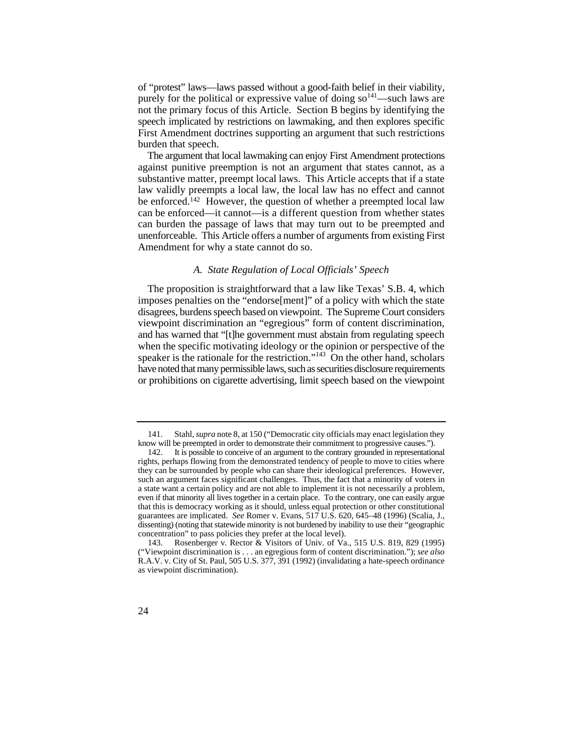of "protest" laws—laws passed without a good-faith belief in their viability, purely for the political or expressive value of doing so[141]—such laws are not the primary focus of this Article. Section B begins by identifying the speech implicated by restrictions on lawmaking, and then explores specific First Amendment doctrines supporting an argument that such restrictions burden that speech.

The argument that local lawmaking can enjoy First Amendment protections against punitive preemption is not an argument that states cannot, as a substantive matter, preempt local laws. This Article accepts that if a state law validly preempts a local law, the local law has no effect and cannot be enforced.[142] However, the question of whether a preempted local law can be enforced—it cannot—is a different question from whether states can burden the passage of laws that may turn out to be preempted and unenforceable. This Article offers a number of arguments from existing First Amendment for why a state cannot do so.

### *A. State Regulation of Local Officials' Speech*

The proposition is straightforward that a law like Texas' S.B. 4, which imposes penalties on the "endorse[ment]" of a policy with which the state disagrees, burdens speech based on viewpoint. The Supreme Court considers viewpoint discrimination an "egregious" form of content discrimination, and has warned that "[t]he government must abstain from regulating speech when the specific motivating ideology or the opinion or perspective of the speaker is the rationale for the restriction."[143] On the other hand, scholars have noted that many permissible laws, such as securities disclosure requirements or prohibitions on cigarette advertising, limit speech based on the viewpoint

---

141. Stahl, *supra* note 8, at 150 ("Democratic city officials may enact legislation they know will be preempted in order to demonstrate their commitment to progressive causes.").

142. It is possible to conceive of an argument to the contrary grounded in representational rights, perhaps flowing from the demonstrated tendency of people to move to cities where they can be surrounded by people who can share their ideological preferences. However, such an argument faces significant challenges. Thus, the fact that a minority of voters in a state want a certain policy and are not able to implement it is not necessarily a problem, even if that minority all lives together in a certain place. To the contrary, one can easily argue that this is democracy working as it should, unless equal protection or other constitutional guarantees are implicated. *See* Romer v. Evans, 517 U.S. 620, 645–48 (1996) (Scalia, J., dissenting) (noting that statewide minority is not burdened by inability to use their "geographic concentration" to pass policies they prefer at the local level).

143. Rosenberger v. Rector & Visitors of Univ. of Va., 515 U.S. 819, 829 (1995) ("Viewpoint discrimination is . . . an egregious form of content discrimination."); *see also* R.A.V. v. City of St. Paul, 505 U.S. 377, 391 (1992) (invalidating a hate-speech ordinance as viewpoint discrimination).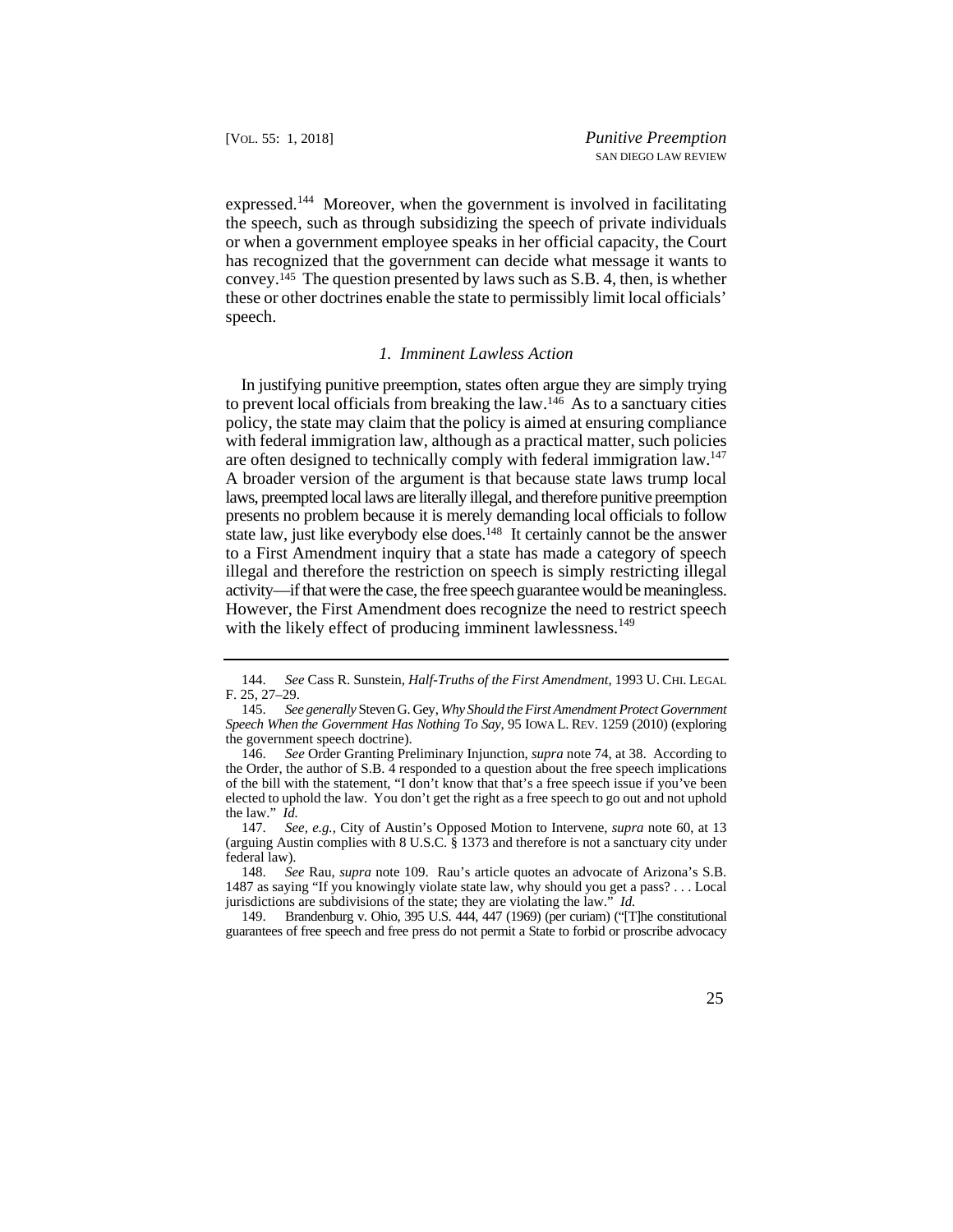expressed.[144] Moreover, when the government is involved in facilitating the speech, such as through subsidizing the speech of private individuals or when a government employee speaks in her official capacity, the Court has recognized that the government can decide what message it wants to convey.[145] The question presented by laws such as S.B. 4, then, is whether these or other doctrines enable the state to permissibly limit local officials' speech.

### *1. Imminent Lawless Action*

In justifying punitive preemption, states often argue they are simply trying to prevent local officials from breaking the law.[146] As to a sanctuary cities policy, the state may claim that the policy is aimed at ensuring compliance with federal immigration law, although as a practical matter, such policies are often designed to technically comply with federal immigration law.[147] A broader version of the argument is that because state laws trump local laws, preempted local laws are literally illegal, and therefore punitive preemption presents no problem because it is merely demanding local officials to follow state law, just like everybody else does.[148] It certainly cannot be the answer to a First Amendment inquiry that a state has made a category of speech illegal and therefore the restriction on speech is simply restricting illegal activity—if that were the case, the free speech guarantee would be meaningless. However, the First Amendment does recognize the need to restrict speech with the likely effect of producing imminent lawlessness.[149]

---

144. *See* Cass R. Sunstein, *Half-Truths of the First Amendment*, 1993 U. CHI. LEGAL F. 25, 27–29.

145. *See generally* Steven G. Gey, *Why Should the First Amendment Protect Government Speech When the Government Has Nothing To Say*, 95 IOWA L. REV. 1259 (2010) (exploring the government speech doctrine).

146. *See* Order Granting Preliminary Injunction, *supra* note 74, at 38. According to the Order, the author of S.B. 4 responded to a question about the free speech implications of the bill with the statement, "I don't know that that's a free speech issue if you've been elected to uphold the law. You don't get the right as a free speech to go out and not uphold the law." *Id.*

147. *See, e.g.*, City of Austin's Opposed Motion to Intervene, *supra* note 60, at 13 (arguing Austin complies with 8 U.S.C. § 1373 and therefore is not a sanctuary city under federal law).

148. *See* Rau, *supra* note 109. Rau's article quotes an advocate of Arizona's S.B. 1487 as saying "If you knowingly violate state law, why should you get a pass? . . . Local jurisdictions are subdivisions of the state; they are violating the law." *Id.*

149. Brandenburg v. Ohio, 395 U.S. 444, 447 (1969) (per curiam) ("[T]he constitutional guarantees of free speech and free press do not permit a State to forbid or proscribe advocacy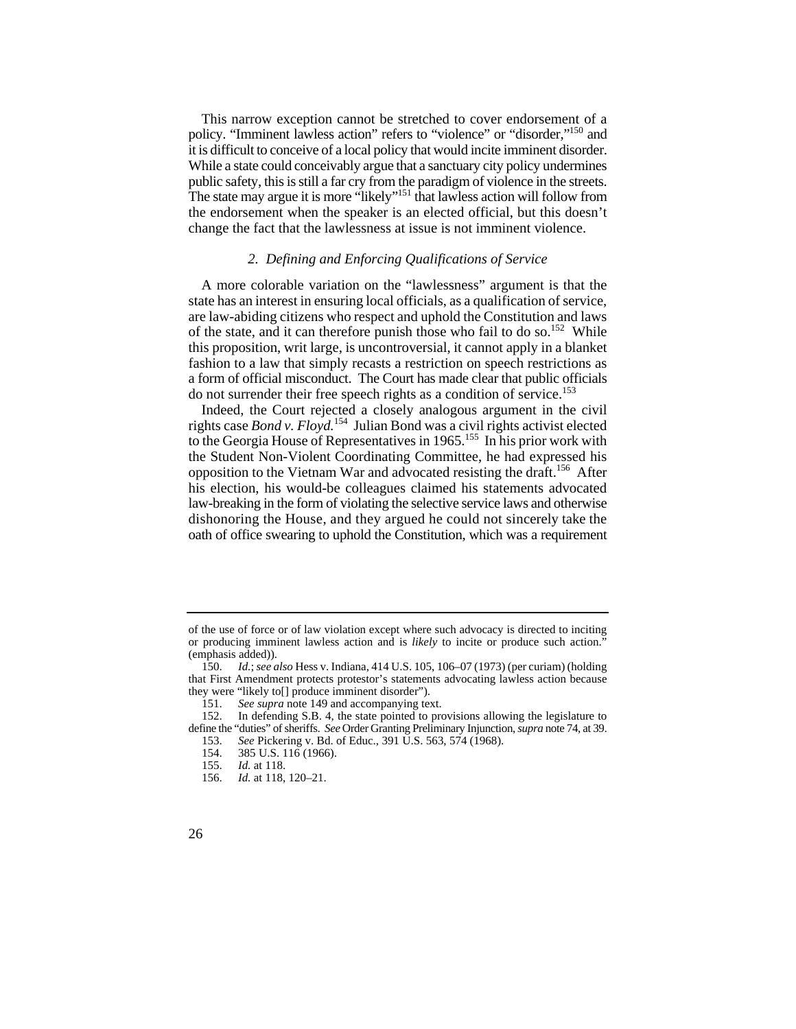This narrow exception cannot be stretched to cover endorsement of a policy. "Imminent lawless action" refers to "violence" or "disorder,"[150] and it is difficult to conceive of a local policy that would incite imminent disorder. While a state could conceivably argue that a sanctuary city policy undermines public safety, this is still a far cry from the paradigm of violence in the streets. The state may argue it is more "likely"[151] that lawless action will follow from the endorsement when the speaker is an elected official, but this doesn't change the fact that the lawlessness at issue is not imminent violence.

### *2. Defining and Enforcing Qualifications of Service*

A more colorable variation on the "lawlessness" argument is that the state has an interest in ensuring local officials, as a qualification of service, are law-abiding citizens who respect and uphold the Constitution and laws of the state, and it can therefore punish those who fail to do so.[152] While this proposition, writ large, is uncontroversial, it cannot apply in a blanket fashion to a law that simply recasts a restriction on speech restrictions as a form of official misconduct. The Court has made clear that public officials do not surrender their free speech rights as a condition of service.[153]

Indeed, the Court rejected a closely analogous argument in the civil rights case *Bond v. Floyd*.[154] Julian Bond was a civil rights activist elected to the Georgia House of Representatives in 1965.[155] In his prior work with the Student Non-Violent Coordinating Committee, he had expressed his opposition to the Vietnam War and advocated resisting the draft.[156] After his election, his would-be colleagues claimed his statements advocated law-breaking in the form of violating the selective service laws and otherwise dishonoring the House, and they argued he could not sincerely take the oath of office swearing to uphold the Constitution, which was a requirement

---

of the use of force or of law violation except where such advocacy is directed to inciting or producing imminent lawless action and is *likely* to incite or produce such action." (emphasis added)).

150. *Id.*; *see also* Hess v. Indiana, 414 U.S. 105, 106–07 (1973) (per curiam) (holding that First Amendment protects protestor's statements advocating lawless action because they were "likely to[] produce imminent disorder").

151. *See supra* note 149 and accompanying text.

152. In defending S.B. 4, the state pointed to provisions allowing the legislature to define the "duties" of sheriffs. *See* Order Granting Preliminary Injunction, *supra* note 74, at 39.

153. *See* Pickering v. Bd. of Educ., 391 U.S. 563, 574 (1968).

154. 385 U.S. 116 (1966).

155. *Id.* at 118.

156. *Id.* at 118, 120–21.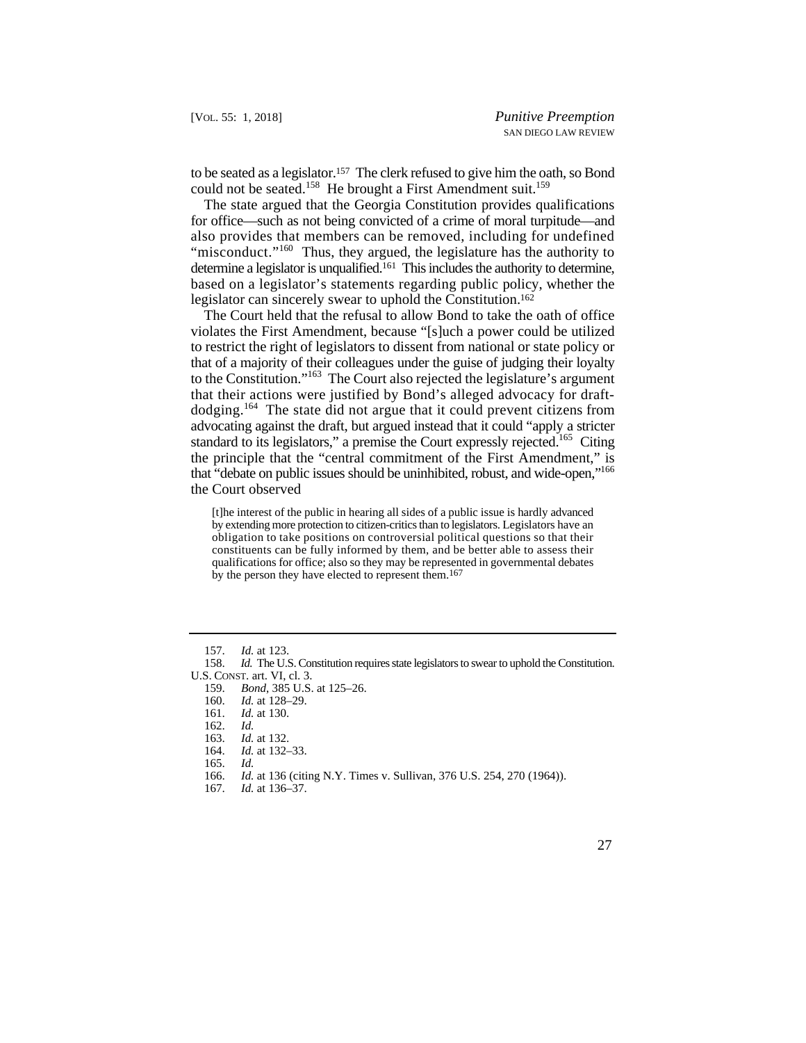to be seated as a legislator.[157] The clerk refused to give him the oath, so Bond could not be seated.[158] He brought a First Amendment suit.[159]

The state argued that the Georgia Constitution provides qualifications for office—such as not being convicted of a crime of moral turpitude—and also provides that members can be removed, including for undefined "misconduct."[160] Thus, they argued, the legislature has the authority to determine a legislator is unqualified.[161] This includes the authority to determine, based on a legislator's statements regarding public policy, whether the legislator can sincerely swear to uphold the Constitution.[162]

The Court held that the refusal to allow Bond to take the oath of office violates the First Amendment, because "[s]uch a power could be utilized to restrict the right of legislators to dissent from national or state policy or that of a majority of their colleagues under the guise of judging their loyalty to the Constitution."[163] The Court also rejected the legislature's argument that their actions were justified by Bond's alleged advocacy for draft-dodging.[164] The state did not argue that it could prevent citizens from advocating against the draft, but argued instead that it could "apply a stricter standard to its legislators," a premise the Court expressly rejected.[165] Citing the principle that the "central commitment of the First Amendment," is that "debate on public issues should be uninhibited, robust, and wide-open,"[166] the Court observed

> [t]he interest of the public in hearing all sides of a public issue is hardly advanced by extending more protection to citizen-critics than to legislators. Legislators have an obligation to take positions on controversial political questions so that their constituents can be fully informed by them, and be better able to assess their qualifications for office; also so they may be represented in governmental debates by the person they have elected to represent them.[167]

---

157. *Id.* at 123.

158. *Id.* The U.S. Constitution requires state legislators to swear to uphold the Constitution. U.S. CONST. art. VI, cl. 3.

159. *Bond*, 385 U.S. at 125–26.

160. *Id.* at 128–29.

161. *Id.* at 130.

162. *Id.*

163. *Id.* at 132.

164. *Id.* at 132–33.

165. *Id.*

166. *Id.* at 136 (citing N.Y. Times v. Sullivan, 376 U.S. 254, 270 (1964)).

167. *Id.* at 136–37.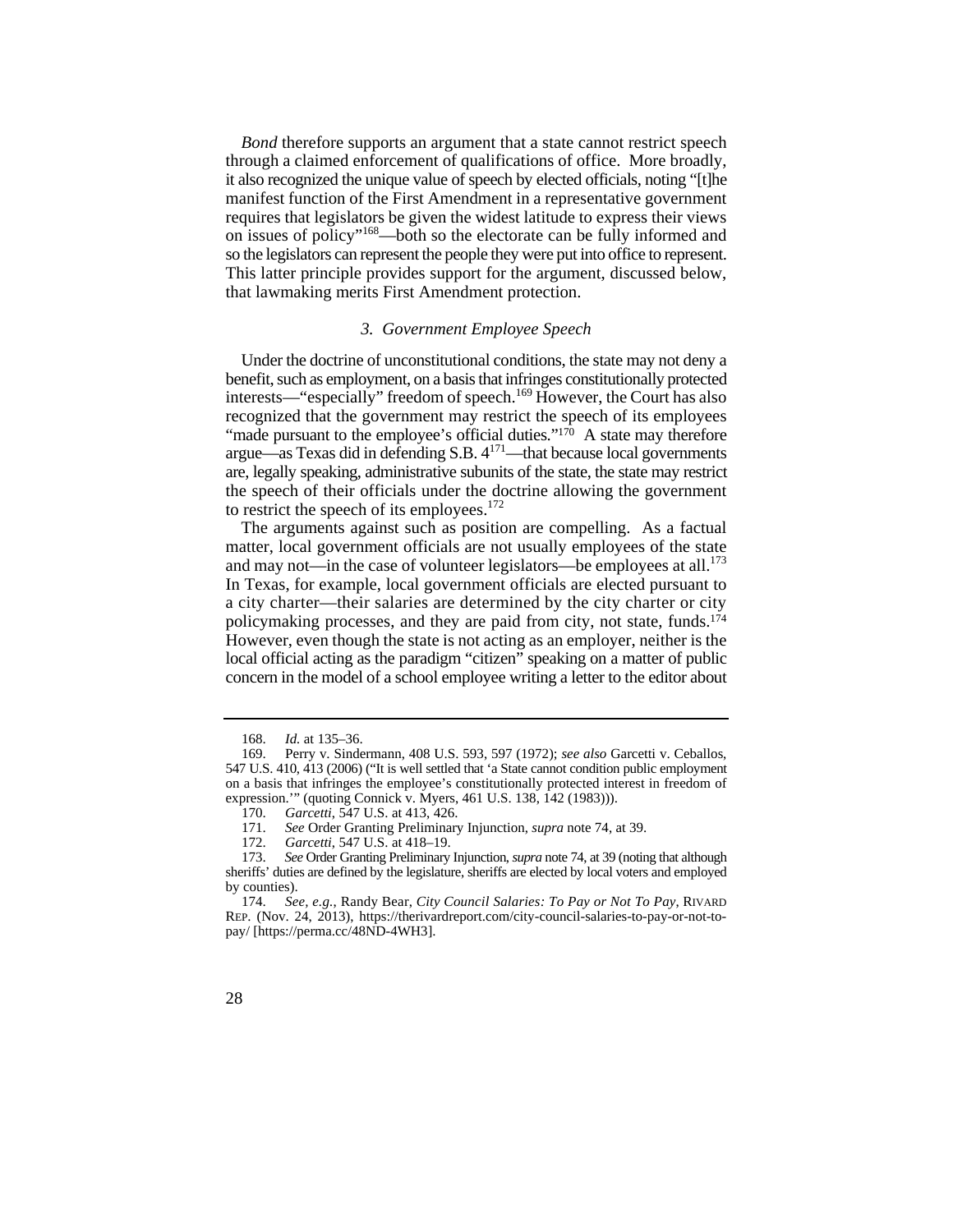*Bond* therefore supports an argument that a state cannot restrict speech through a claimed enforcement of qualifications of office. More broadly, it also recognized the unique value of speech by elected officials, noting "[t]he manifest function of the First Amendment in a representative government requires that legislators be given the widest latitude to express their views on issues of policy"[168]—both so the electorate can be fully informed and so the legislators can represent the people they were put into office to represent. This latter principle provides support for the argument, discussed below, that lawmaking merits First Amendment protection.

### *3. Government Employee Speech*

Under the doctrine of unconstitutional conditions, the state may not deny a benefit, such as employment, on a basis that infringes constitutionally protected interests—"especially" freedom of speech.[169] However, the Court has also recognized that the government may restrict the speech of its employees "made pursuant to the employee's official duties."[170] A state may therefore argue—as Texas did in defending S.B. 4[171]—that because local governments are, legally speaking, administrative subunits of the state, the state may restrict the speech of their officials under the doctrine allowing the government to restrict the speech of its employees.[172]

The arguments against such as position are compelling. As a factual matter, local government officials are not usually employees of the state and may not—in the case of volunteer legislators—be employees at all.[173] In Texas, for example, local government officials are elected pursuant to a city charter—their salaries are determined by the city charter or city policymaking processes, and they are paid from city, not state, funds.[174] However, even though the state is not acting as an employer, neither is the local official acting as the paradigm "citizen" speaking on a matter of public concern in the model of a school employee writing a letter to the editor about

---

168. *Id.* at 135–36.

169. Perry v. Sindermann, 408 U.S. 593, 597 (1972); *see also* Garcetti v. Ceballos, 547 U.S. 410, 413 (2006) ("It is well settled that 'a State cannot condition public employment on a basis that infringes the employee's constitutionally protected interest in freedom of expression.'" (quoting Connick v. Myers, 461 U.S. 138, 142 (1983))).

170. *Garcetti*, 547 U.S. at 413, 426.

171. *See* Order Granting Preliminary Injunction, *supra* note 74, at 39.

172. *Garcetti*, 547 U.S. at 418–19.

173. *See* Order Granting Preliminary Injunction, *supra* note 74, at 39 (noting that although sheriffs' duties are defined by the legislature, sheriffs are elected by local voters and employed by counties).

174. *See, e.g.*, Randy Bear, *City Council Salaries: To Pay or Not To Pay*, RIVARD REP. (Nov. 24, 2013), https://therivardreport.com/city-council-salaries-to-pay-or-not-to-pay/ [https://perma.cc/48ND-4WH3].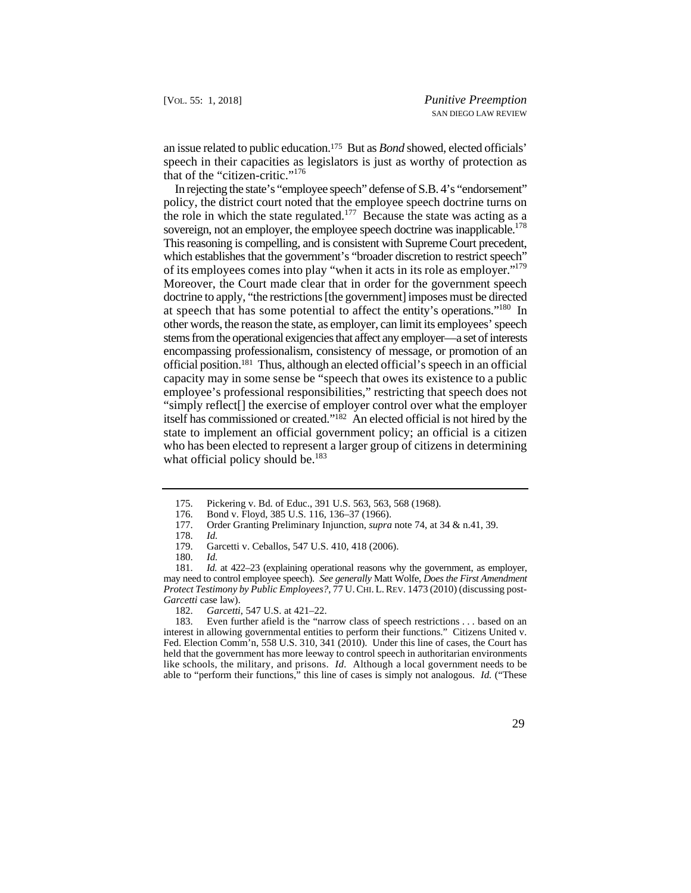an issue related to public education.[175] But as *Bond* showed, elected officials' speech in their capacities as legislators is just as worthy of protection as that of the "citizen-critic."[176]

In rejecting the state's "employee speech" defense of S.B. 4's "endorsement" policy, the district court noted that the employee speech doctrine turns on the role in which the state regulated.[177] Because the state was acting as a sovereign, not an employer, the employee speech doctrine was inapplicable.[178] This reasoning is compelling, and is consistent with Supreme Court precedent, which establishes that the government's "broader discretion to restrict speech" of its employees comes into play "when it acts in its role as employer."[179] Moreover, the Court made clear that in order for the government speech doctrine to apply, "the restrictions [the government] imposes must be directed at speech that has some potential to affect the entity's operations."[180] In other words, the reason the state, as employer, can limit its employees' speech stems from the operational exigencies that affect any employer—a set of interests encompassing professionalism, consistency of message, or promotion of an official position.[181] Thus, although an elected official's speech in an official capacity may in some sense be "speech that owes its existence to a public employee's professional responsibilities," restricting that speech does not "simply reflect[] the exercise of employer control over what the employer itself has commissioned or created."[182] An elected official is not hired by the state to implement an official government policy; an official is a citizen who has been elected to represent a larger group of citizens in determining what official policy should be.[183]

---

175. Pickering v. Bd. of Educ., 391 U.S. 563, 563, 568 (1968).

176. Bond v. Floyd, 385 U.S. 116, 136–37 (1966).

177. Order Granting Preliminary Injunction, *supra* note 74, at 34 & n.41, 39.

178. *Id.*

179. Garcetti v. Ceballos, 547 U.S. 410, 418 (2006).

180. *Id.*

181. *Id.* at 422–23 (explaining operational reasons why the government, as employer, may need to control employee speech). *See generally* Matt Wolfe, *Does the First Amendment Protect Testimony by Public Employees?*, 77 U. CHI. L. REV. 1473 (2010) (discussing post-*Garcetti* case law).

182. *Garcetti*, 547 U.S. at 421–22.

183. Even further afield is the "narrow class of speech restrictions . . . based on an interest in allowing governmental entities to perform their functions." Citizens United v. Fed. Election Comm'n, 558 U.S. 310, 341 (2010). Under this line of cases, the Court has held that the government has more leeway to control speech in authoritarian environments like schools, the military, and prisons. *Id.* Although a local government needs to be able to "perform their functions," this line of cases is simply not analogous. *Id.* ("These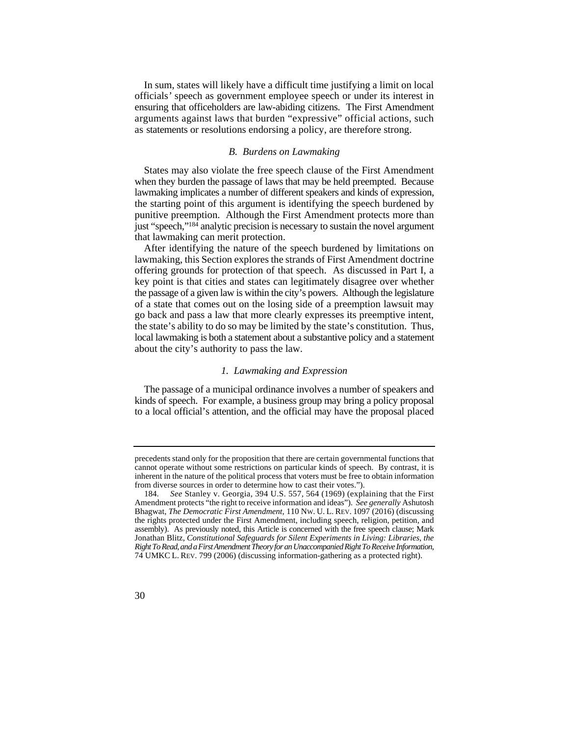In sum, states will likely have a difficult time justifying a limit on local officials' speech as government employee speech or under its interest in ensuring that officeholders are law-abiding citizens. The First Amendment arguments against laws that burden "expressive" official actions, such as statements or resolutions endorsing a policy, are therefore strong.

### *B. Burdens on Lawmaking*

States may also violate the free speech clause of the First Amendment when they burden the passage of laws that may be held preempted. Because lawmaking implicates a number of different speakers and kinds of expression, the starting point of this argument is identifying the speech burdened by punitive preemption. Although the First Amendment protects more than just "speech,"[184] analytic precision is necessary to sustain the novel argument that lawmaking can merit protection.

After identifying the nature of the speech burdened by limitations on lawmaking, this Section explores the strands of First Amendment doctrine offering grounds for protection of that speech. As discussed in Part I, a key point is that cities and states can legitimately disagree over whether the passage of a given law is within the city's powers. Although the legislature of a state that comes out on the losing side of a preemption lawsuit may go back and pass a law that more clearly expresses its preemptive intent, the state's ability to do so may be limited by the state's constitution. Thus, local lawmaking is both a statement about a substantive policy and a statement about the city's authority to pass the law.

#### *1. Lawmaking and Expression*

The passage of a municipal ordinance involves a number of speakers and kinds of speech. For example, a business group may bring a policy proposal to a local official's attention, and the official may have the proposal placed

---

precedents stand only for the proposition that there are certain governmental functions that cannot operate without some restrictions on particular kinds of speech. By contrast, it is inherent in the nature of the political process that voters must be free to obtain information from diverse sources in order to determine how to cast their votes.").

184. *See* Stanley v. Georgia, 394 U.S. 557, 564 (1969) (explaining that the First Amendment protects "the right to receive information and ideas"). *See generally* Ashutosh Bhagwat, *The Democratic First Amendment*, 110 NW. U. L. REV. 1097 (2016) (discussing the rights protected under the First Amendment, including speech, religion, petition, and assembly). As previously noted, this Article is concerned with the free speech clause; Mark Jonathan Blitz, *Constitutional Safeguards for Silent Experiments in Living: Libraries, the Right To Read, and a First Amendment Theory for an Unaccompanied Right To Receive Information*, 74 UMKC L. REV. 799 (2006) (discussing information-gathering as a protected right).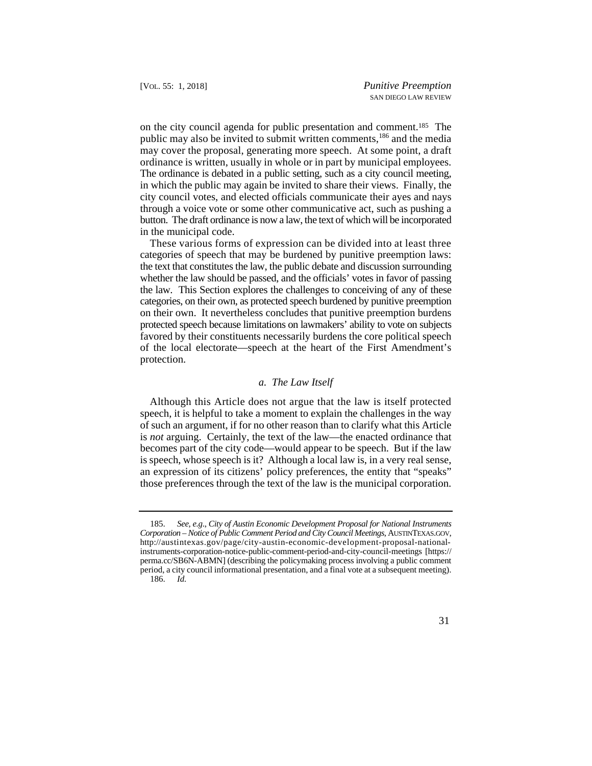on the city council agenda for public presentation and comment.[185] The public may also be invited to submit written comments,[186] and the media may cover the proposal, generating more speech. At some point, a draft ordinance is written, usually in whole or in part by municipal employees. The ordinance is debated in a public setting, such as a city council meeting, in which the public may again be invited to share their views. Finally, the city council votes, and elected officials communicate their ayes and nays through a voice vote or some other communicative act, such as pushing a button. The draft ordinance is now a law, the text of which will be incorporated in the municipal code.

These various forms of expression can be divided into at least three categories of speech that may be burdened by punitive preemption laws: the text that constitutes the law, the public debate and discussion surrounding whether the law should be passed, and the officials' votes in favor of passing the law. This Section explores the challenges to conceiving of any of these categories, on their own, as protected speech burdened by punitive preemption on their own. It nevertheless concludes that punitive preemption burdens protected speech because limitations on lawmakers' ability to vote on subjects favored by their constituents necessarily burdens the core political speech of the local electorate—speech at the heart of the First Amendment's protection.

### *a. The Law Itself*

Although this Article does not argue that the law is itself protected speech, it is helpful to take a moment to explain the challenges in the way of such an argument, if for no other reason than to clarify what this Article is *not* arguing. Certainly, the text of the law—the enacted ordinance that becomes part of the city code—would appear to be speech. But if the law is speech, whose speech is it? Although a local law is, in a very real sense, an expression of its citizens' policy preferences, the entity that "speaks" those preferences through the text of the law is the municipal corporation.

---

185. *See, e.g.*, *City of Austin Economic Development Proposal for National Instruments Corporation – Notice of Public Comment Period and City Council Meetings*, AUSTINTEXAS.GOV, http://austintexas.gov/page/city-austin-economic-development-proposal-national-instruments-corporation-notice-public-comment-period-and-city-council-meetings [https://perma.cc/SB6N-ABMN] (describing the policymaking process involving a public comment period, a city council informational presentation, and a final vote at a subsequent meeting).

186. *Id.*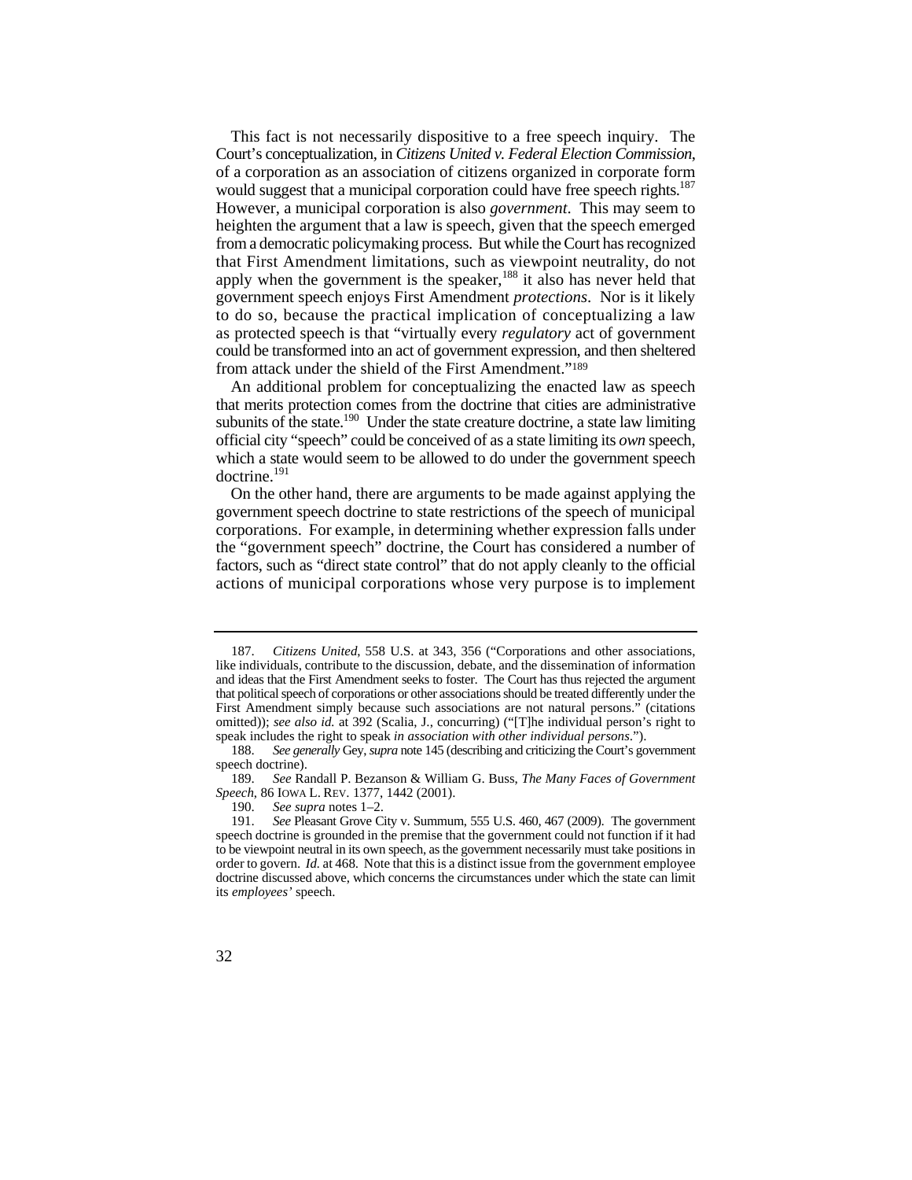This fact is not necessarily dispositive to a free speech inquiry. The Court's conceptualization, in *Citizens United v. Federal Election Commission*, of a corporation as an association of citizens organized in corporate form would suggest that a municipal corporation could have free speech rights.[187] However, a municipal corporation is also *government*. This may seem to heighten the argument that a law is speech, given that the speech emerged from a democratic policymaking process. But while the Court has recognized that First Amendment limitations, such as viewpoint neutrality, do not apply when the government is the speaker,[188] it also has never held that government speech enjoys First Amendment *protections*. Nor is it likely to do so, because the practical implication of conceptualizing a law as protected speech is that "virtually every *regulatory* act of government could be transformed into an act of government expression, and then sheltered from attack under the shield of the First Amendment."[189]

An additional problem for conceptualizing the enacted law as speech that merits protection comes from the doctrine that cities are administrative subunits of the state.[190] Under the state creature doctrine, a state law limiting official city "speech" could be conceived of as a state limiting its *own* speech, which a state would seem to be allowed to do under the government speech doctrine.[191]

On the other hand, there are arguments to be made against applying the government speech doctrine to state restrictions of the speech of municipal corporations. For example, in determining whether expression falls under the "government speech" doctrine, the Court has considered a number of factors, such as "direct state control" that do not apply cleanly to the official actions of municipal corporations whose very purpose is to implement

---

187. *Citizens United*, 558 U.S. at 343, 356 ("Corporations and other associations, like individuals, contribute to the discussion, debate, and the dissemination of information and ideas that the First Amendment seeks to foster. The Court has thus rejected the argument that political speech of corporations or other associations should be treated differently under the First Amendment simply because such associations are not natural persons." (citations omitted)); *see also id.* at 392 (Scalia, J., concurring) ("[T]he individual person's right to speak includes the right to speak *in association with other individual persons*.").

188. *See generally* Gey, *supra* note 145 (describing and criticizing the Court's government speech doctrine).

189. *See* Randall P. Bezanson & William G. Buss, *The Many Faces of Government Speech*, 86 IOWA L. REV. 1377, 1442 (2001).

190. *See supra* notes 1–2.

191. *See* Pleasant Grove City v. Summum, 555 U.S. 460, 467 (2009). The government speech doctrine is grounded in the premise that the government could not function if it had to be viewpoint neutral in its own speech, as the government necessarily must take positions in order to govern. *Id.* at 468. Note that this is a distinct issue from the government employee doctrine discussed above, which concerns the circumstances under which the state can limit its *employees'* speech.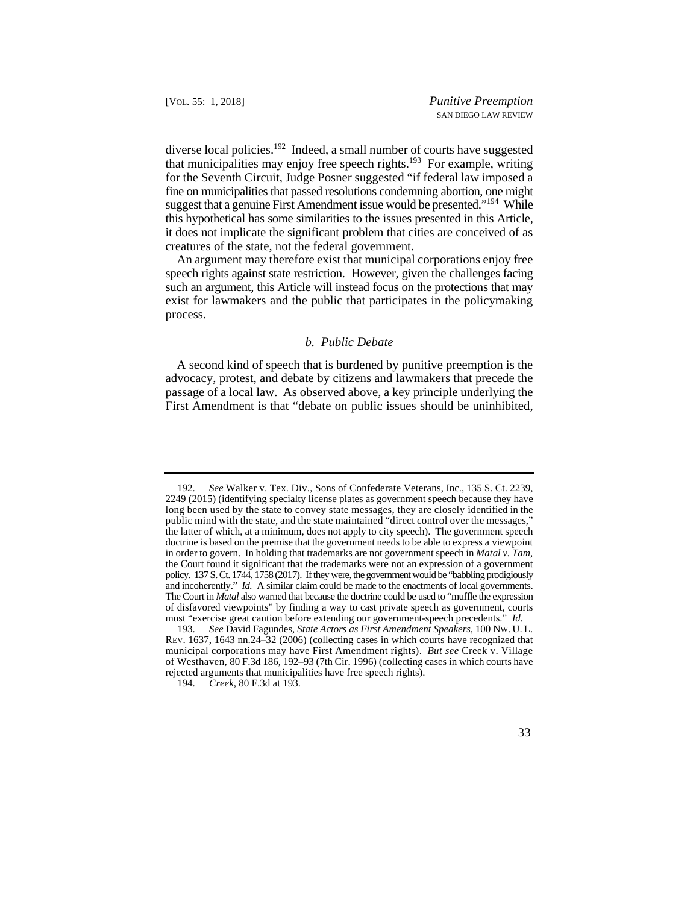diverse local policies.[192] Indeed, a small number of courts have suggested that municipalities may enjoy free speech rights.[193] For example, writing for the Seventh Circuit, Judge Posner suggested "if federal law imposed a fine on municipalities that passed resolutions condemning abortion, one might suggest that a genuine First Amendment issue would be presented."[194] While this hypothetical has some similarities to the issues presented in this Article, it does not implicate the significant problem that cities are conceived of as creatures of the state, not the federal government.

An argument may therefore exist that municipal corporations enjoy free speech rights against state restriction. However, given the challenges facing such an argument, this Article will instead focus on the protections that may exist for lawmakers and the public that participates in the policymaking process.

#### *b. Public Debate*

A second kind of speech that is burdened by punitive preemption is the advocacy, protest, and debate by citizens and lawmakers that precede the passage of a local law. As observed above, a key principle underlying the First Amendment is that "debate on public issues should be uninhibited,

---

192. *See* Walker v. Tex. Div., Sons of Confederate Veterans, Inc., 135 S. Ct. 2239, 2249 (2015) (identifying specialty license plates as government speech because they have long been used by the state to convey state messages, they are closely identified in the public mind with the state, and the state maintained "direct control over the messages," the latter of which, at a minimum, does not apply to city speech). The government speech doctrine is based on the premise that the government needs to be able to express a viewpoint in order to govern. In holding that trademarks are not government speech in *Matal v. Tam*, the Court found it significant that the trademarks were not an expression of a government policy. 137 S. Ct. 1744, 1758 (2017). If they were, the government would be "babbling prodigiously and incoherently." *Id.* A similar claim could be made to the enactments of local governments. The Court in *Matal* also warned that because the doctrine could be used to "muffle the expression of disfavored viewpoints" by finding a way to cast private speech as government, courts must "exercise great caution before extending our government-speech precedents." *Id.*

193. *See* David Fagundes, *State Actors as First Amendment Speakers*, 100 NW. U. L. REV. 1637, 1643 nn.24–32 (2006) (collecting cases in which courts have recognized that municipal corporations may have First Amendment rights). *But see* Creek v. Village of Westhaven, 80 F.3d 186, 192–93 (7th Cir. 1996) (collecting cases in which courts have rejected arguments that municipalities have free speech rights).

194. *Creek*, 80 F.3d at 193.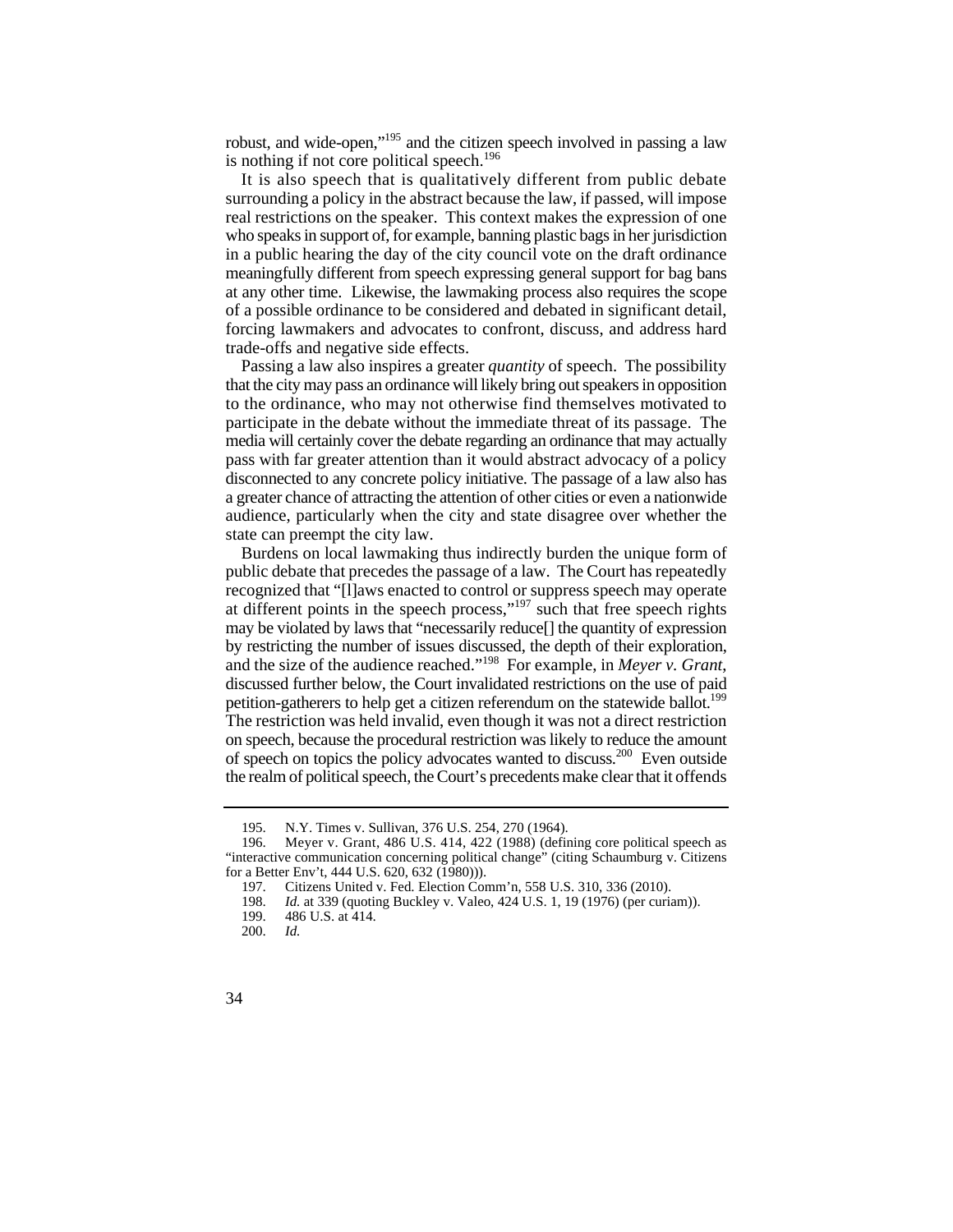robust, and wide-open,"[195] and the citizen speech involved in passing a law is nothing if not core political speech.[196]

It is also speech that is qualitatively different from public debate surrounding a policy in the abstract because the law, if passed, will impose real restrictions on the speaker. This context makes the expression of one who speaks in support of, for example, banning plastic bags in her jurisdiction in a public hearing the day of the city council vote on the draft ordinance meaningfully different from speech expressing general support for bag bans at any other time. Likewise, the lawmaking process also requires the scope of a possible ordinance to be considered and debated in significant detail, forcing lawmakers and advocates to confront, discuss, and address hard trade-offs and negative side effects.

Passing a law also inspires a greater *quantity* of speech. The possibility that the city may pass an ordinance will likely bring out speakers in opposition to the ordinance, who may not otherwise find themselves motivated to participate in the debate without the immediate threat of its passage. The media will certainly cover the debate regarding an ordinance that may actually pass with far greater attention than it would abstract advocacy of a policy disconnected to any concrete policy initiative. The passage of a law also has a greater chance of attracting the attention of other cities or even a nationwide audience, particularly when the city and state disagree over whether the state can preempt the city law.

Burdens on local lawmaking thus indirectly burden the unique form of public debate that precedes the passage of a law. The Court has repeatedly recognized that "[l]aws enacted to control or suppress speech may operate at different points in the speech process,"[197] such that free speech rights may be violated by laws that "necessarily reduce[] the quantity of expression by restricting the number of issues discussed, the depth of their exploration, and the size of the audience reached."[198] For example, in *Meyer v. Grant*, discussed further below, the Court invalidated restrictions on the use of paid petition-gatherers to help get a citizen referendum on the statewide ballot.[199] The restriction was held invalid, even though it was not a direct restriction on speech, because the procedural restriction was likely to reduce the amount of speech on topics the policy advocates wanted to discuss.[200] Even outside the realm of political speech, the Court's precedents make clear that it offends

---

195. N.Y. Times v. Sullivan, 376 U.S. 254, 270 (1964).

196. Meyer v. Grant, 486 U.S. 414, 422 (1988) (defining core political speech as "interactive communication concerning political change" (citing Schaumburg v. Citizens for a Better Env't, 444 U.S. 620, 632 (1980))).

197. Citizens United v. Fed. Election Comm'n, 558 U.S. 310, 336 (2010).

198. *Id.* at 339 (quoting Buckley v. Valeo, 424 U.S. 1, 19 (1976) (per curiam)).

199. 486 U.S. at 414.

200. *Id.*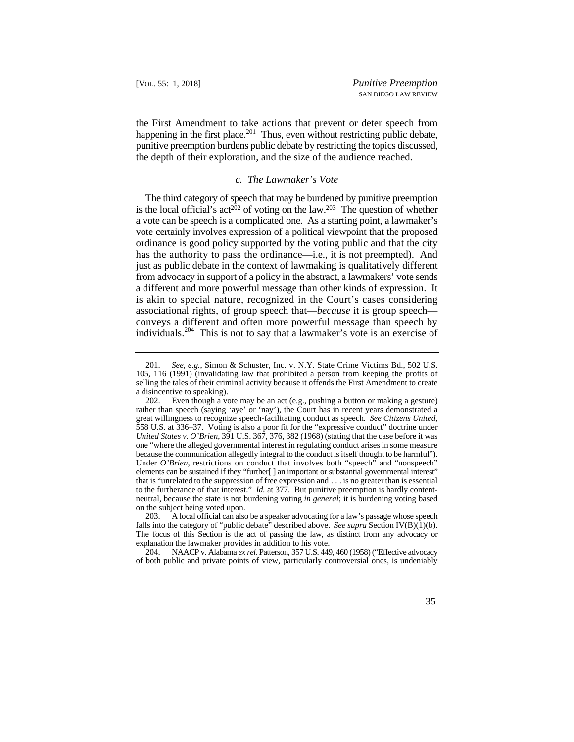the First Amendment to take actions that prevent or deter speech from happening in the first place.[201] Thus, even without restricting public debate, punitive preemption burdens public debate by restricting the topics discussed, the depth of their exploration, and the size of the audience reached.

### *c. The Lawmaker's Vote*

The third category of speech that may be burdened by punitive preemption is the local official's act[202] of voting on the law.[203] The question of whether a vote can be speech is a complicated one. As a starting point, a lawmaker's vote certainly involves expression of a political viewpoint that the proposed ordinance is good policy supported by the voting public and that the city has the authority to pass the ordinance—i.e., it is not preempted). And just as public debate in the context of lawmaking is qualitatively different from advocacy in support of a policy in the abstract, a lawmakers' vote sends a different and more powerful message than other kinds of expression. It is akin to special nature, recognized in the Court's cases considering associational rights, of group speech that—*because* it is group speech—conveys a different and often more powerful message than speech by individuals.[204] This is not to say that a lawmaker's vote is an exercise of

---

201. *See, e.g.*, Simon & Schuster, Inc. v. N.Y. State Crime Victims Bd., 502 U.S. 105, 116 (1991) (invalidating law that prohibited a person from keeping the profits of selling the tales of their criminal activity because it offends the First Amendment to create a disincentive to speaking).

202. Even though a vote may be an act (e.g., pushing a button or making a gesture) rather than speech (saying 'aye' or 'nay'), the Court has in recent years demonstrated a great willingness to recognize speech-facilitating conduct as speech. *See Citizens United*, 558 U.S. at 336–37. Voting is also a poor fit for the "expressive conduct" doctrine under *United States v. O'Brien*, 391 U.S. 367, 376, 382 (1968) (stating that the case before it was one "where the alleged governmental interest in regulating conduct arises in some measure because the communication allegedly integral to the conduct is itself thought to be harmful"). Under *O'Brien*, restrictions on conduct that involves both "speech" and "nonspeech" elements can be sustained if they "further[ ] an important or substantial governmental interest" that is "unrelated to the suppression of free expression and . . . is no greater than is essential to the furtherance of that interest." *Id.* at 377. But punitive preemption is hardly content-neutral, because the state is not burdening voting *in general*; it is burdening voting based on the subject being voted upon.

203. A local official can also be a speaker advocating for a law's passage whose speech falls into the category of "public debate" described above. *See supra* Section IV(B)(1)(b). The focus of this Section is the act of passing the law, as distinct from any advocacy or explanation the lawmaker provides in addition to his vote.

204. NAACP v. Alabama *ex rel.* Patterson, 357 U.S. 449, 460 (1958) ("Effective advocacy of both public and private points of view, particularly controversial ones, is undeniably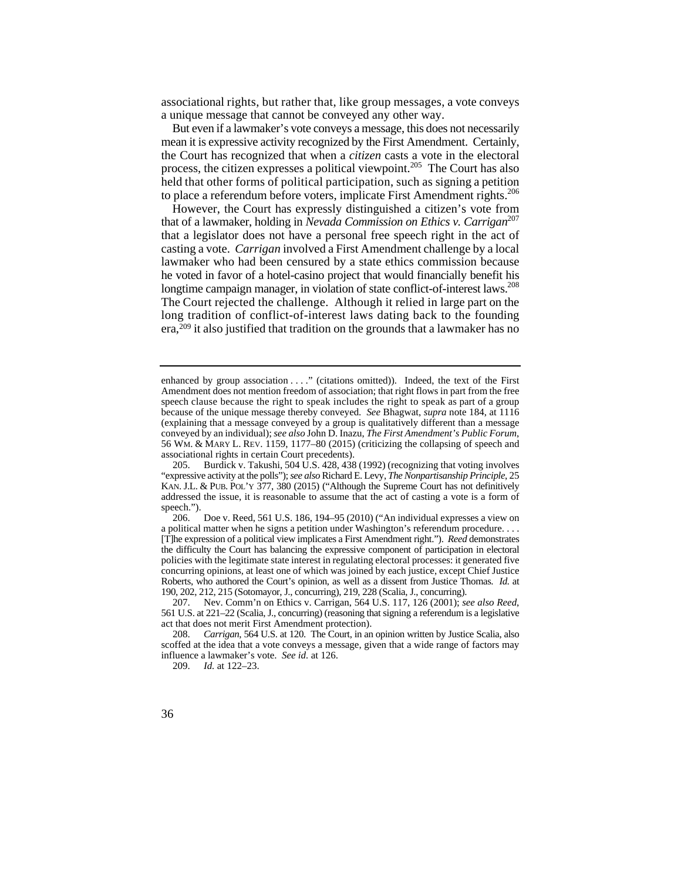associational rights, but rather that, like group messages, a vote conveys a unique message that cannot be conveyed any other way.

But even if a lawmaker's vote conveys a message, this does not necessarily mean it is expressive activity recognized by the First Amendment. Certainly, the Court has recognized that when a *citizen* casts a vote in the electoral process, the citizen expresses a political viewpoint.[205] The Court has also held that other forms of political participation, such as signing a petition to place a referendum before voters, implicate First Amendment rights.[206]

However, the Court has expressly distinguished a citizen's vote from that of a lawmaker, holding in *Nevada Commission on Ethics v. Carrigan*[207] that a legislator does not have a personal free speech right in the act of casting a vote. *Carrigan* involved a First Amendment challenge by a local lawmaker who had been censured by a state ethics commission because he voted in favor of a hotel-casino project that would financially benefit his longtime campaign manager, in violation of state conflict-of-interest laws.[208] The Court rejected the challenge. Although it relied in large part on the long tradition of conflict-of-interest laws dating back to the founding era,[209] it also justified that tradition on the grounds that a lawmaker has no

---

enhanced by group association . . . ." (citations omitted)). Indeed, the text of the First Amendment does not mention freedom of association; that right flows in part from the free speech clause because the right to speak includes the right to speak as part of a group because of the unique message thereby conveyed. *See* Bhagwat, *supra* note 184, at 1116 (explaining that a message conveyed by a group is qualitatively different than a message conveyed by an individual); *see also* John D. Inazu, *The First Amendment's Public Forum*, 56 WM. & MARY L. REV. 1159, 1177–80 (2015) (criticizing the collapsing of speech and associational rights in certain Court precedents).

205. Burdick v. Takushi, 504 U.S. 428, 438 (1992) (recognizing that voting involves "expressive activity at the polls"); *see also* Richard E. Levy, *The Nonpartisanship Principle*, 25 KAN. J.L. & PUB. POL'Y 377, 380 (2015) ("Although the Supreme Court has not definitively addressed the issue, it is reasonable to assume that the act of casting a vote is a form of speech.").

206. Doe v. Reed, 561 U.S. 186, 194–95 (2010) ("An individual expresses a view on a political matter when he signs a petition under Washington's referendum procedure. . . . [T]he expression of a political view implicates a First Amendment right."). *Reed* demonstrates the difficulty the Court has balancing the expressive component of participation in electoral policies with the legitimate state interest in regulating electoral processes: it generated five concurring opinions, at least one of which was joined by each justice, except Chief Justice Roberts, who authored the Court's opinion, as well as a dissent from Justice Thomas. *Id.* at 190, 202, 212, 215 (Sotomayor, J., concurring), 219, 228 (Scalia, J., concurring).

207. Nev. Comm'n on Ethics v. Carrigan, 564 U.S. 117, 126 (2001); *see also Reed*, 561 U.S. at 221–22 (Scalia, J., concurring) (reasoning that signing a referendum is a legislative act that does not merit First Amendment protection).

208. *Carrigan*, 564 U.S. at 120. The Court, in an opinion written by Justice Scalia, also scoffed at the idea that a vote conveys a message, given that a wide range of factors may influence a lawmaker's vote. *See id.* at 126.

209. *Id.* at 122–23.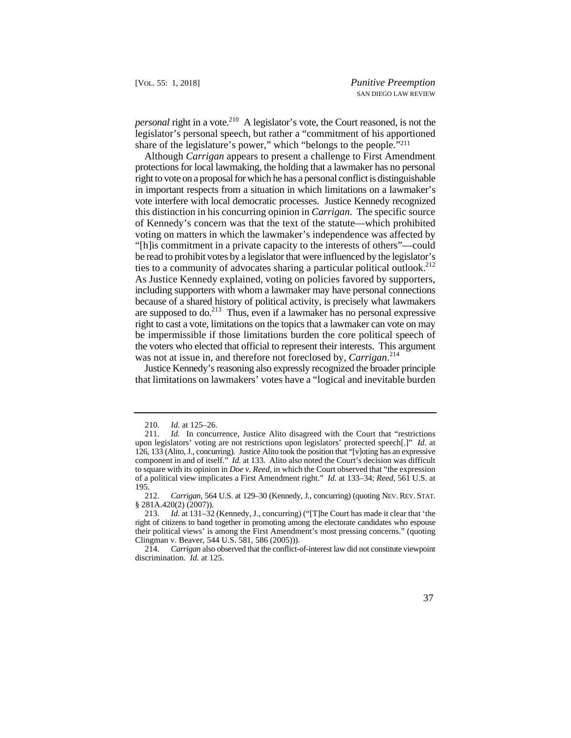*personal* right in a vote.[210] A legislator's vote, the Court reasoned, is not the legislator's personal speech, but rather a "commitment of his apportioned share of the legislature's power," which "belongs to the people."[211]

Although *Carrigan* appears to present a challenge to First Amendment protections for local lawmaking, the holding that a lawmaker has no personal right to vote on a proposal for which he has a personal conflict is distinguishable in important respects from a situation in which limitations on a lawmaker's vote interfere with local democratic processes. Justice Kennedy recognized this distinction in his concurring opinion in *Carrigan*. The specific source of Kennedy's concern was that the text of the statute—which prohibited voting on matters in which the lawmaker's independence was affected by "[h]is commitment in a private capacity to the interests of others"—could be read to prohibit votes by a legislator that were influenced by the legislator's ties to a community of advocates sharing a particular political outlook.[212] As Justice Kennedy explained, voting on policies favored by supporters, including supporters with whom a lawmaker may have personal connections because of a shared history of political activity, is precisely what lawmakers are supposed to do.[213] Thus, even if a lawmaker has no personal expressive right to cast a vote, limitations on the topics that a lawmaker can vote on may be impermissible if those limitations burden the core political speech of the voters who elected that official to represent their interests. This argument was not at issue in, and therefore not foreclosed by, *Carrigan*.[214]

Justice Kennedy's reasoning also expressly recognized the broader principle that limitations on lawmakers' votes have a "logical and inevitable burden

---

210. *Id.* at 125–26.

211. *Id.* In concurrence, Justice Alito disagreed with the Court that "restrictions upon legislators' voting are not restrictions upon legislators' protected speech[.]" *Id.* at 126, 133 (Alito, J., concurring). Justice Alito took the position that "[v]oting has an expressive component in and of itself." *Id.* at 133. Alito also noted the Court's decision was difficult to square with its opinion in *Doe v. Reed*, in which the Court observed that "the expression of a political view implicates a First Amendment right." *Id.* at 133–34; *Reed*, 561 U.S. at 195.

212. *Carrigan*, 564 U.S. at 129–30 (Kennedy, J., concurring) (quoting NEV. REV. STAT. § 281A.420(2) (2007)).

213. *Id.* at 131–32 (Kennedy, J., concurring) ("[T]he Court has made it clear that 'the right of citizens to band together in promoting among the electorate candidates who espouse their political views' is among the First Amendment's most pressing concerns." (quoting Clingman v. Beaver, 544 U.S. 581, 586 (2005))).

214. *Carrigan* also observed that the conflict-of-interest law did not constitute viewpoint discrimination. *Id.* at 125.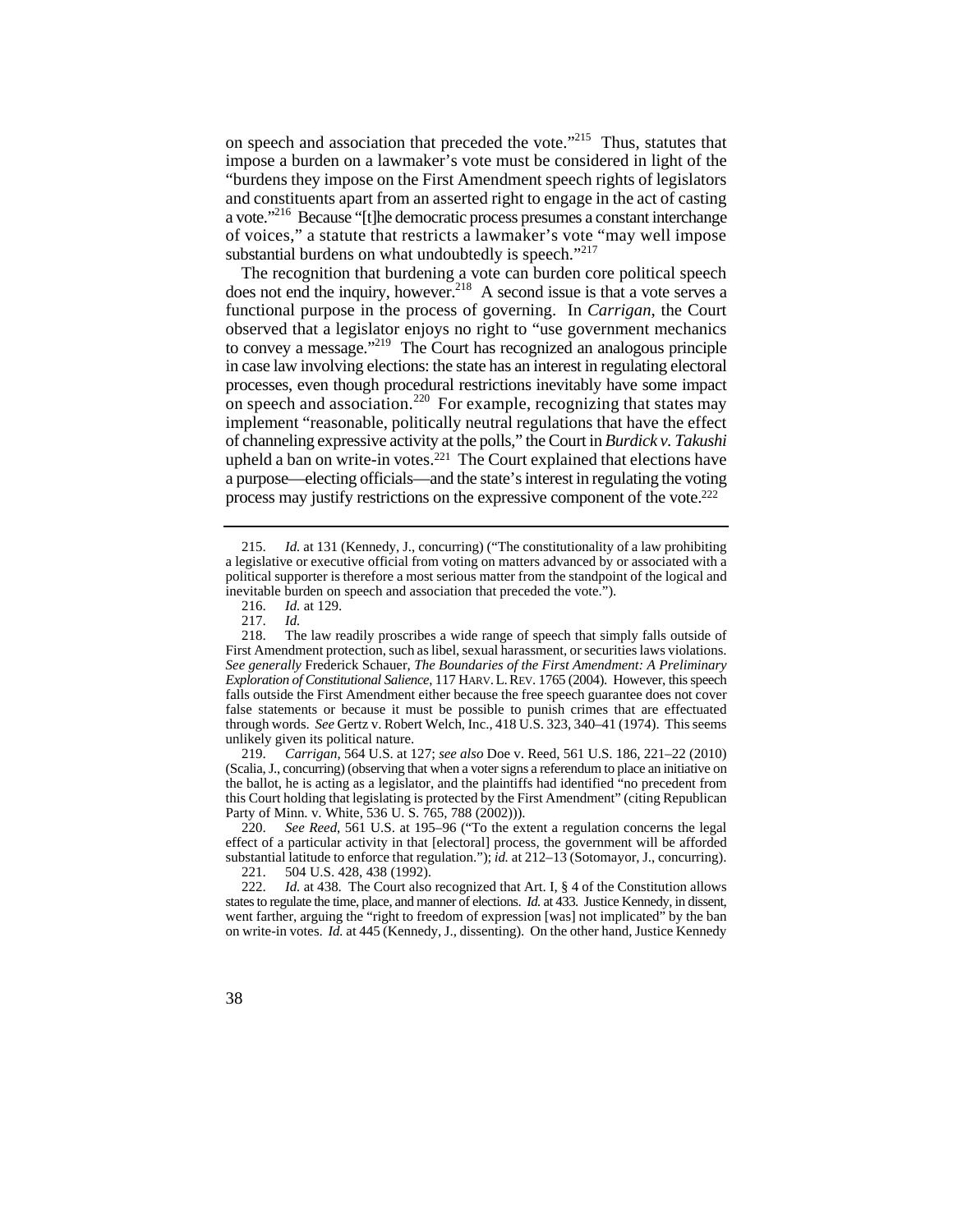on speech and association that preceded the vote."[215] Thus, statutes that impose a burden on a lawmaker's vote must be considered in light of the "burdens they impose on the First Amendment speech rights of legislators and constituents apart from an asserted right to engage in the act of casting a vote."[216] Because "[t]he democratic process presumes a constant interchange of voices," a statute that restricts a lawmaker's vote "may well impose substantial burdens on what undoubtedly is speech."[217]

The recognition that burdening a vote can burden core political speech does not end the inquiry, however.[218] A second issue is that a vote serves a functional purpose in the process of governing. In *Carrigan*, the Court observed that a legislator enjoys no right to "use government mechanics to convey a message."[219] The Court has recognized an analogous principle in case law involving elections: the state has an interest in regulating electoral processes, even though procedural restrictions inevitably have some impact on speech and association.[220] For example, recognizing that states may implement "reasonable, politically neutral regulations that have the effect of channeling expressive activity at the polls," the Court in *Burdick v. Takushi* upheld a ban on write-in votes.[221] The Court explained that elections have a purpose—electing officials—and the state's interest in regulating the voting process may justify restrictions on the expressive component of the vote.[222]

---

215. *Id.* at 131 (Kennedy, J., concurring) ("The constitutionality of a law prohibiting a legislative or executive official from voting on matters advanced by or associated with a political supporter is therefore a most serious matter from the standpoint of the logical and inevitable burden on speech and association that preceded the vote.").

216. *Id.* at 129.

217. *Id.*

218. The law readily proscribes a wide range of speech that simply falls outside of First Amendment protection, such as libel, sexual harassment, or securities laws violations. *See generally* Frederick Schauer, *The Boundaries of the First Amendment: A Preliminary Exploration of Constitutional Salience*, 117 HARV. L. REV. 1765 (2004). However, this speech falls outside the First Amendment either because the free speech guarantee does not cover false statements or because it must be possible to punish crimes that are effectuated through words. *See* Gertz v. Robert Welch, Inc., 418 U.S. 323, 340–41 (1974). This seems unlikely given its political nature.

219. *Carrigan*, 564 U.S. at 127; *see also* Doe v. Reed, 561 U.S. 186, 221–22 (2010) (Scalia, J., concurring) (observing that when a voter signs a referendum to place an initiative on the ballot, he is acting as a legislator, and the plaintiffs had identified "no precedent from this Court holding that legislating is protected by the First Amendment" (citing Republican Party of Minn. v. White, 536 U. S. 765, 788 (2002))).

220. *See Reed*, 561 U.S. at 195–96 ("To the extent a regulation concerns the legal effect of a particular activity in that [electoral] process, the government will be afforded substantial latitude to enforce that regulation."); *id.* at 212–13 (Sotomayor, J., concurring).

221. 504 U.S. 428, 438 (1992).

222. *Id.* at 438. The Court also recognized that Art. I, § 4 of the Constitution allows states to regulate the time, place, and manner of elections. *Id.* at 433. Justice Kennedy, in dissent, went farther, arguing the "right to freedom of expression [was] not implicated" by the ban on write-in votes. *Id.* at 445 (Kennedy, J., dissenting). On the other hand, Justice Kennedy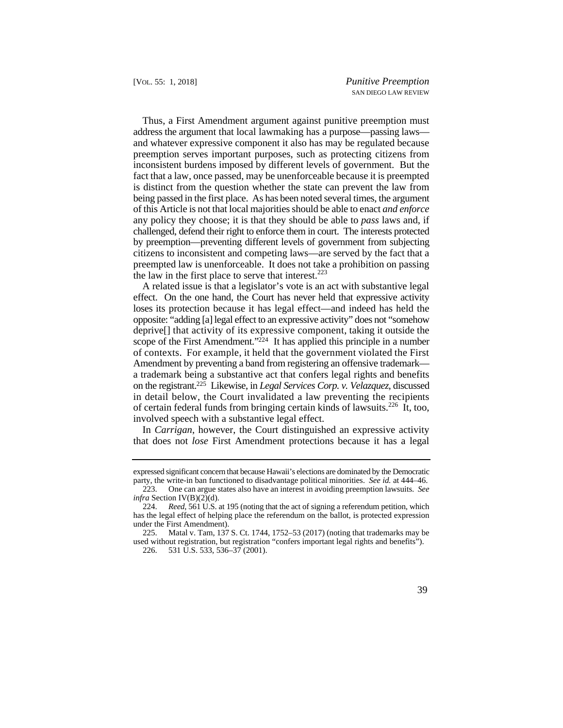Thus, a First Amendment argument against punitive preemption must address the argument that local lawmaking has a purpose—passing laws—and whatever expressive component it also has may be regulated because preemption serves important purposes, such as protecting citizens from inconsistent burdens imposed by different levels of government. But the fact that a law, once passed, may be unenforceable because it is preempted is distinct from the question whether the state can prevent the law from being passed in the first place. As has been noted several times, the argument of this Article is not that local majorities should be able to enact *and enforce* any policy they choose; it is that they should be able to *pass* laws and, if challenged, defend their right to enforce them in court. The interests protected by preemption—preventing different levels of government from subjecting citizens to inconsistent and competing laws—are served by the fact that a preempted law is unenforceable. It does not take a prohibition on passing the law in the first place to serve that interest.[223]

A related issue is that a legislator's vote is an act with substantive legal effect. On the one hand, the Court has never held that expressive activity loses its protection because it has legal effect—and indeed has held the opposite: "adding [a] legal effect to an expressive activity" does not "somehow deprive[] that activity of its expressive component, taking it outside the scope of the First Amendment."[224] It has applied this principle in a number of contexts. For example, it held that the government violated the First Amendment by preventing a band from registering an offensive trademark—a trademark being a substantive act that confers legal rights and benefits on the registrant.[225] Likewise, in *Legal Services Corp. v. Velazquez*, discussed in detail below, the Court invalidated a law preventing the recipients of certain federal funds from bringing certain kinds of lawsuits.[226] It, too, involved speech with a substantive legal effect.

In *Carrigan*, however, the Court distinguished an expressive activity that does not *lose* First Amendment protections because it has a legal

---

expressed significant concern that because Hawaii's elections are dominated by the Democratic party, the write-in ban functioned to disadvantage political minorities. *See id.* at 444–46.

223. One can argue states also have an interest in avoiding preemption lawsuits. *See infra* Section IV(B)(2)(d).

224. *Reed*, 561 U.S. at 195 (noting that the act of signing a referendum petition, which has the legal effect of helping place the referendum on the ballot, is protected expression under the First Amendment).

225. Matal v. Tam, 137 S. Ct. 1744, 1752–53 (2017) (noting that trademarks may be used without registration, but registration "confers important legal rights and benefits").

226. 531 U.S. 533, 536–37 (2001).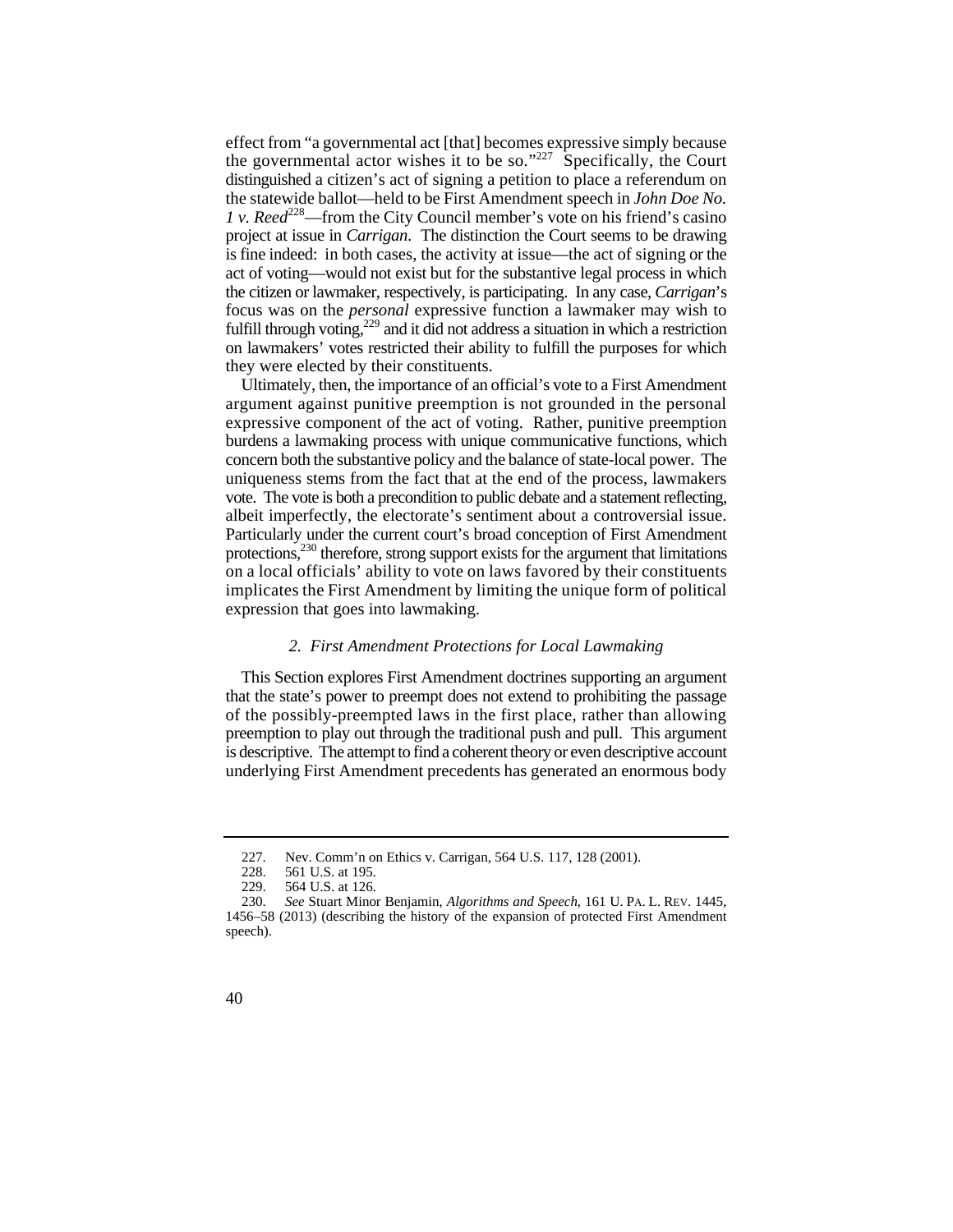effect from "a governmental act [that] becomes expressive simply because the governmental actor wishes it to be so."[227] Specifically, the Court distinguished a citizen's act of signing a petition to place a referendum on the statewide ballot—held to be First Amendment speech in *John Doe No. 1 v. Reed*[228]—from the City Council member's vote on his friend's casino project at issue in *Carrigan*. The distinction the Court seems to be drawing is fine indeed: in both cases, the activity at issue—the act of signing or the act of voting—would not exist but for the substantive legal process in which the citizen or lawmaker, respectively, is participating. In any case, *Carrigan*'s focus was on the *personal* expressive function a lawmaker may wish to fulfill through voting,[229] and it did not address a situation in which a restriction on lawmakers' votes restricted their ability to fulfill the purposes for which they were elected by their constituents.

Ultimately, then, the importance of an official's vote to a First Amendment argument against punitive preemption is not grounded in the personal expressive component of the act of voting. Rather, punitive preemption burdens a lawmaking process with unique communicative functions, which concern both the substantive policy and the balance of state-local power. The uniqueness stems from the fact that at the end of the process, lawmakers vote. The vote is both a precondition to public debate and a statement reflecting, albeit imperfectly, the electorate's sentiment about a controversial issue. Particularly under the current court's broad conception of First Amendment protections,[230] therefore, strong support exists for the argument that limitations on a local officials' ability to vote on laws favored by their constituents implicates the First Amendment by limiting the unique form of political expression that goes into lawmaking.

### *2. First Amendment Protections for Local Lawmaking*

This Section explores First Amendment doctrines supporting an argument that the state's power to preempt does not extend to prohibiting the passage of the possibly-preempted laws in the first place, rather than allowing preemption to play out through the traditional push and pull. This argument is descriptive. The attempt to find a coherent theory or even descriptive account underlying First Amendment precedents has generated an enormous body

---

227. Nev. Comm'n on Ethics v. Carrigan, 564 U.S. 117, 128 (2001).

228. 561 U.S. at 195.

229. 564 U.S. at 126.

230. *See* Stuart Minor Benjamin, *Algorithms and Speech*, 161 U. PA. L. REV. 1445, 1456–58 (2013) (describing the history of the expansion of protected First Amendment speech).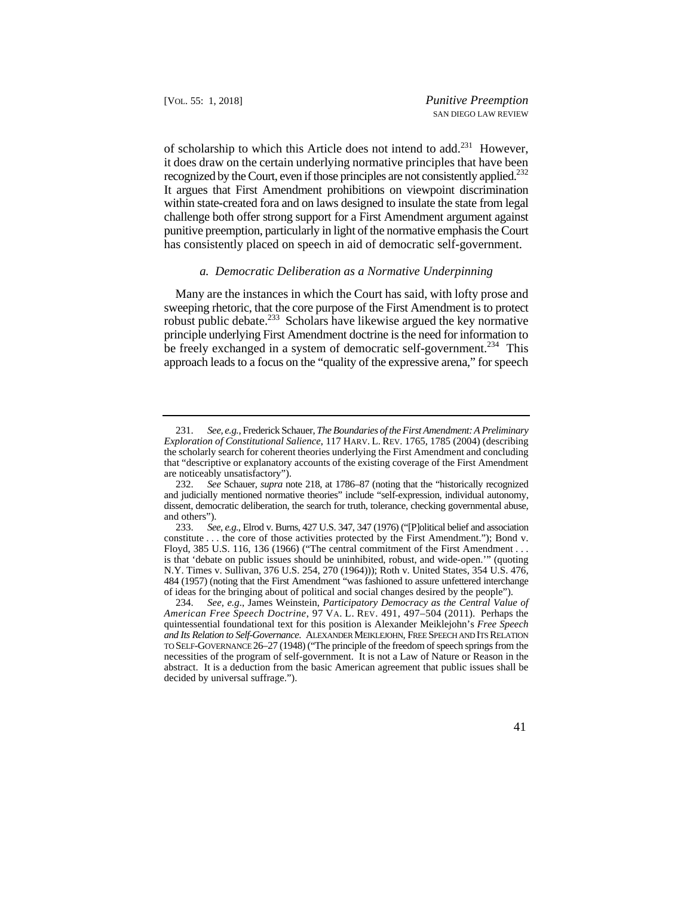of scholarship to which this Article does not intend to add.[231] However, it does draw on the certain underlying normative principles that have been recognized by the Court, even if those principles are not consistently applied.[232] It argues that First Amendment prohibitions on viewpoint discrimination within state-created fora and on laws designed to insulate the state from legal challenge both offer strong support for a First Amendment argument against punitive preemption, particularly in light of the normative emphasis the Court has consistently placed on speech in aid of democratic self-government.

### *a. Democratic Deliberation as a Normative Underpinning*

Many are the instances in which the Court has said, with lofty prose and sweeping rhetoric, that the core purpose of the First Amendment is to protect robust public debate.[233] Scholars have likewise argued the key normative principle underlying First Amendment doctrine is the need for information to be freely exchanged in a system of democratic self-government.[234] This approach leads to a focus on the "quality of the expressive arena," for speech

---

231. *See, e.g.*, Frederick Schauer, *The Boundaries of the First Amendment: A Preliminary Exploration of Constitutional Salience*, 117 HARV. L. REV. 1765, 1785 (2004) (describing the scholarly search for coherent theories underlying the First Amendment and concluding that "descriptive or explanatory accounts of the existing coverage of the First Amendment are noticeably unsatisfactory").

232. *See* Schauer, *supra* note 218, at 1786–87 (noting that the "historically recognized and judicially mentioned normative theories" include "self-expression, individual autonomy, dissent, democratic deliberation, the search for truth, tolerance, checking governmental abuse, and others").

233. *See, e.g.*, Elrod v. Burns, 427 U.S. 347, 347 (1976) ("[P]olitical belief and association constitute . . . the core of those activities protected by the First Amendment."); Bond v. Floyd, 385 U.S. 116, 136 (1966) ("The central commitment of the First Amendment . . . is that 'debate on public issues should be uninhibited, robust, and wide-open.'" (quoting N.Y. Times v. Sullivan, 376 U.S. 254, 270 (1964))); Roth v. United States, 354 U.S. 476, 484 (1957) (noting that the First Amendment "was fashioned to assure unfettered interchange of ideas for the bringing about of political and social changes desired by the people").

234. *See, e.g.*, James Weinstein, *Participatory Democracy as the Central Value of American Free Speech Doctrine*, 97 VA. L. REV. 491, 497–504 (2011). Perhaps the quintessential foundational text for this position is Alexander Meiklejohn's *Free Speech and Its Relation to Self-Governance*. ALEXANDER MEIKLEJOHN, FREE SPEECH AND ITS RELATION TO SELF-GOVERNANCE 26–27 (1948) ("The principle of the freedom of speech springs from the necessities of the program of self-government. It is not a Law of Nature or Reason in the abstract. It is a deduction from the basic American agreement that public issues shall be decided by universal suffrage.").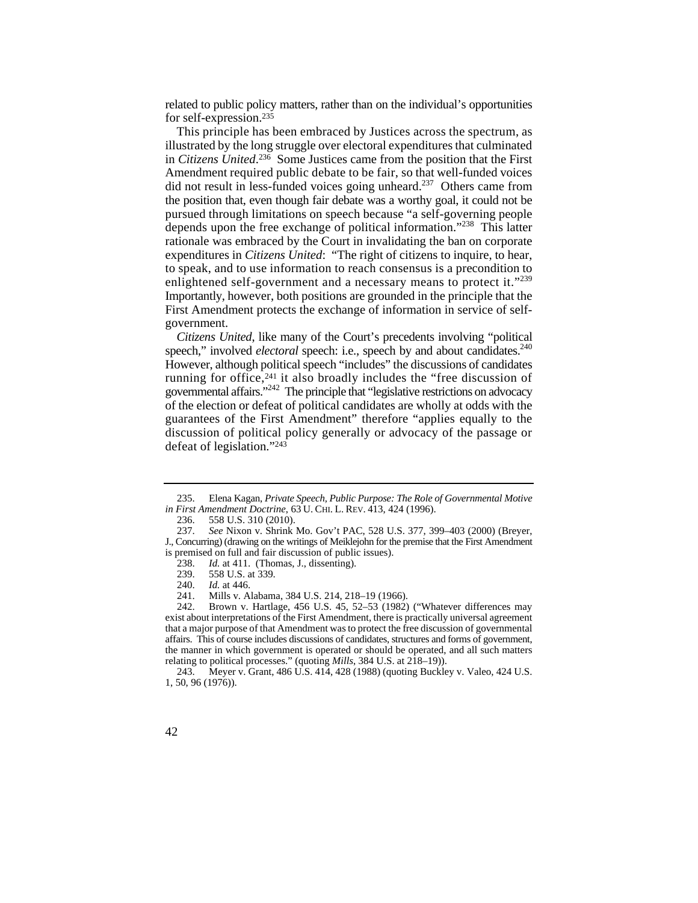related to public policy matters, rather than on the individual's opportunities for self-expression.[235]

This principle has been embraced by Justices across the spectrum, as illustrated by the long struggle over electoral expenditures that culminated in *Citizens United*.[236] Some Justices came from the position that the First Amendment required public debate to be fair, so that well-funded voices did not result in less-funded voices going unheard.[237] Others came from the position that, even though fair debate was a worthy goal, it could not be pursued through limitations on speech because "a self-governing people depends upon the free exchange of political information."[238] This latter rationale was embraced by the Court in invalidating the ban on corporate expenditures in *Citizens United*: "The right of citizens to inquire, to hear, to speak, and to use information to reach consensus is a precondition to enlightened self-government and a necessary means to protect it."[239] Importantly, however, both positions are grounded in the principle that the First Amendment protects the exchange of information in service of self-government.

*Citizens United*, like many of the Court's precedents involving "political speech," involved *electoral* speech: i.e., speech by and about candidates.[240] However, although political speech "includes" the discussions of candidates running for office,[241] it also broadly includes the "free discussion of governmental affairs."[242] The principle that "legislative restrictions on advocacy of the election or defeat of political candidates are wholly at odds with the guarantees of the First Amendment" therefore "applies equally to the discussion of political policy generally or advocacy of the passage or defeat of legislation."[243]

---

235. Elena Kagan, *Private Speech, Public Purpose: The Role of Governmental Motive in First Amendment Doctrine*, 63 U. CHI. L. REV. 413, 424 (1996).

236. 558 U.S. 310 (2010).

237. *See* Nixon v. Shrink Mo. Gov't PAC, 528 U.S. 377, 399–403 (2000) (Breyer, J., Concurring) (drawing on the writings of Meiklejohn for the premise that the First Amendment is premised on full and fair discussion of public issues).

238. *Id.* at 411. (Thomas, J., dissenting).

239. 558 U.S. at 339.

240. *Id.* at 446.

241. Mills v. Alabama, 384 U.S. 214, 218–19 (1966).

242. Brown v. Hartlage, 456 U.S. 45, 52–53 (1982) ("Whatever differences may exist about interpretations of the First Amendment, there is practically universal agreement that a major purpose of that Amendment was to protect the free discussion of governmental affairs. This of course includes discussions of candidates, structures and forms of government, the manner in which government is operated or should be operated, and all such matters relating to political processes." (quoting *Mills*, 384 U.S. at 218–19)).

243. Meyer v. Grant, 486 U.S. 414, 428 (1988) (quoting Buckley v. Valeo, 424 U.S. 1, 50, 96 (1976)).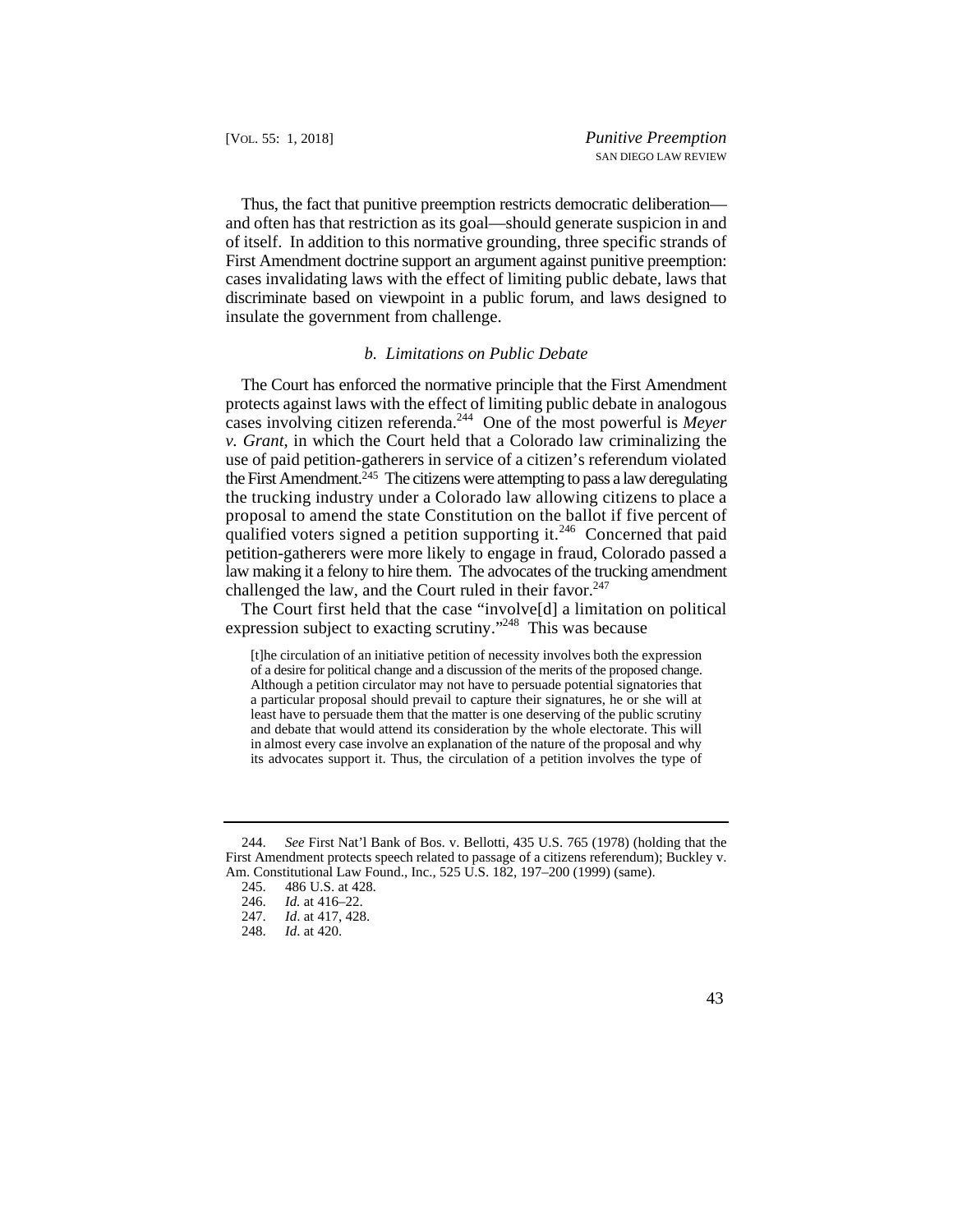Thus, the fact that punitive preemption restricts democratic deliberation—and often has that restriction as its goal—should generate suspicion in and of itself. In addition to this normative grounding, three specific strands of First Amendment doctrine support an argument against punitive preemption: cases invalidating laws with the effect of limiting public debate, laws that discriminate based on viewpoint in a public forum, and laws designed to insulate the government from challenge.

### *b. Limitations on Public Debate*

The Court has enforced the normative principle that the First Amendment protects against laws with the effect of limiting public debate in analogous cases involving citizen referenda.[244] One of the most powerful is *Meyer v. Grant*, in which the Court held that a Colorado law criminalizing the use of paid petition-gatherers in service of a citizen's referendum violated the First Amendment.[245] The citizens were attempting to pass a law deregulating the trucking industry under a Colorado law allowing citizens to place a proposal to amend the state Constitution on the ballot if five percent of qualified voters signed a petition supporting it.[246] Concerned that paid petition-gatherers were more likely to engage in fraud, Colorado passed a law making it a felony to hire them. The advocates of the trucking amendment challenged the law, and the Court ruled in their favor.[247]

The Court first held that the case "involve[d] a limitation on political expression subject to exacting scrutiny."[248] This was because

> [t]he circulation of an initiative petition of necessity involves both the expression of a desire for political change and a discussion of the merits of the proposed change. Although a petition circulator may not have to persuade potential signatories that a particular proposal should prevail to capture their signatures, he or she will at least have to persuade them that the matter is one deserving of the public scrutiny and debate that would attend its consideration by the whole electorate. This will in almost every case involve an explanation of the nature of the proposal and why its advocates support it. Thus, the circulation of a petition involves the type of

---

244. *See* First Nat'l Bank of Bos. v. Bellotti, 435 U.S. 765 (1978) (holding that the First Amendment protects speech related to passage of a citizens referendum); Buckley v. Am. Constitutional Law Found., Inc., 525 U.S. 182, 197–200 (1999) (same).

245. 486 U.S. at 428.

246. *Id.* at 416–22.

247. *Id*. at 417, 428.

248. *Id*. at 420.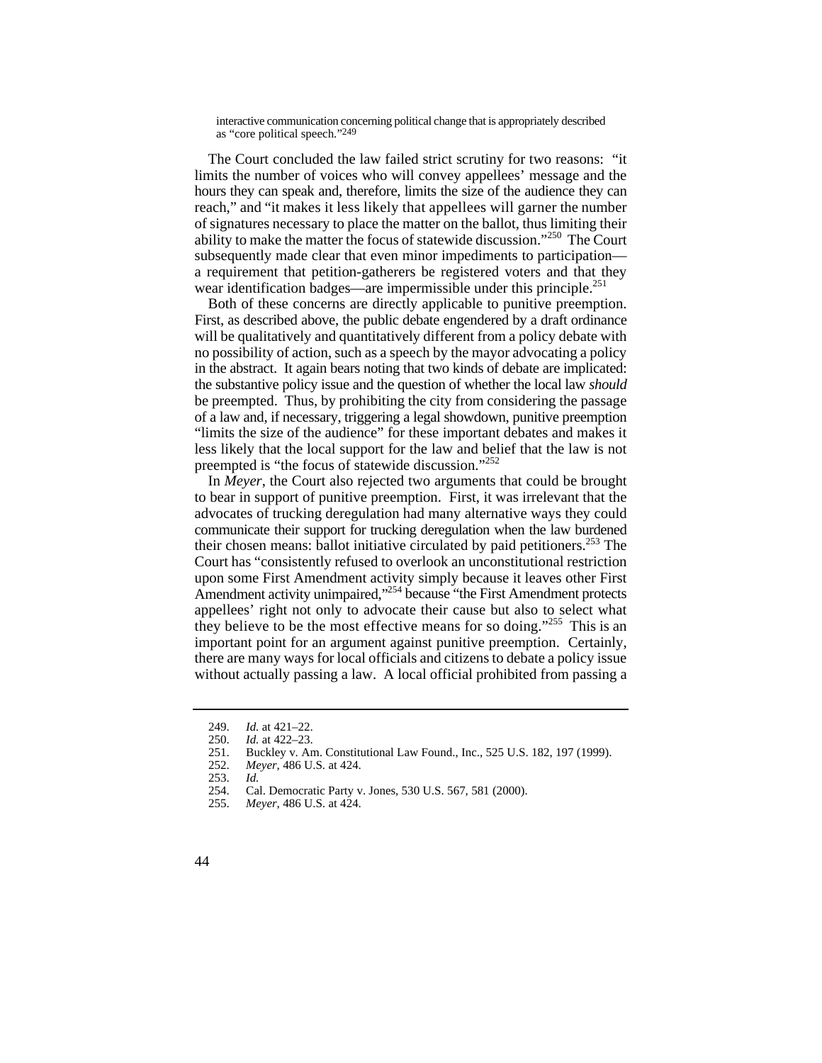> interactive communication concerning political change that is appropriately described as "core political speech."[249]

The Court concluded the law failed strict scrutiny for two reasons: "it limits the number of voices who will convey appellees' message and the hours they can speak and, therefore, limits the size of the audience they can reach," and "it makes it less likely that appellees will garner the number of signatures necessary to place the matter on the ballot, thus limiting their ability to make the matter the focus of statewide discussion."[250] The Court subsequently made clear that even minor impediments to participation—a requirement that petition-gatherers be registered voters and that they wear identification badges—are impermissible under this principle.[251]

Both of these concerns are directly applicable to punitive preemption. First, as described above, the public debate engendered by a draft ordinance will be qualitatively and quantitatively different from a policy debate with no possibility of action, such as a speech by the mayor advocating a policy in the abstract. It again bears noting that two kinds of debate are implicated: the substantive policy issue and the question of whether the local law *should* be preempted. Thus, by prohibiting the city from considering the passage of a law and, if necessary, triggering a legal showdown, punitive preemption "limits the size of the audience" for these important debates and makes it less likely that the local support for the law and belief that the law is not preempted is "the focus of statewide discussion."[252]

In *Meyer*, the Court also rejected two arguments that could be brought to bear in support of punitive preemption. First, it was irrelevant that the advocates of trucking deregulation had many alternative ways they could communicate their support for trucking deregulation when the law burdened their chosen means: ballot initiative circulated by paid petitioners.[253] The Court has "consistently refused to overlook an unconstitutional restriction upon some First Amendment activity simply because it leaves other First Amendment activity unimpaired,"[254] because "the First Amendment protects appellees' right not only to advocate their cause but also to select what they believe to be the most effective means for so doing."[255] This is an important point for an argument against punitive preemption. Certainly, there are many ways for local officials and citizens to debate a policy issue without actually passing a law. A local official prohibited from passing a

---

249. *Id.* at 421–22.
250. *Id.* at 422–23.
251. Buckley v. Am. Constitutional Law Found., Inc., 525 U.S. 182, 197 (1999).
252. *Meyer*, 486 U.S. at 424.
253. *Id.*
254. Cal. Democratic Party v. Jones, 530 U.S. 567, 581 (2000).
255. *Meyer*, 486 U.S. at 424.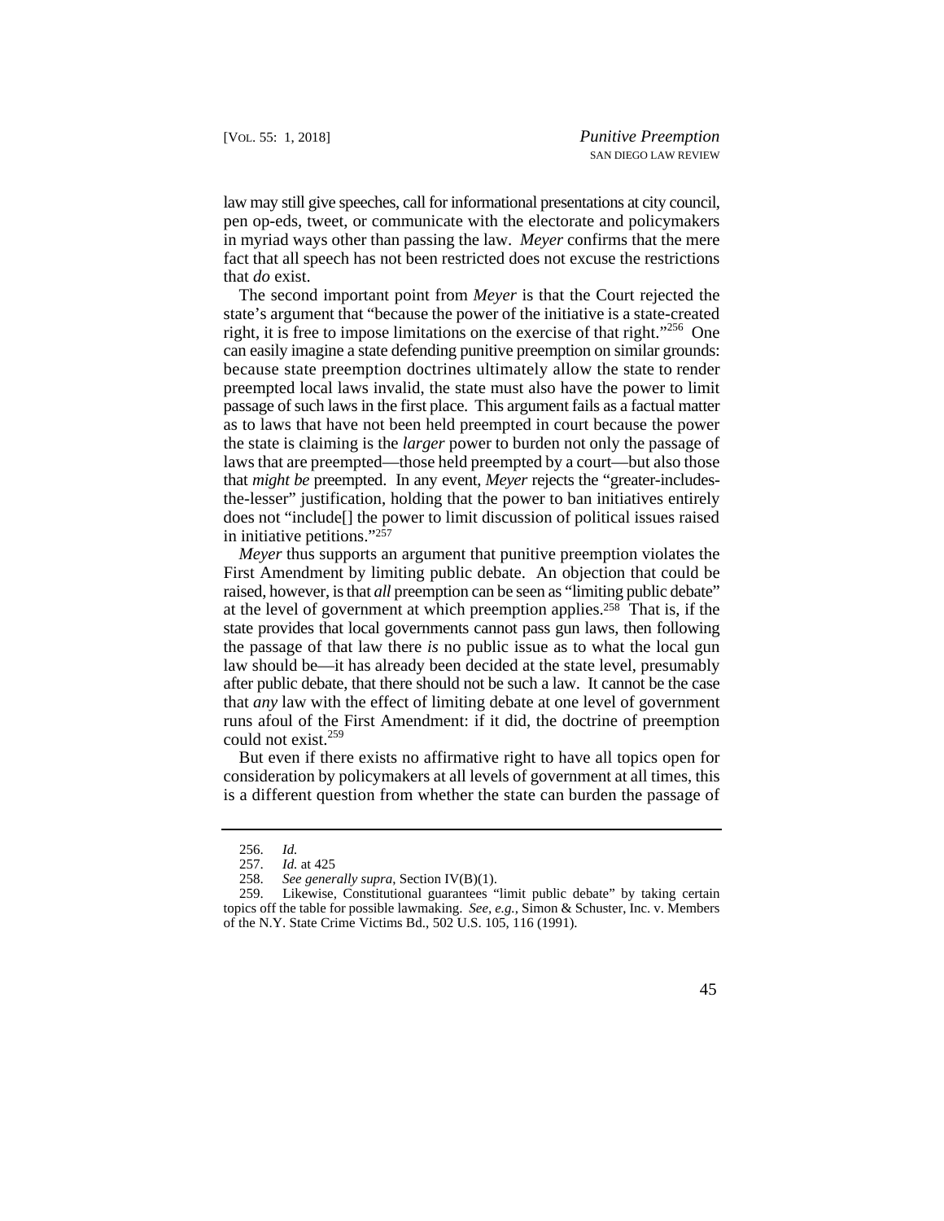law may still give speeches, call for informational presentations at city council, pen op-eds, tweet, or communicate with the electorate and policymakers in myriad ways other than passing the law. *Meyer* confirms that the mere fact that all speech has not been restricted does not excuse the restrictions that *do* exist.

The second important point from *Meyer* is that the Court rejected the state's argument that "because the power of the initiative is a state-created right, it is free to impose limitations on the exercise of that right."[256] One can easily imagine a state defending punitive preemption on similar grounds: because state preemption doctrines ultimately allow the state to render preempted local laws invalid, the state must also have the power to limit passage of such laws in the first place. This argument fails as a factual matter as to laws that have not been held preempted in court because the power the state is claiming is the *larger* power to burden not only the passage of laws that are preempted—those held preempted by a court—but also those that *might be* preempted. In any event, *Meyer* rejects the "greater-includes-the-lesser" justification, holding that the power to ban initiatives entirely does not "include[] the power to limit discussion of political issues raised in initiative petitions."[257]

*Meyer* thus supports an argument that punitive preemption violates the First Amendment by limiting public debate. An objection that could be raised, however, is that *all* preemption can be seen as "limiting public debate" at the level of government at which preemption applies.[258] That is, if the state provides that local governments cannot pass gun laws, then following the passage of that law there *is* no public issue as to what the local gun law should be—it has already been decided at the state level, presumably after public debate, that there should not be such a law. It cannot be the case that *any* law with the effect of limiting debate at one level of government runs afoul of the First Amendment: if it did, the doctrine of preemption could not exist.[259]

But even if there exists no affirmative right to have all topics open for consideration by policymakers at all levels of government at all times, this is a different question from whether the state can burden the passage of

---

256. *Id.*

257. *Id.* at 425

258. *See generally supra*, Section IV(B)(1).

259. Likewise, Constitutional guarantees "limit public debate" by taking certain topics off the table for possible lawmaking. *See, e.g.*, Simon & Schuster, Inc. v. Members of the N.Y. State Crime Victims Bd., 502 U.S. 105, 116 (1991).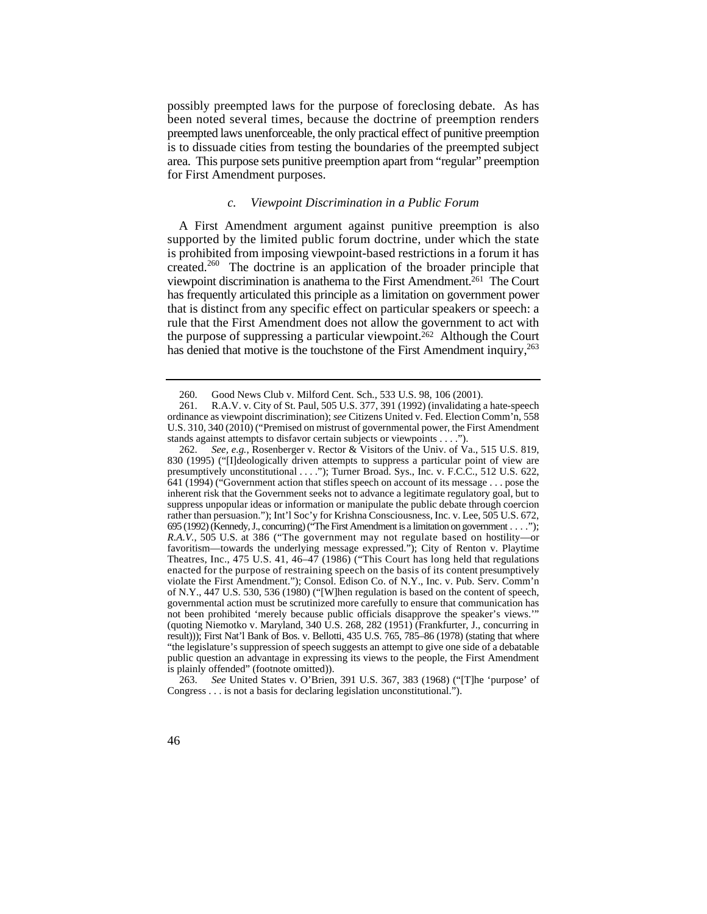possibly preempted laws for the purpose of foreclosing debate. As has been noted several times, because the doctrine of preemption renders preempted laws unenforceable, the only practical effect of punitive preemption is to dissuade cities from testing the boundaries of the preempted subject area. This purpose sets punitive preemption apart from "regular" preemption for First Amendment purposes.

#### *c. Viewpoint Discrimination in a Public Forum*

A First Amendment argument against punitive preemption is also supported by the limited public forum doctrine, under which the state is prohibited from imposing viewpoint-based restrictions in a forum it has created.[260] The doctrine is an application of the broader principle that viewpoint discrimination is anathema to the First Amendment.[261] The Court has frequently articulated this principle as a limitation on government power that is distinct from any specific effect on particular speakers or speech: a rule that the First Amendment does not allow the government to act with the purpose of suppressing a particular viewpoint.[262] Although the Court has denied that motive is the touchstone of the First Amendment inquiry,[263]

---

260. Good News Club v. Milford Cent. Sch., 533 U.S. 98, 106 (2001).

261. R.A.V. v. City of St. Paul, 505 U.S. 377, 391 (1992) (invalidating a hate-speech ordinance as viewpoint discrimination); *see* Citizens United v. Fed. Election Comm'n, 558 U.S. 310, 340 (2010) ("Premised on mistrust of governmental power, the First Amendment stands against attempts to disfavor certain subjects or viewpoints . . . .").

262. *See, e.g.*, Rosenberger v. Rector & Visitors of the Univ. of Va., 515 U.S. 819, 830 (1995) ("[I]deologically driven attempts to suppress a particular point of view are presumptively unconstitutional . . . ."); Turner Broad. Sys., Inc. v. F.C.C., 512 U.S. 622, 641 (1994) ("Government action that stifles speech on account of its message . . . pose the inherent risk that the Government seeks not to advance a legitimate regulatory goal, but to suppress unpopular ideas or information or manipulate the public debate through coercion rather than persuasion."); Int'l Soc'y for Krishna Consciousness, Inc. v. Lee, 505 U.S. 672, 695 (1992) (Kennedy, J., concurring) ("The First Amendment is a limitation on government . . . ."); *R.A.V.*, 505 U.S. at 386 ("The government may not regulate based on hostility—or favoritism—towards the underlying message expressed."); City of Renton v. Playtime Theatres, Inc., 475 U.S. 41, 46–47 (1986) ("This Court has long held that regulations enacted for the purpose of restraining speech on the basis of its content presumptively violate the First Amendment."); Consol. Edison Co. of N.Y., Inc. v. Pub. Serv. Comm'n of N.Y., 447 U.S. 530, 536 (1980) ("[W]hen regulation is based on the content of speech, governmental action must be scrutinized more carefully to ensure that communication has not been prohibited 'merely because public officials disapprove the speaker's views.'" (quoting Niemotko v. Maryland, 340 U.S. 268, 282 (1951) (Frankfurter, J., concurring in result))); First Nat'l Bank of Bos. v. Bellotti, 435 U.S. 765, 785–86 (1978) (stating that where "the legislature's suppression of speech suggests an attempt to give one side of a debatable public question an advantage in expressing its views to the people, the First Amendment is plainly offended" (footnote omitted)).

263. *See* United States v. O'Brien, 391 U.S. 367, 383 (1968) ("[T]he 'purpose' of Congress . . . is not a basis for declaring legislation unconstitutional.").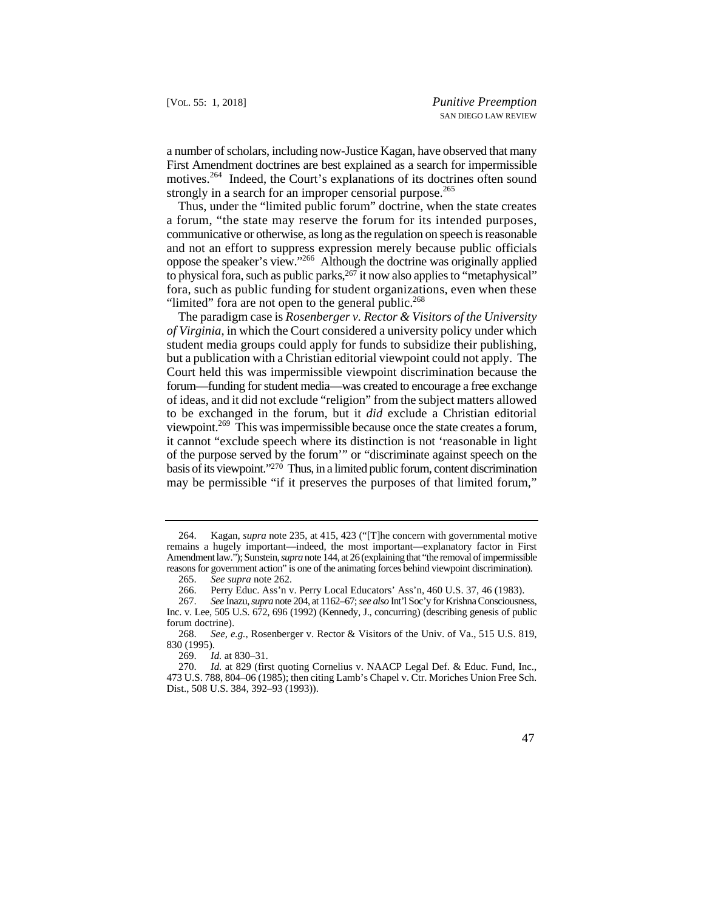a number of scholars, including now-Justice Kagan, have observed that many First Amendment doctrines are best explained as a search for impermissible motives.[264] Indeed, the Court's explanations of its doctrines often sound strongly in a search for an improper censorial purpose.[265]

Thus, under the "limited public forum" doctrine, when the state creates a forum, "the state may reserve the forum for its intended purposes, communicative or otherwise, as long as the regulation on speech is reasonable and not an effort to suppress expression merely because public officials oppose the speaker's view."[266] Although the doctrine was originally applied to physical fora, such as public parks,[267] it now also applies to "metaphysical" fora, such as public funding for student organizations, even when these "limited" fora are not open to the general public.[268]

The paradigm case is *Rosenberger v. Rector & Visitors of the University of Virginia*, in which the Court considered a university policy under which student media groups could apply for funds to subsidize their publishing, but a publication with a Christian editorial viewpoint could not apply. The Court held this was impermissible viewpoint discrimination because the forum—funding for student media—was created to encourage a free exchange of ideas, and it did not exclude "religion" from the subject matters allowed to be exchanged in the forum, but it *did* exclude a Christian editorial viewpoint.[269] This was impermissible because once the state creates a forum, it cannot "exclude speech where its distinction is not 'reasonable in light of the purpose served by the forum'" or "discriminate against speech on the basis of its viewpoint."[270] Thus, in a limited public forum, content discrimination may be permissible "if it preserves the purposes of that limited forum,"

---

264. Kagan, *supra* note 235, at 415, 423 ("[T]he concern with governmental motive remains a hugely important—indeed, the most important—explanatory factor in First Amendment law."); Sunstein, *supra* note 144, at 26 (explaining that "the removal of impermissible reasons for government action" is one of the animating forces behind viewpoint discrimination).

265. *See supra* note 262.

266. Perry Educ. Ass'n v. Perry Local Educators' Ass'n, 460 U.S. 37, 46 (1983).

267. *See* Inazu, *supra* note 204, at 1162–67; *see also* Int'l Soc'y for Krishna Consciousness, Inc. v. Lee, 505 U.S. 672, 696 (1992) (Kennedy, J., concurring) (describing genesis of public forum doctrine).

268. *See, e.g.*, Rosenberger v. Rector & Visitors of the Univ. of Va., 515 U.S. 819, 830 (1995).

269. *Id.* at 830–31.

270. *Id.* at 829 (first quoting Cornelius v. NAACP Legal Def. & Educ. Fund, Inc., 473 U.S. 788, 804–06 (1985); then citing Lamb's Chapel v. Ctr. Moriches Union Free Sch. Dist., 508 U.S. 384, 392–93 (1993)).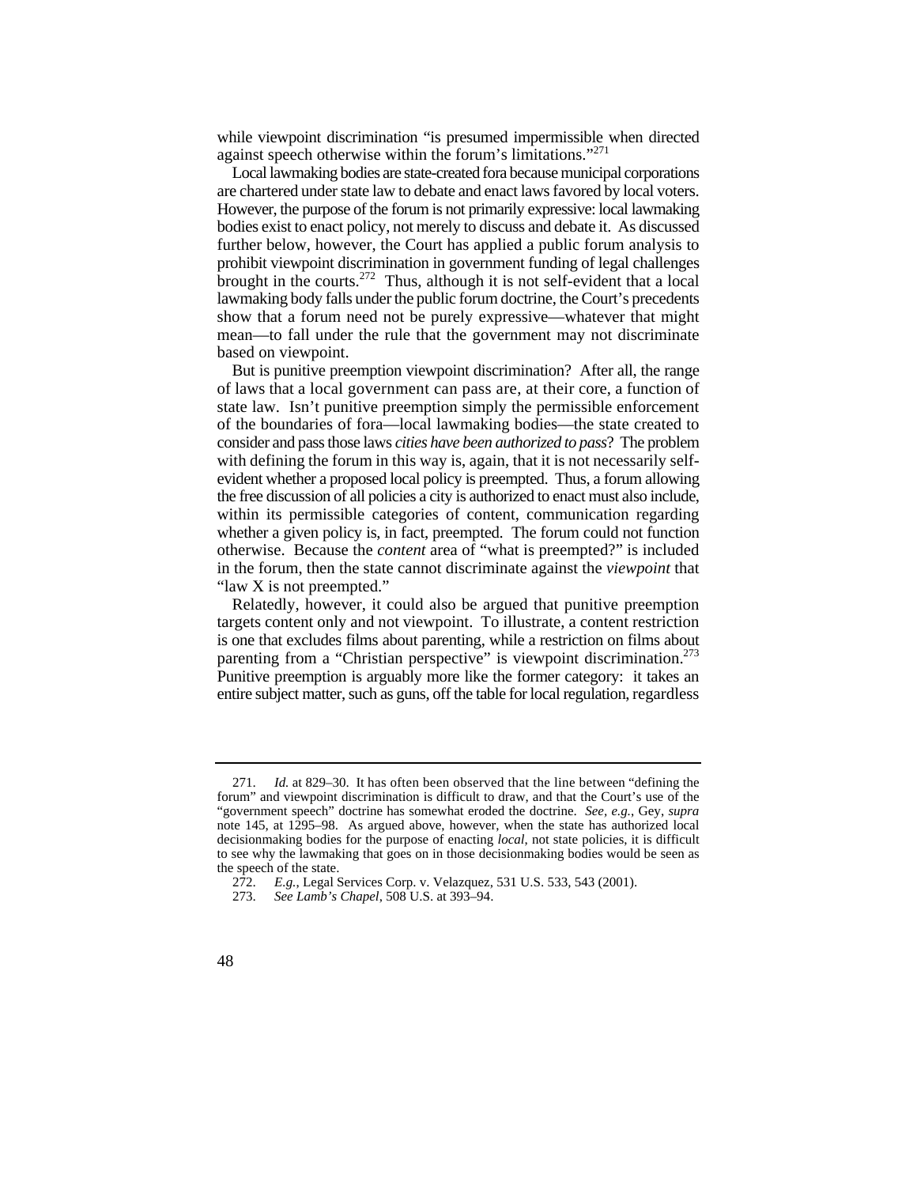while viewpoint discrimination "is presumed impermissible when directed against speech otherwise within the forum's limitations."[271]

Local lawmaking bodies are state-created fora because municipal corporations are chartered under state law to debate and enact laws favored by local voters. However, the purpose of the forum is not primarily expressive: local lawmaking bodies exist to enact policy, not merely to discuss and debate it. As discussed further below, however, the Court has applied a public forum analysis to prohibit viewpoint discrimination in government funding of legal challenges brought in the courts.[272] Thus, although it is not self-evident that a local lawmaking body falls under the public forum doctrine, the Court's precedents show that a forum need not be purely expressive—whatever that might mean—to fall under the rule that the government may not discriminate based on viewpoint.

But is punitive preemption viewpoint discrimination? After all, the range of laws that a local government can pass are, at their core, a function of state law. Isn't punitive preemption simply the permissible enforcement of the boundaries of fora—local lawmaking bodies—the state created to consider and pass those laws *cities have been authorized to pass*? The problem with defining the forum in this way is, again, that it is not necessarily self-evident whether a proposed local policy is preempted. Thus, a forum allowing the free discussion of all policies a city is authorized to enact must also include, within its permissible categories of content, communication regarding whether a given policy is, in fact, preempted. The forum could not function otherwise. Because the *content* area of "what is preempted?" is included in the forum, then the state cannot discriminate against the *viewpoint* that "law X is not preempted."

Relatedly, however, it could also be argued that punitive preemption targets content only and not viewpoint. To illustrate, a content restriction is one that excludes films about parenting, while a restriction on films about parenting from a "Christian perspective" is viewpoint discrimination.[273] Punitive preemption is arguably more like the former category: it takes an entire subject matter, such as guns, off the table for local regulation, regardless

---

271. *Id.* at 829–30. It has often been observed that the line between "defining the forum" and viewpoint discrimination is difficult to draw, and that the Court's use of the "government speech" doctrine has somewhat eroded the doctrine. *See, e.g.*, Gey, *supra* note 145, at 1295–98. As argued above, however, when the state has authorized local decisionmaking bodies for the purpose of enacting *local*, not state policies, it is difficult to see why the lawmaking that goes on in those decisionmaking bodies would be seen as the speech of the state.

272. *E.g.*, Legal Services Corp. v. Velazquez, 531 U.S. 533, 543 (2001).

273. *See Lamb's Chapel*, 508 U.S. at 393–94.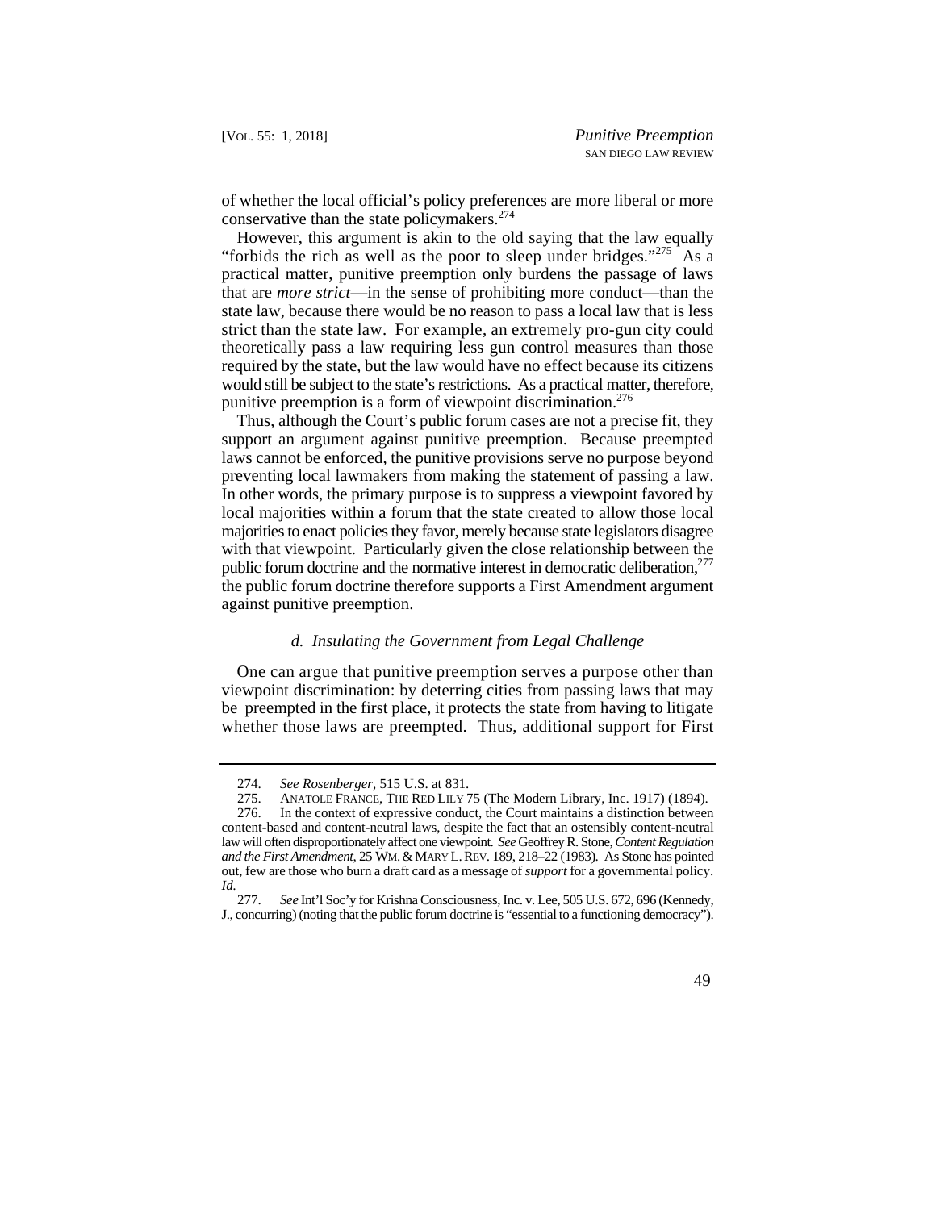of whether the local official's policy preferences are more liberal or more conservative than the state policymakers.[274]

However, this argument is akin to the old saying that the law equally "forbids the rich as well as the poor to sleep under bridges."[275] As a practical matter, punitive preemption only burdens the passage of laws that are *more strict*—in the sense of prohibiting more conduct—than the state law, because there would be no reason to pass a local law that is less strict than the state law. For example, an extremely pro-gun city could theoretically pass a law requiring less gun control measures than those required by the state, but the law would have no effect because its citizens would still be subject to the state's restrictions. As a practical matter, therefore, punitive preemption is a form of viewpoint discrimination.[276]

Thus, although the Court's public forum cases are not a precise fit, they support an argument against punitive preemption. Because preempted laws cannot be enforced, the punitive provisions serve no purpose beyond preventing local lawmakers from making the statement of passing a law. In other words, the primary purpose is to suppress a viewpoint favored by local majorities within a forum that the state created to allow those local majorities to enact policies they favor, merely because state legislators disagree with that viewpoint. Particularly given the close relationship between the public forum doctrine and the normative interest in democratic deliberation,[277] the public forum doctrine therefore supports a First Amendment argument against punitive preemption.

#### *d. Insulating the Government from Legal Challenge*

One can argue that punitive preemption serves a purpose other than viewpoint discrimination: by deterring cities from passing laws that may be preempted in the first place, it protects the state from having to litigate whether those laws are preempted. Thus, additional support for First

---

274. *See Rosenberger*, 515 U.S. at 831.

275. ANATOLE FRANCE, THE RED LILY 75 (The Modern Library, Inc. 1917) (1894).

276. In the context of expressive conduct, the Court maintains a distinction between content-based and content-neutral laws, despite the fact that an ostensibly content-neutral law will often disproportionately affect one viewpoint. *See* Geoffrey R. Stone, *Content Regulation and the First Amendment*, 25 WM. & MARY L. REV. 189, 218–22 (1983). As Stone has pointed out, few are those who burn a draft card as a message of *support* for a governmental policy. *Id.*

277. *See* Int'l Soc'y for Krishna Consciousness, Inc. v. Lee, 505 U.S. 672, 696 (Kennedy, J., concurring) (noting that the public forum doctrine is "essential to a functioning democracy").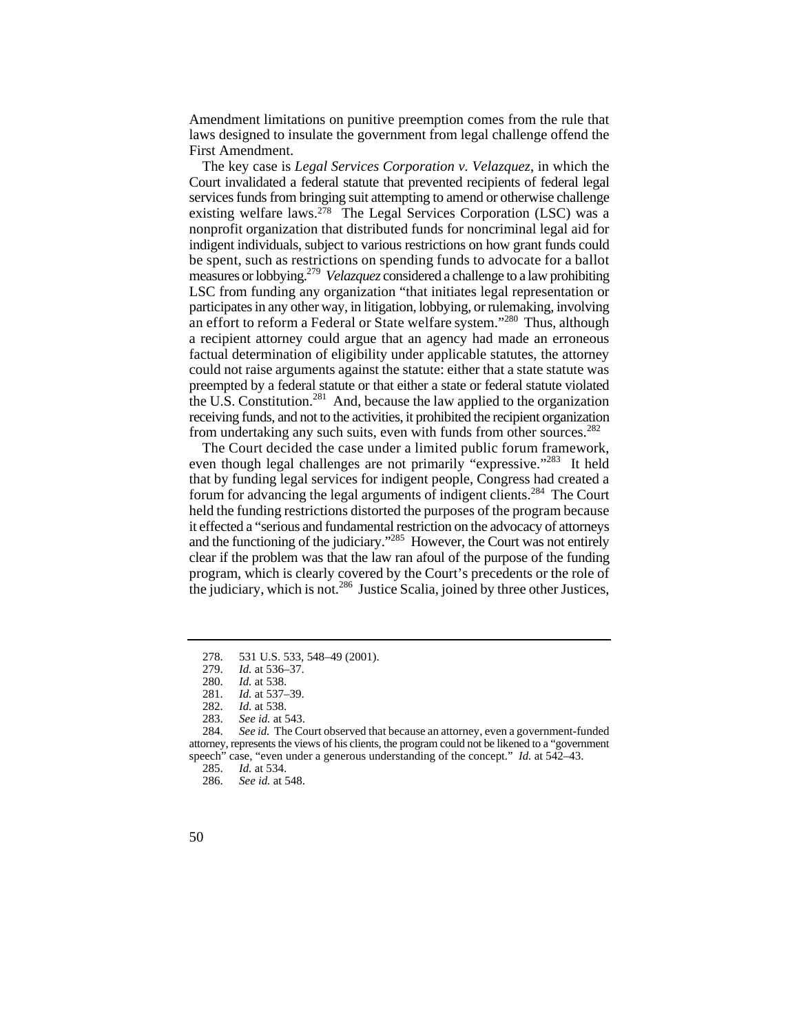Amendment limitations on punitive preemption comes from the rule that laws designed to insulate the government from legal challenge offend the First Amendment.

The key case is *Legal Services Corporation v. Velazquez*, in which the Court invalidated a federal statute that prevented recipients of federal legal services funds from bringing suit attempting to amend or otherwise challenge existing welfare laws.[278] The Legal Services Corporation (LSC) was a nonprofit organization that distributed funds for noncriminal legal aid for indigent individuals, subject to various restrictions on how grant funds could be spent, such as restrictions on spending funds to advocate for a ballot measures or lobbying.[279] *Velazquez* considered a challenge to a law prohibiting LSC from funding any organization "that initiates legal representation or participates in any other way, in litigation, lobbying, or rulemaking, involving an effort to reform a Federal or State welfare system."[280] Thus, although a recipient attorney could argue that an agency had made an erroneous factual determination of eligibility under applicable statutes, the attorney could not raise arguments against the statute: either that a state statute was preempted by a federal statute or that either a state or federal statute violated the U.S. Constitution.[281] And, because the law applied to the organization receiving funds, and not to the activities, it prohibited the recipient organization from undertaking any such suits, even with funds from other sources.[282]

The Court decided the case under a limited public forum framework, even though legal challenges are not primarily "expressive."[283] It held that by funding legal services for indigent people, Congress had created a forum for advancing the legal arguments of indigent clients.[284] The Court held the funding restrictions distorted the purposes of the program because it effected a "serious and fundamental restriction on the advocacy of attorneys and the functioning of the judiciary."[285] However, the Court was not entirely clear if the problem was that the law ran afoul of the purpose of the funding program, which is clearly covered by the Court's precedents or the role of the judiciary, which is not.[286] Justice Scalia, joined by three other Justices,

---

278. 531 U.S. 533, 548–49 (2001).

279. *Id.* at 536–37.

280. *Id.* at 538.

281. *Id.* at 537–39.

282. *Id.* at 538.

283. *See id.* at 543.

284. *See id.* The Court observed that because an attorney, even a government-funded attorney, represents the views of his clients, the program could not be likened to a "government speech" case, "even under a generous understanding of the concept." *Id.* at 542–43.

285. *Id.* at 534.

286. *See id.* at 548.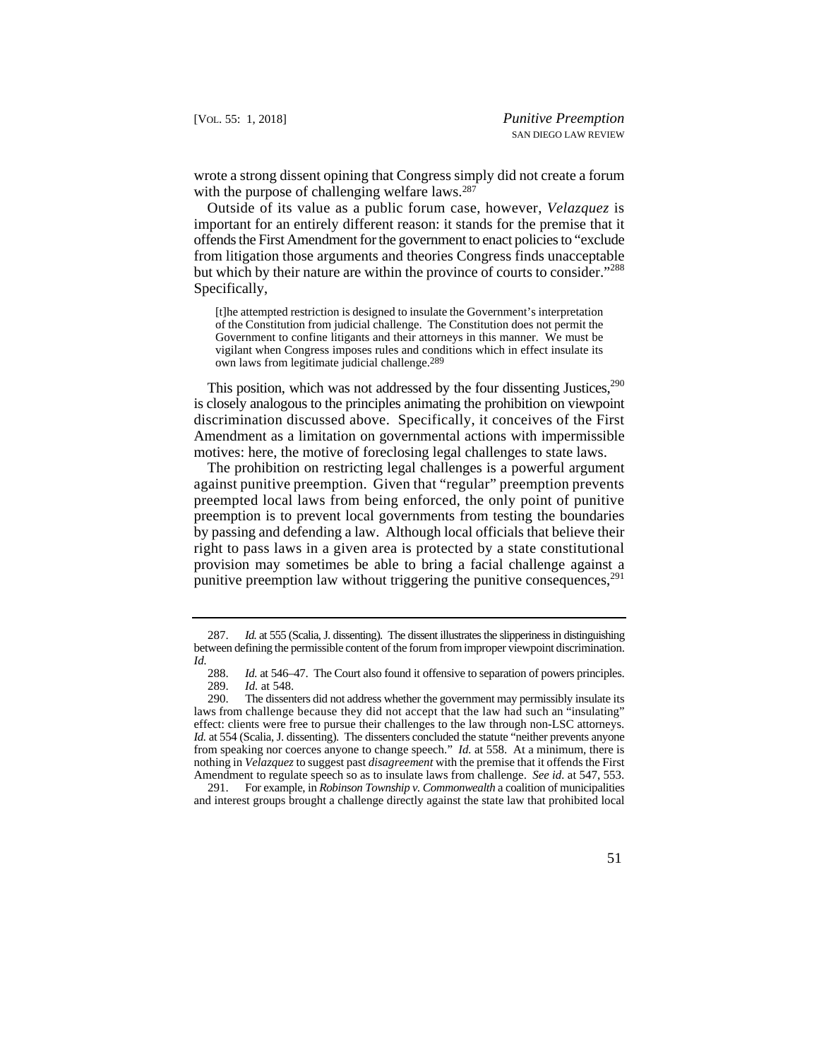wrote a strong dissent opining that Congress simply did not create a forum with the purpose of challenging welfare laws.[287]

Outside of its value as a public forum case, however, *Velazquez* is important for an entirely different reason: it stands for the premise that it offends the First Amendment for the government to enact policies to "exclude from litigation those arguments and theories Congress finds unacceptable but which by their nature are within the province of courts to consider."[288] Specifically,

> [t]he attempted restriction is designed to insulate the Government's interpretation of the Constitution from judicial challenge. The Constitution does not permit the Government to confine litigants and their attorneys in this manner. We must be vigilant when Congress imposes rules and conditions which in effect insulate its own laws from legitimate judicial challenge.[289]

This position, which was not addressed by the four dissenting Justices,[290] is closely analogous to the principles animating the prohibition on viewpoint discrimination discussed above. Specifically, it conceives of the First Amendment as a limitation on governmental actions with impermissible motives: here, the motive of foreclosing legal challenges to state laws.

The prohibition on restricting legal challenges is a powerful argument against punitive preemption. Given that "regular" preemption prevents preempted local laws from being enforced, the only point of punitive preemption is to prevent local governments from testing the boundaries by passing and defending a law. Although local officials that believe their right to pass laws in a given area is protected by a state constitutional provision may sometimes be able to bring a facial challenge against a punitive preemption law without triggering the punitive consequences,[291]

---

287. *Id.* at 555 (Scalia, J. dissenting). The dissent illustrates the slipperiness in distinguishing between defining the permissible content of the forum from improper viewpoint discrimination. *Id.*

288. *Id.* at 546–47. The Court also found it offensive to separation of powers principles.

289. *Id.* at 548.

290. The dissenters did not address whether the government may permissibly insulate its laws from challenge because they did not accept that the law had such an "insulating" effect: clients were free to pursue their challenges to the law through non-LSC attorneys. *Id.* at 554 (Scalia, J. dissenting). The dissenters concluded the statute "neither prevents anyone from speaking nor coerces anyone to change speech." *Id.* at 558. At a minimum, there is nothing in *Velazquez* to suggest past *disagreement* with the premise that it offends the First Amendment to regulate speech so as to insulate laws from challenge. *See id.* at 547, 553.

291. For example, in *Robinson Township v. Commonwealth* a coalition of municipalities and interest groups brought a challenge directly against the state law that prohibited local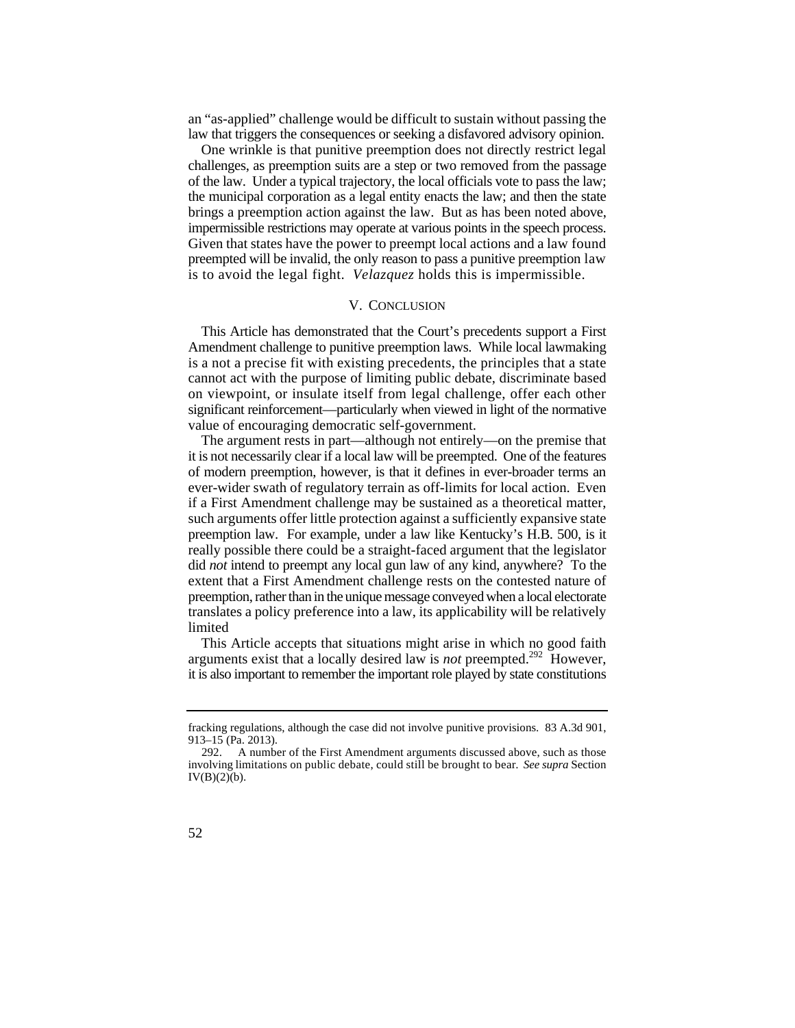an "as-applied" challenge would be difficult to sustain without passing the law that triggers the consequences or seeking a disfavored advisory opinion.

One wrinkle is that punitive preemption does not directly restrict legal challenges, as preemption suits are a step or two removed from the passage of the law. Under a typical trajectory, the local officials vote to pass the law; the municipal corporation as a legal entity enacts the law; and then the state brings a preemption action against the law. But as has been noted above, impermissible restrictions may operate at various points in the speech process. Given that states have the power to preempt local actions and a law found preempted will be invalid, the only reason to pass a punitive preemption law is to avoid the legal fight. *Velazquez* holds this is impermissible.

## V. CONCLUSION

This Article has demonstrated that the Court's precedents support a First Amendment challenge to punitive preemption laws. While local lawmaking is a not a precise fit with existing precedents, the principles that a state cannot act with the purpose of limiting public debate, discriminate based on viewpoint, or insulate itself from legal challenge, offer each other significant reinforcement—particularly when viewed in light of the normative value of encouraging democratic self-government.

The argument rests in part—although not entirely—on the premise that it is not necessarily clear if a local law will be preempted. One of the features of modern preemption, however, is that it defines in ever-broader terms an ever-wider swath of regulatory terrain as off-limits for local action. Even if a First Amendment challenge may be sustained as a theoretical matter, such arguments offer little protection against a sufficiently expansive state preemption law. For example, under a law like Kentucky's H.B. 500, is it really possible there could be a straight-faced argument that the legislator did *not* intend to preempt any local gun law of any kind, anywhere? To the extent that a First Amendment challenge rests on the contested nature of preemption, rather than in the unique message conveyed when a local electorate translates a policy preference into a law, its applicability will be relatively limited

This Article accepts that situations might arise in which no good faith arguments exist that a locally desired law is *not* preempted.[292] However, it is also important to remember the important role played by state constitutions

---

fracking regulations, although the case did not involve punitive provisions. 83 A.3d 901, 913–15 (Pa. 2013).

292. A number of the First Amendment arguments discussed above, such as those involving limitations on public debate, could still be brought to bear. *See supra* Section IV(B)(2)(b).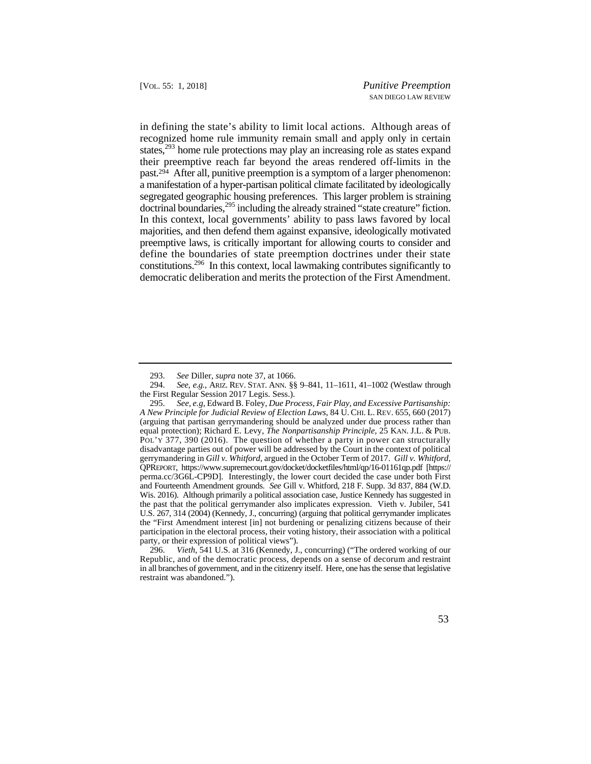in defining the state's ability to limit local actions. Although areas of recognized home rule immunity remain small and apply only in certain states,[293] home rule protections may play an increasing role as states expand their preemptive reach far beyond the areas rendered off-limits in the past.[294] After all, punitive preemption is a symptom of a larger phenomenon: a manifestation of a hyper-partisan political climate facilitated by ideologically segregated geographic housing preferences. This larger problem is straining doctrinal boundaries,[295] including the already strained "state creature" fiction. In this context, local governments' ability to pass laws favored by local majorities, and then defend them against expansive, ideologically motivated preemptive laws, is critically important for allowing courts to consider and define the boundaries of state preemption doctrines under their state constitutions.[296] In this context, local lawmaking contributes significantly to democratic deliberation and merits the protection of the First Amendment.

---

293. *See* Diller, *supra* note 37, at 1066.

294. *See, e.g.*, ARIZ. REV. STAT. ANN. §§ 9–841, 11–1611, 41–1002 (Westlaw through the First Regular Session 2017 Legis. Sess.).

295. *See, e.g*, Edward B. Foley, *Due Process, Fair Play, and Excessive Partisanship: A New Principle for Judicial Review of Election Laws*, 84 U. CHI. L. REV. 655, 660 (2017) (arguing that partisan gerrymandering should be analyzed under due process rather than equal protection); Richard E. Levy, *The Nonpartisanship Principle*, 25 KAN. J.L. & PUB. POL'Y 377, 390 (2016). The question of whether a party in power can structurally disadvantage parties out of power will be addressed by the Court in the context of political gerrymandering in *Gill v. Whitford*, argued in the October Term of 2017. *Gill v. Whitford*, QPREPORT, https://www.supremecourt.gov/docket/docketfiles/html/qp/16-01161qp.pdf [https://perma.cc/3G6L-CP9D]. Interestingly, the lower court decided the case under both First and Fourteenth Amendment grounds. *See* Gill v. Whitford, 218 F. Supp. 3d 837, 884 (W.D. Wis. 2016). Although primarily a political association case, Justice Kennedy has suggested in the past that the political gerrymander also implicates expression. Vieth v. Jubiler, 541 U.S. 267, 314 (2004) (Kennedy, J., concurring) (arguing that political gerrymander implicates the "First Amendment interest [in] not burdening or penalizing citizens because of their participation in the electoral process, their voting history, their association with a political party, or their expression of political views").

296. *Vieth*, 541 U.S. at 316 (Kennedy, J., concurring) ("The ordered working of our Republic, and of the democratic process, depends on a sense of decorum and restraint in all branches of government, and in the citizenry itself. Here, one has the sense that legislative restraint was abandoned.").